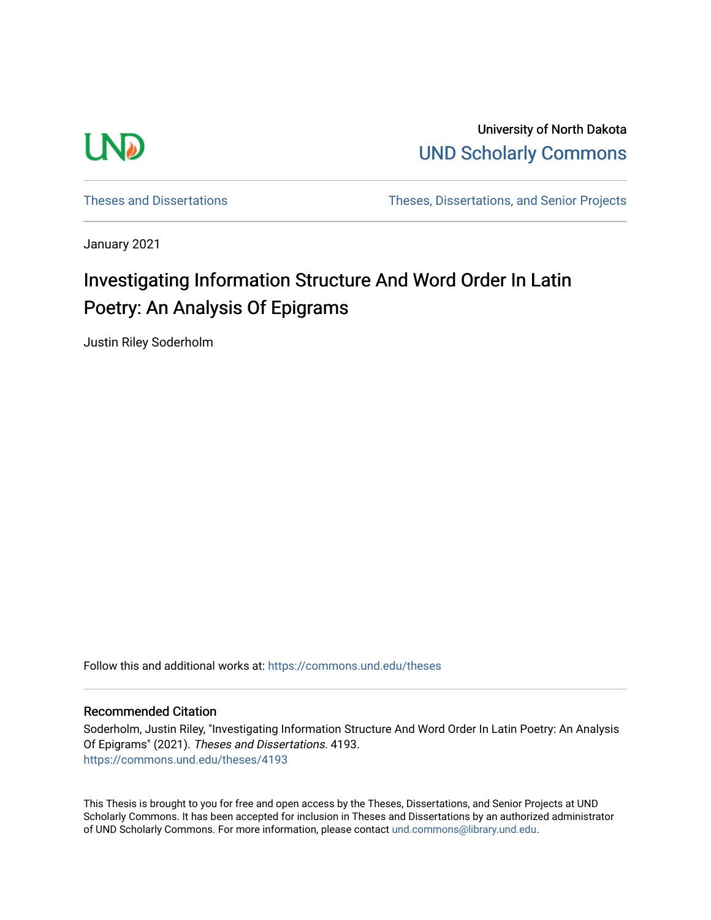University of North Dakota

UND Scholarly Commons

Theses and Dissertations

Theses, Dissertations, and Senior Projects

January 2021

# Investigating Information Structure And Word Order In Latin Poetry: An Analysis Of Epigrams

Justin Riley Soderholm

Follow this and additional works at: https://commons.und.edu/theses

## Recommended Citation

Soderholm, Justin Riley, "Investigating Information Structure And Word Order In Latin Poetry: An Analysis Of Epigrams" (2021). *Theses and Dissertations*. 4193.
https://commons.und.edu/theses/4193

This Thesis is brought to you for free and open access by the Theses, Dissertations, and Senior Projects at UND Scholarly Commons. It has been accepted for inclusion in Theses and Dissertations by an authorized administrator of UND Scholarly Commons. For more information, please contact und.commons@library.und.edu.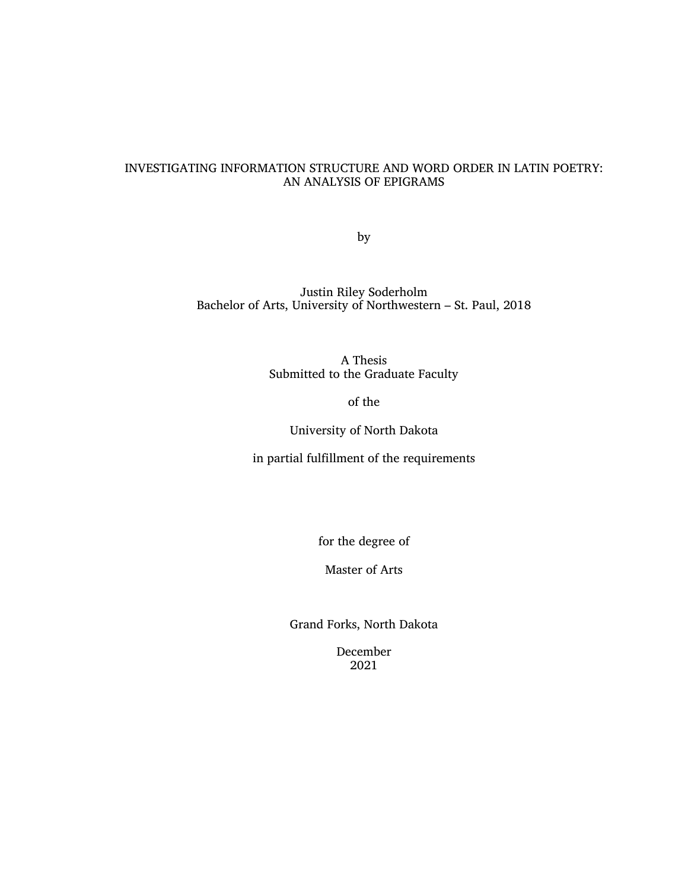# INVESTIGATING INFORMATION STRUCTURE AND WORD ORDER IN LATIN POETRY: AN ANALYSIS OF EPIGRAMS

by

Justin Riley Soderholm
Bachelor of Arts, University of Northwestern – St. Paul, 2018

A Thesis
Submitted to the Graduate Faculty

of the

University of North Dakota

in partial fulfillment of the requirements

for the degree of

Master of Arts

Grand Forks, North Dakota

December
2021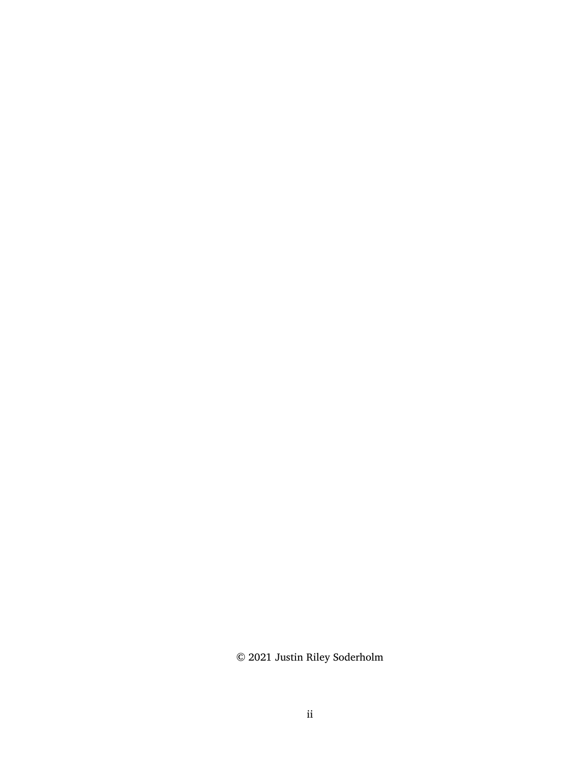© 2021 Justin Riley Soderholm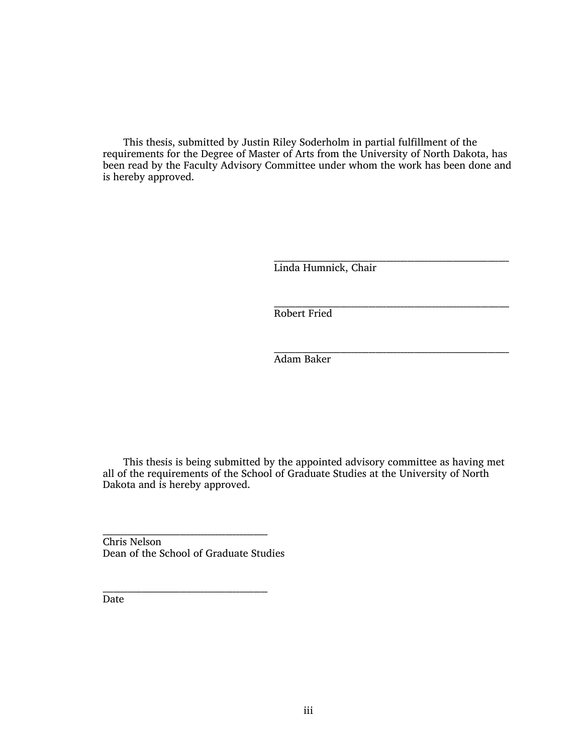This thesis, submitted by Justin Riley Soderholm in partial fulfillment of the requirements for the Degree of Master of Arts from the University of North Dakota, has been read by the Faculty Advisory Committee under whom the work has been done and is hereby approved.

\_\_\_\_\_\_\_\_\_\_\_\_\_\_\_\_\_\_\_\_\_\_\_\_\_\_\_\_\_\_\_\_\_\_\_\_\_\_\_\_\_\_\_\_\_
Linda Humnick, Chair

\_\_\_\_\_\_\_\_\_\_\_\_\_\_\_\_\_\_\_\_\_\_\_\_\_\_\_\_\_\_\_\_\_\_\_\_\_\_\_\_\_\_\_\_\_
Robert Fried

\_\_\_\_\_\_\_\_\_\_\_\_\_\_\_\_\_\_\_\_\_\_\_\_\_\_\_\_\_\_\_\_\_\_\_\_\_\_\_\_\_\_\_\_\_
Adam Baker

This thesis is being submitted by the appointed advisory committee as having met all of the requirements of the School of Graduate Studies at the University of North Dakota and is hereby approved.

\_\_\_\_\_\_\_\_\_\_\_\_\_\_\_\_\_\_\_\_\_\_\_\_\_\_\_\_\_\_\_\_
Chris Nelson
Dean of the School of Graduate Studies

\_\_\_\_\_\_\_\_\_\_\_\_\_\_\_\_\_\_\_\_\_\_\_\_\_\_\_\_\_\_\_\_
Date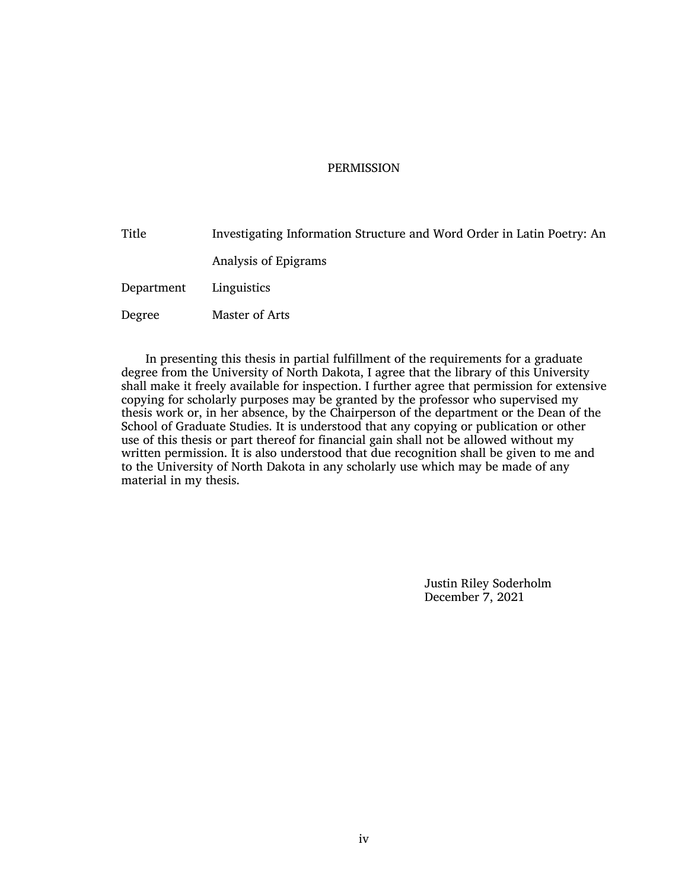# PERMISSION

| | |
|---|---|
| Title | Investigating Information Structure and Word Order in Latin Poetry: An Analysis of Epigrams |
| Department | Linguistics |
| Degree | Master of Arts |

In presenting this thesis in partial fulfillment of the requirements for a graduate degree from the University of North Dakota, I agree that the library of this University shall make it freely available for inspection. I further agree that permission for extensive copying for scholarly purposes may be granted by the professor who supervised my thesis work or, in her absence, by the Chairperson of the department or the Dean of the School of Graduate Studies. It is understood that any copying or publication or other use of this thesis or part thereof for financial gain shall not be allowed without my written permission. It is also understood that due recognition shall be given to me and to the University of North Dakota in any scholarly use which may be made of any material in my thesis.

Justin Riley Soderholm
December 7, 2021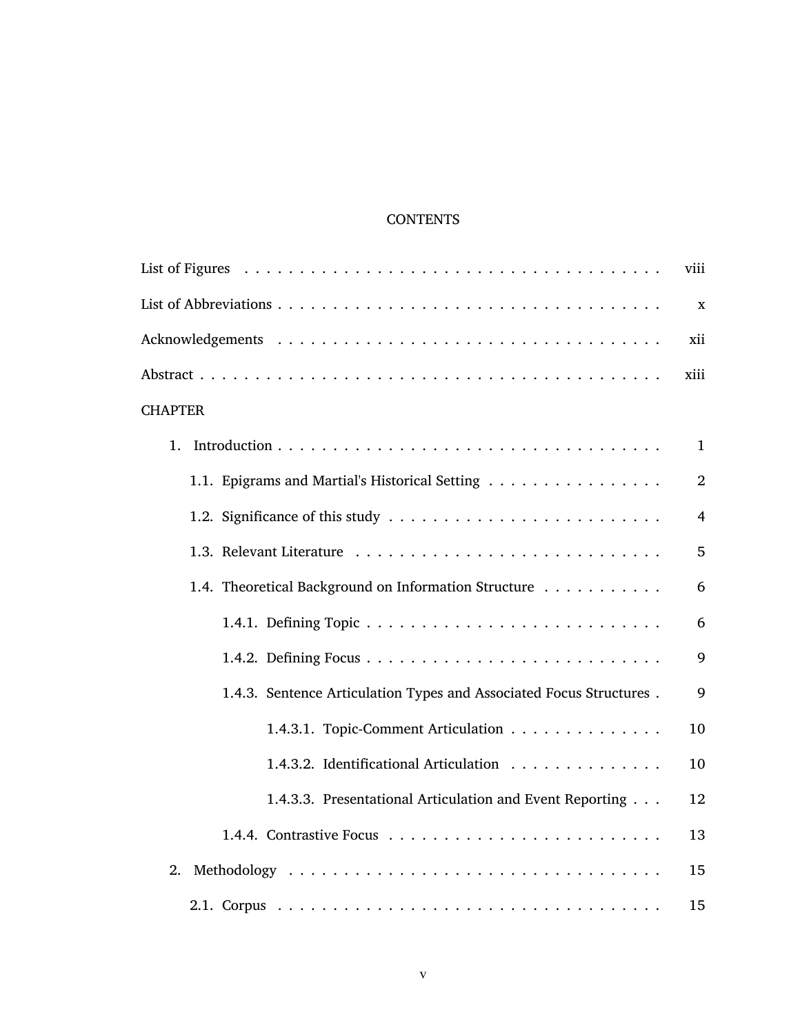# CONTENTS

List of Figures . . . . . . . . . . viii

List of Abbreviations . . . . . . . . . . x

Acknowledgements . . . . . . . . . . xii

Abstract . . . . . . . . . . xiii

CHAPTER

1. Introduction . . . . . . . . . . 1
   - 1.1. Epigrams and Martial's Historical Setting . . . . . . . . . . 2
   - 1.2. Significance of this study . . . . . . . . . . 4
   - 1.3. Relevant Literature . . . . . . . . . . 5
   - 1.4. Theoretical Background on Information Structure . . . . . . . . . . 6
     - 1.4.1. Defining Topic . . . . . . . . . . 6
     - 1.4.2. Defining Focus . . . . . . . . . . 9
     - 1.4.3. Sentence Articulation Types and Associated Focus Structures . . . . . . . . . . 9
       - 1.4.3.1. Topic-Comment Articulation . . . . . . . . . . 10
       - 1.4.3.2. Identificational Articulation . . . . . . . . . . 10
       - 1.4.3.3. Presentational Articulation and Event Reporting . . . . . . . . . . 12
     - 1.4.4. Contrastive Focus . . . . . . . . . . 13
2. Methodology . . . . . . . . . . 15
   - 2.1. Corpus . . . . . . . . . . 15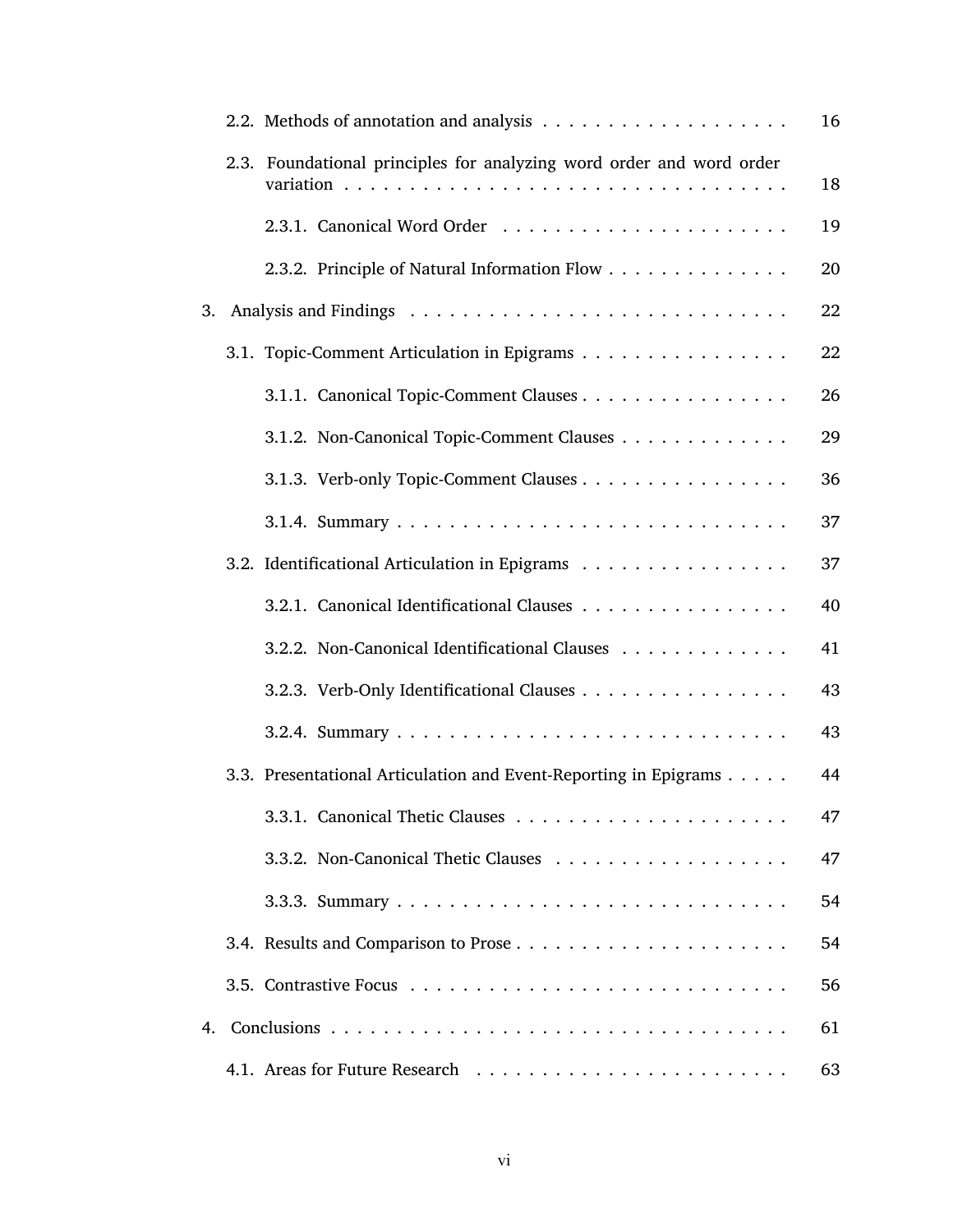2.2. Methods of annotation and analysis . . . . . . . . . . . . . . . . . . . 16

2.3. Foundational principles for analyzing word order and word order variation . . . . . . . . . . . . . . . . . . . . . . . . . . . . . . . . . 18

2.3.1. Canonical Word Order . . . . . . . . . . . . . . . . . . . . . . 19

2.3.2. Principle of Natural Information Flow . . . . . . . . . . . . . . 20

3. Analysis and Findings . . . . . . . . . . . . . . . . . . . . . . . . . . . . 22

3.1. Topic-Comment Articulation in Epigrams . . . . . . . . . . . . . . . . 22

3.1.1. Canonical Topic-Comment Clauses . . . . . . . . . . . . . . . . 26

3.1.2. Non-Canonical Topic-Comment Clauses . . . . . . . . . . . . . 29

3.1.3. Verb-only Topic-Comment Clauses . . . . . . . . . . . . . . . . 36

3.1.4. Summary . . . . . . . . . . . . . . . . . . . . . . . . . . . . . . 37

3.2. Identificational Articulation in Epigrams . . . . . . . . . . . . . . . . 37

3.2.1. Canonical Identificational Clauses . . . . . . . . . . . . . . . . 40

3.2.2. Non-Canonical Identificational Clauses . . . . . . . . . . . . . 41

3.2.3. Verb-Only Identificational Clauses . . . . . . . . . . . . . . . . 43

3.2.4. Summary . . . . . . . . . . . . . . . . . . . . . . . . . . . . . . 43

3.3. Presentational Articulation and Event-Reporting in Epigrams . . . . . 44

3.3.1. Canonical Thetic Clauses . . . . . . . . . . . . . . . . . . . . . 47

3.3.2. Non-Canonical Thetic Clauses . . . . . . . . . . . . . . . . . . 47

3.3.3. Summary . . . . . . . . . . . . . . . . . . . . . . . . . . . . . . 54

3.4. Results and Comparison to Prose . . . . . . . . . . . . . . . . . . . . . 54

3.5. Contrastive Focus . . . . . . . . . . . . . . . . . . . . . . . . . . . . . 56

4. Conclusions . . . . . . . . . . . . . . . . . . . . . . . . . . . . . . . . . . . 61

4.1. Areas for Future Research . . . . . . . . . . . . . . . . . . . . . . . . 63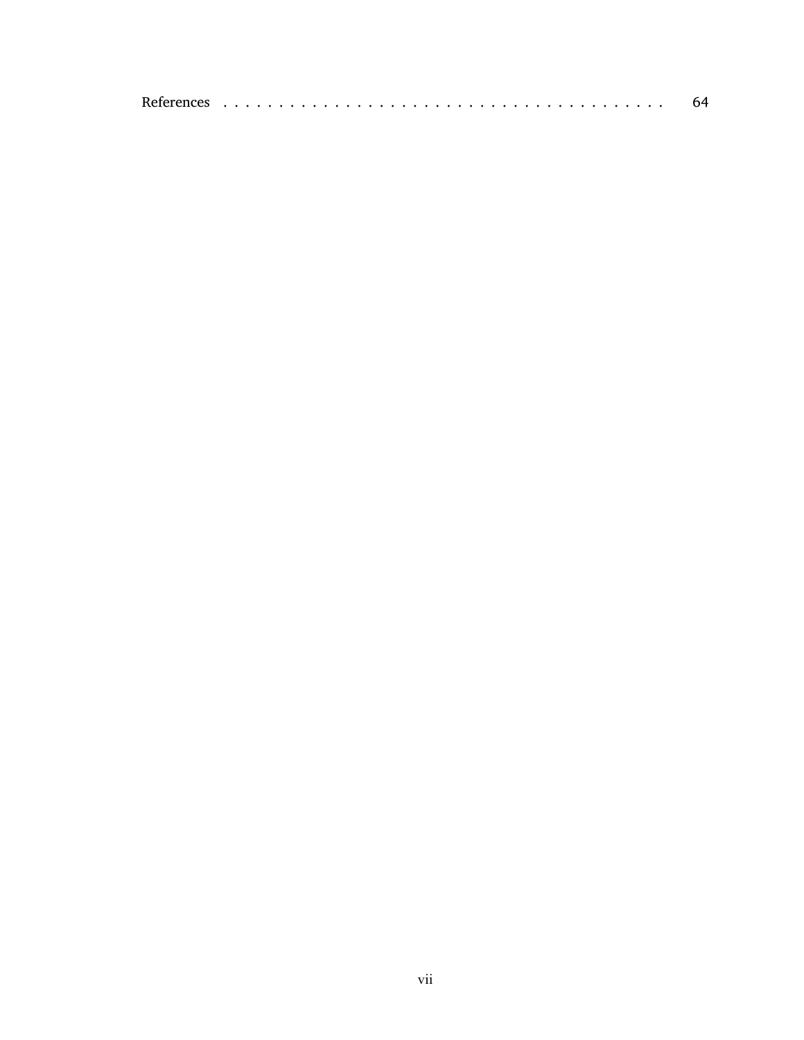References . . . . . . . . . . . . . . . . . . . . . . . . . . . . . . . . . . . . . . . 64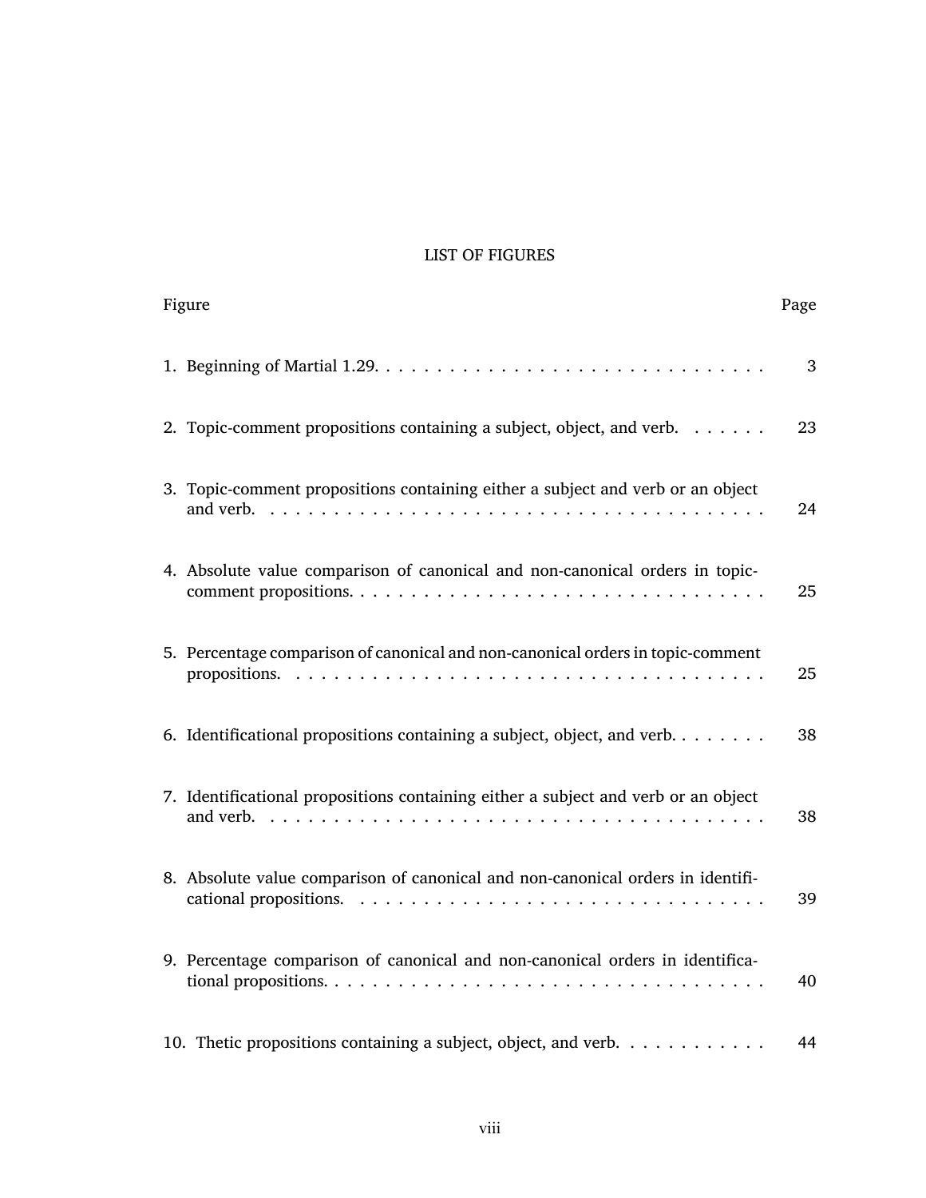# LIST OF FIGURES

| Figure | Page |
|---|---|
| 1. Beginning of Martial 1.29. | 3 |
| 2. Topic-comment propositions containing a subject, object, and verb. | 23 |
| 3. Topic-comment propositions containing either a subject and verb or an object and verb. | 24 |
| 4. Absolute value comparison of canonical and non-canonical orders in topic-comment propositions. | 25 |
| 5. Percentage comparison of canonical and non-canonical orders in topic-comment propositions. | 25 |
| 6. Identificational propositions containing a subject, object, and verb. | 38 |
| 7. Identificational propositions containing either a subject and verb or an object and verb. | 38 |
| 8. Absolute value comparison of canonical and non-canonical orders in identificational propositions. | 39 |
| 9. Percentage comparison of canonical and non-canonical orders in identificational propositions. | 40 |
| 10. Thetic propositions containing a subject, object, and verb. | 44 |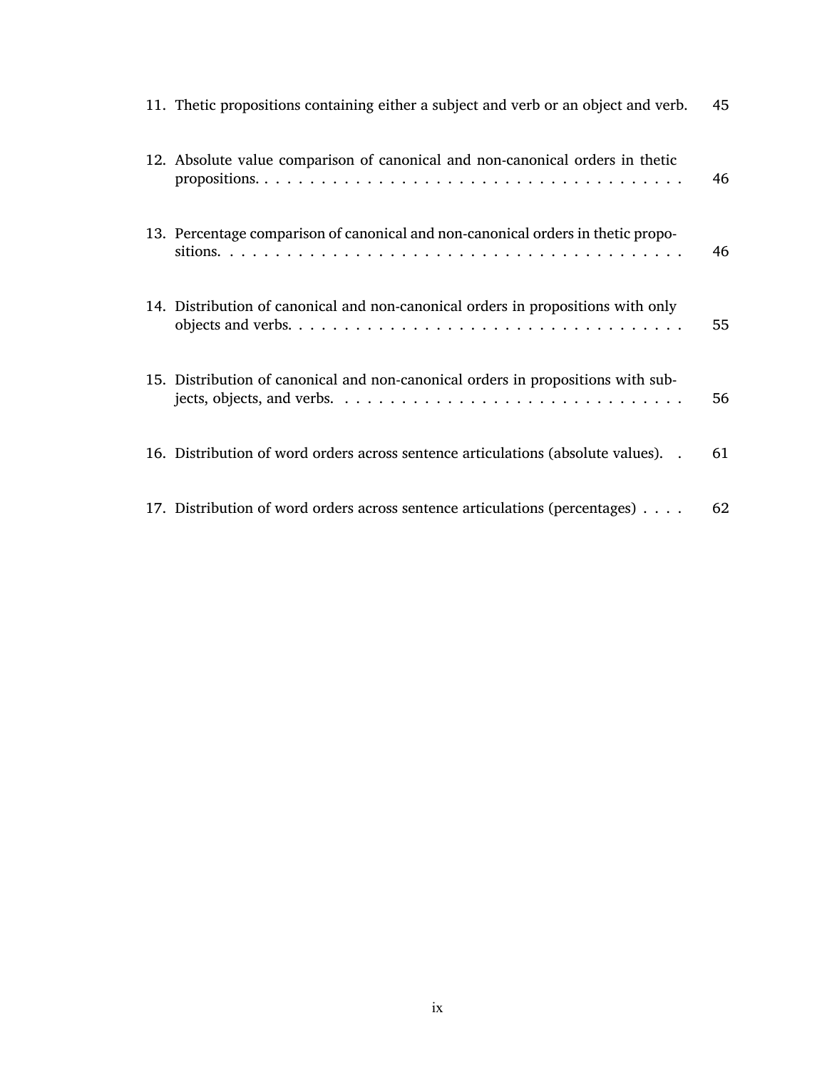11. Thetic propositions containing either a subject and verb or an object and verb. 45

12. Absolute value comparison of canonical and non-canonical orders in thetic propositions. . . . . . . . . . . . . . . . . . . . . . . . . . . . . . . . . . . . . 46

13. Percentage comparison of canonical and non-canonical orders in thetic propositions. . . . . . . . . . . . . . . . . . . . . . . . . . . . . . . . . . . . . . . . . 46

14. Distribution of canonical and non-canonical orders in propositions with only objects and verbs. . . . . . . . . . . . . . . . . . . . . . . . . . . . . . . . . . 55

15. Distribution of canonical and non-canonical orders in propositions with subjects, objects, and verbs. . . . . . . . . . . . . . . . . . . . . . . . . . . . . . 56

16. Distribution of word orders across sentence articulations (absolute values). . 61

17. Distribution of word orders across sentence articulations (percentages) . . . . 62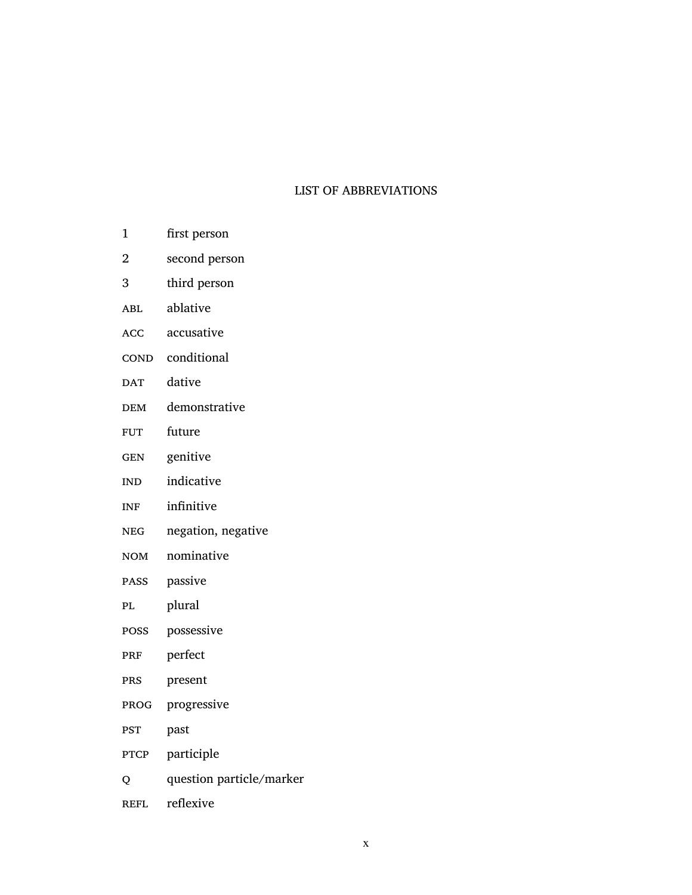# LIST OF ABBREVIATIONS

| | |
|---|---|
| 1 | first person |
| 2 | second person |
| 3 | third person |
| ABL | ablative |
| ACC | accusative |
| COND | conditional |
| DAT | dative |
| DEM | demonstrative |
| FUT | future |
| GEN | genitive |
| IND | indicative |
| INF | infinitive |
| NEG | negation, negative |
| NOM | nominative |
| PASS | passive |
| PL | plural |
| POSS | possessive |
| PRF | perfect |
| PRS | present |
| PROG | progressive |
| PST | past |
| PTCP | participle |
| Q | question particle/marker |
| REFL | reflexive |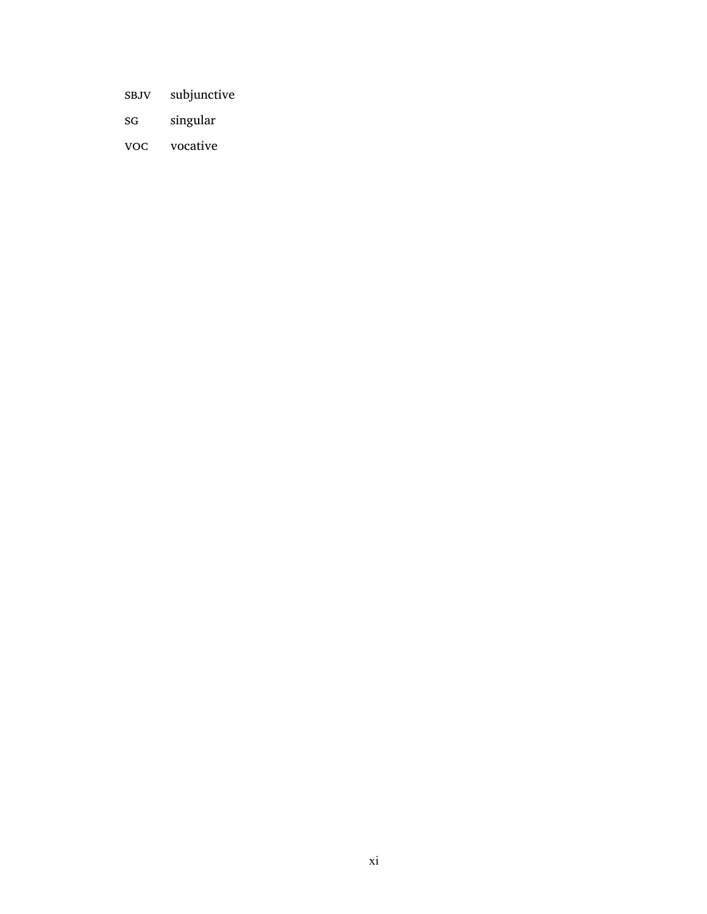| | |
|---|---|
| SBJV | subjunctive |
| SG | singular |
| VOC | vocative |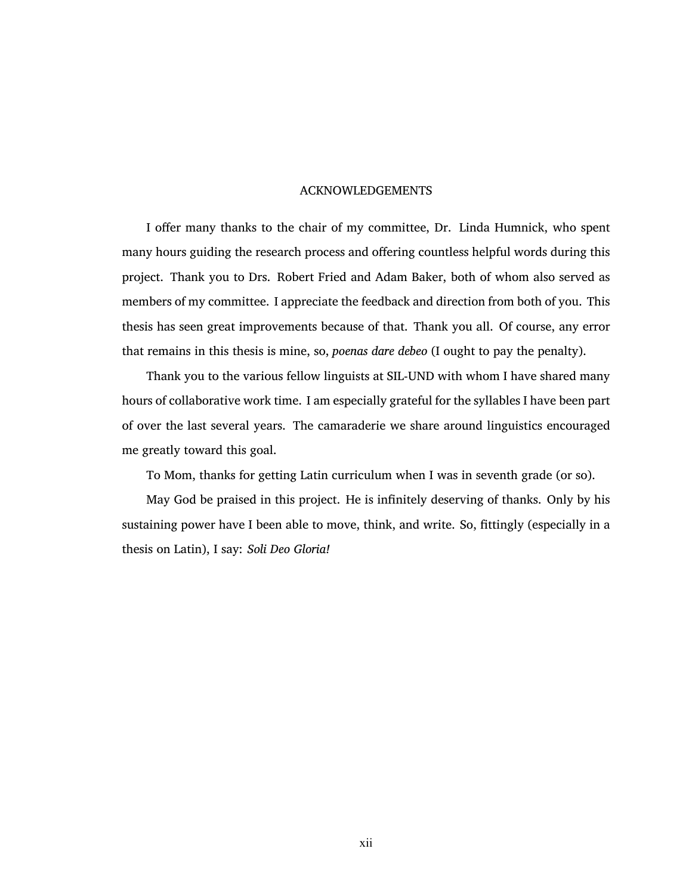# ACKNOWLEDGEMENTS

I offer many thanks to the chair of my committee, Dr. Linda Humnick, who spent many hours guiding the research process and offering countless helpful words during this project. Thank you to Drs. Robert Fried and Adam Baker, both of whom also served as members of my committee. I appreciate the feedback and direction from both of you. This thesis has seen great improvements because of that. Thank you all. Of course, any error that remains in this thesis is mine, so, *poenas dare debeo* (I ought to pay the penalty).

Thank you to the various fellow linguists at SIL-UND with whom I have shared many hours of collaborative work time. I am especially grateful for the syllables I have been part of over the last several years. The camaraderie we share around linguistics encouraged me greatly toward this goal.

To Mom, thanks for getting Latin curriculum when I was in seventh grade (or so).

May God be praised in this project. He is infinitely deserving of thanks. Only by his sustaining power have I been able to move, think, and write. So, fittingly (especially in a thesis on Latin), I say: *Soli Deo Gloria!*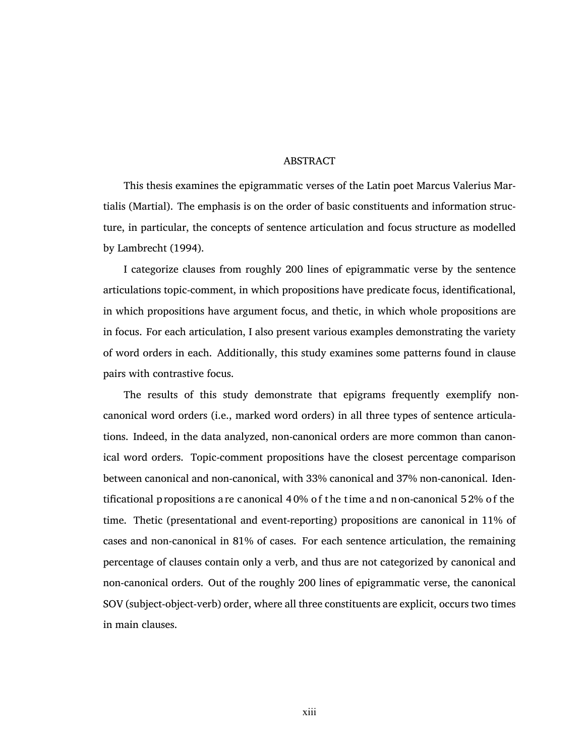# ABSTRACT

This thesis examines the epigrammatic verses of the Latin poet Marcus Valerius Martialis (Martial). The emphasis is on the order of basic constituents and information structure, in particular, the concepts of sentence articulation and focus structure as modelled by Lambrecht (1994).

I categorize clauses from roughly 200 lines of epigrammatic verse by the sentence articulations topic-comment, in which propositions have predicate focus, identificational, in which propositions have argument focus, and thetic, in which whole propositions are in focus. For each articulation, I also present various examples demonstrating the variety of word orders in each. Additionally, this study examines some patterns found in clause pairs with contrastive focus.

The results of this study demonstrate that epigrams frequently exemplify non-canonical word orders (i.e., marked word orders) in all three types of sentence articulations. Indeed, in the data analyzed, non-canonical orders are more common than canonical word orders. Topic-comment propositions have the closest percentage comparison between canonical and non-canonical, with 33% canonical and 37% non-canonical. Identificational propositions are canonical 40% of the time and non-canonical 52% of the time. Thetic (presentational and event-reporting) propositions are canonical in 11% of cases and non-canonical in 81% of cases. For each sentence articulation, the remaining percentage of clauses contain only a verb, and thus are not categorized by canonical and non-canonical orders. Out of the roughly 200 lines of epigrammatic verse, the canonical SOV (subject-object-verb) order, where all three constituents are explicit, occurs two times in main clauses.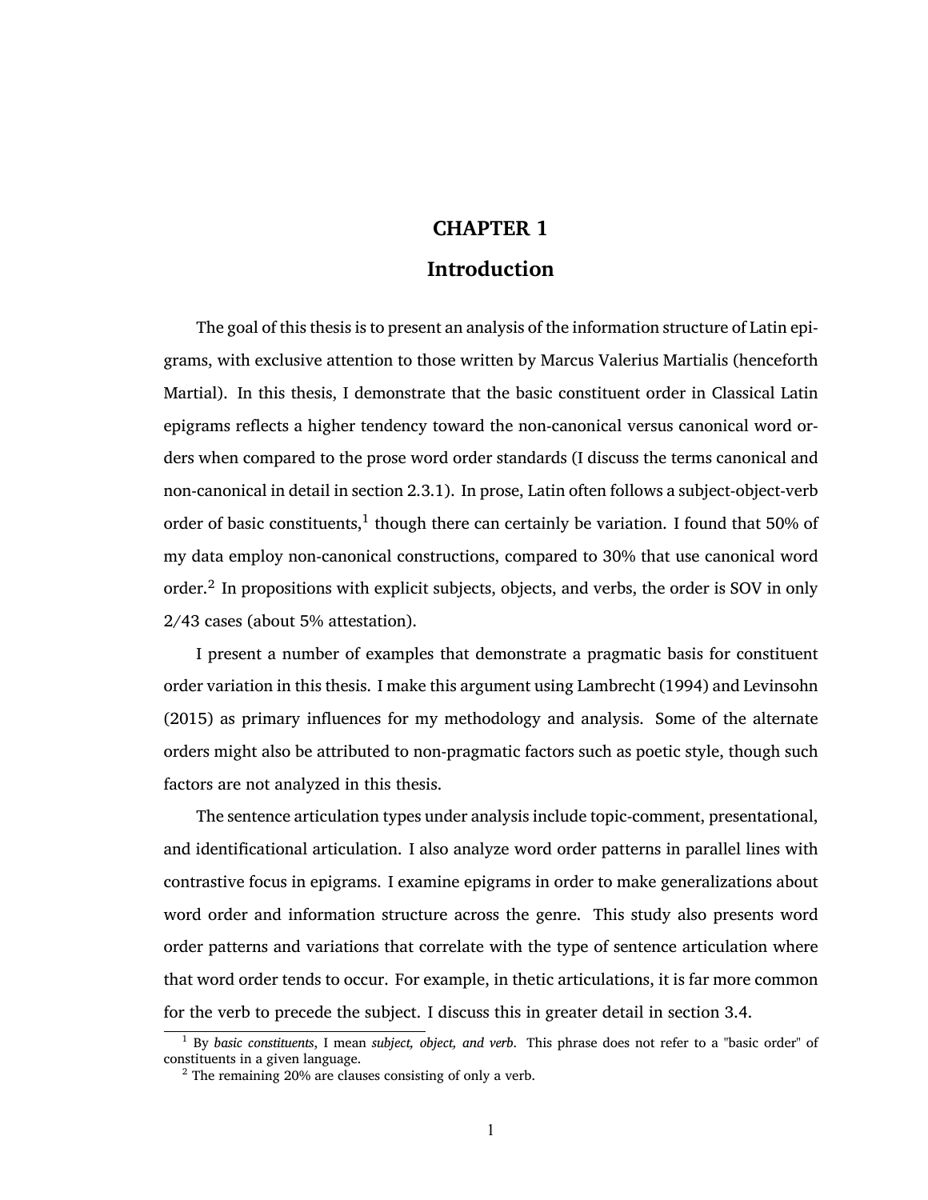# CHAPTER 1

# Introduction

The goal of this thesis is to present an analysis of the information structure of Latin epigrams, with exclusive attention to those written by Marcus Valerius Martialis (henceforth Martial). In this thesis, I demonstrate that the basic constituent order in Classical Latin epigrams reflects a higher tendency toward the non-canonical versus canonical word orders when compared to the prose word order standards (I discuss the terms canonical and non-canonical in detail in section 2.3.1). In prose, Latin often follows a subject-object-verb order of basic constituents,[1] though there can certainly be variation. I found that 50% of my data employ non-canonical constructions, compared to 30% that use canonical word order.[2] In propositions with explicit subjects, objects, and verbs, the order is SOV in only 2/43 cases (about 5% attestation).

I present a number of examples that demonstrate a pragmatic basis for constituent order variation in this thesis. I make this argument using Lambrecht (1994) and Levinsohn (2015) as primary influences for my methodology and analysis. Some of the alternate orders might also be attributed to non-pragmatic factors such as poetic style, though such factors are not analyzed in this thesis.

The sentence articulation types under analysis include topic-comment, presentational, and identificational articulation. I also analyze word order patterns in parallel lines with contrastive focus in epigrams. I examine epigrams in order to make generalizations about word order and information structure across the genre. This study also presents word order patterns and variations that correlate with the type of sentence articulation where that word order tends to occur. For example, in thetic articulations, it is far more common for the verb to precede the subject. I discuss this in greater detail in section 3.4.

[1] By *basic constituents*, I mean *subject, object, and verb*. This phrase does not refer to a "basic order" of constituents in a given language.

[2] The remaining 20% are clauses consisting of only a verb.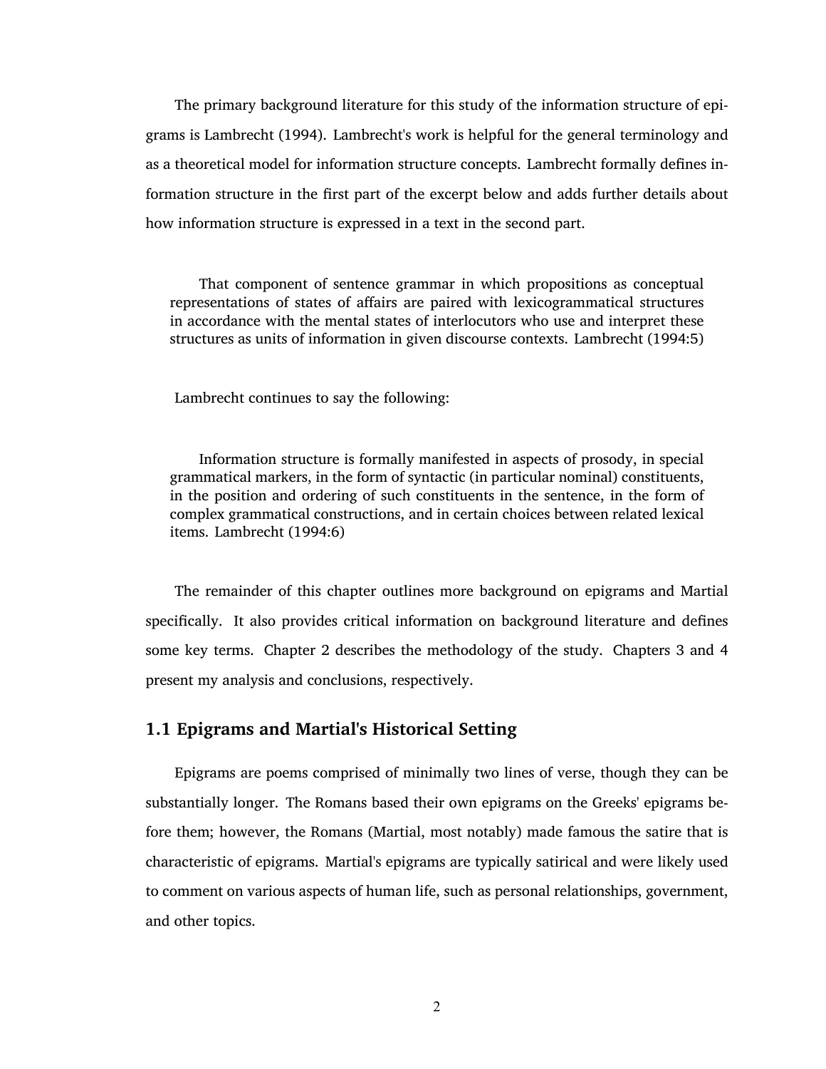The primary background literature for this study of the information structure of epigrams is Lambrecht (1994). Lambrecht's work is helpful for the general terminology and as a theoretical model for information structure concepts. Lambrecht formally defines information structure in the first part of the excerpt below and adds further details about how information structure is expressed in a text in the second part.

> That component of sentence grammar in which propositions as conceptual representations of states of affairs are paired with lexicogrammatical structures in accordance with the mental states of interlocutors who use and interpret these structures as units of information in given discourse contexts. Lambrecht (1994:5)

Lambrecht continues to say the following:

> Information structure is formally manifested in aspects of prosody, in special grammatical markers, in the form of syntactic (in particular nominal) constituents, in the position and ordering of such constituents in the sentence, in the form of complex grammatical constructions, and in certain choices between related lexical items. Lambrecht (1994:6)

The remainder of this chapter outlines more background on epigrams and Martial specifically. It also provides critical information on background literature and defines some key terms. Chapter 2 describes the methodology of the study. Chapters 3 and 4 present my analysis and conclusions, respectively.

## 1.1 Epigrams and Martial's Historical Setting

Epigrams are poems comprised of minimally two lines of verse, though they can be substantially longer. The Romans based their own epigrams on the Greeks' epigrams before them; however, the Romans (Martial, most notably) made famous the satire that is characteristic of epigrams. Martial's epigrams are typically satirical and were likely used to comment on various aspects of human life, such as personal relationships, government, and other topics.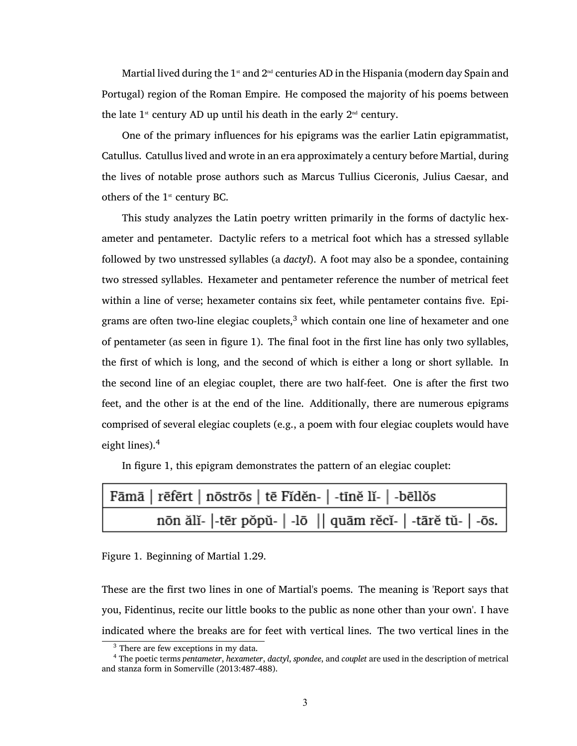Martial lived during the 1st and 2nd centuries AD in the Hispania (modern day Spain and Portugal) region of the Roman Empire. He composed the majority of his poems between the late 1st century AD up until his death in the early 2nd century.

One of the primary influences for his epigrams was the earlier Latin epigrammatist, Catullus. Catullus lived and wrote in an era approximately a century before Martial, during the lives of notable prose authors such as Marcus Tullius Ciceronis, Julius Caesar, and others of the 1st century BC.

This study analyzes the Latin poetry written primarily in the forms of dactylic hexameter and pentameter. Dactylic refers to a metrical foot which has a stressed syllable followed by two unstressed syllables (a *dactyl*). A foot may also be a spondee, containing two stressed syllables. Hexameter and pentameter reference the number of metrical feet within a line of verse; hexameter contains six feet, while pentameter contains five. Epigrams are often two-line elegiac couplets,[3] which contain one line of hexameter and one of pentameter (as seen in figure 1). The final foot in the first line has only two syllables, the first of which is long, and the second of which is either a long or short syllable. In the second line of an elegiac couplet, there are two half-feet. One is after the first two feet, and the other is at the end of the line. Additionally, there are numerous epigrams comprised of several elegiac couplets (e.g., a poem with four elegiac couplets would have eight lines).[4]

In figure 1, this epigram demonstrates the pattern of an elegiac couplet:

| Fāmā \| rēfērt \| nōstrōs \| tē Fĭdĕn- \| -tīnĕ lĭ- \| -bēllŏs |
|---|
| nōn ălĭ- \|-tēr pŏpŭ- \| -lō \|\| quām rĕcĭ- \| -tārĕ tŭ- \| -ōs. |

Figure 1. Beginning of Martial 1.29.

These are the first two lines in one of Martial's poems. The meaning is 'Report says that you, Fidentinus, recite our little books to the public as none other than your own'. I have indicated where the breaks are for feet with vertical lines. The two vertical lines in the

[3] There are few exceptions in my data.

[4] The poetic terms *pentameter*, *hexameter*, *dactyl*, *spondee*, and *couplet* are used in the description of metrical and stanza form in Somerville (2013:487-488).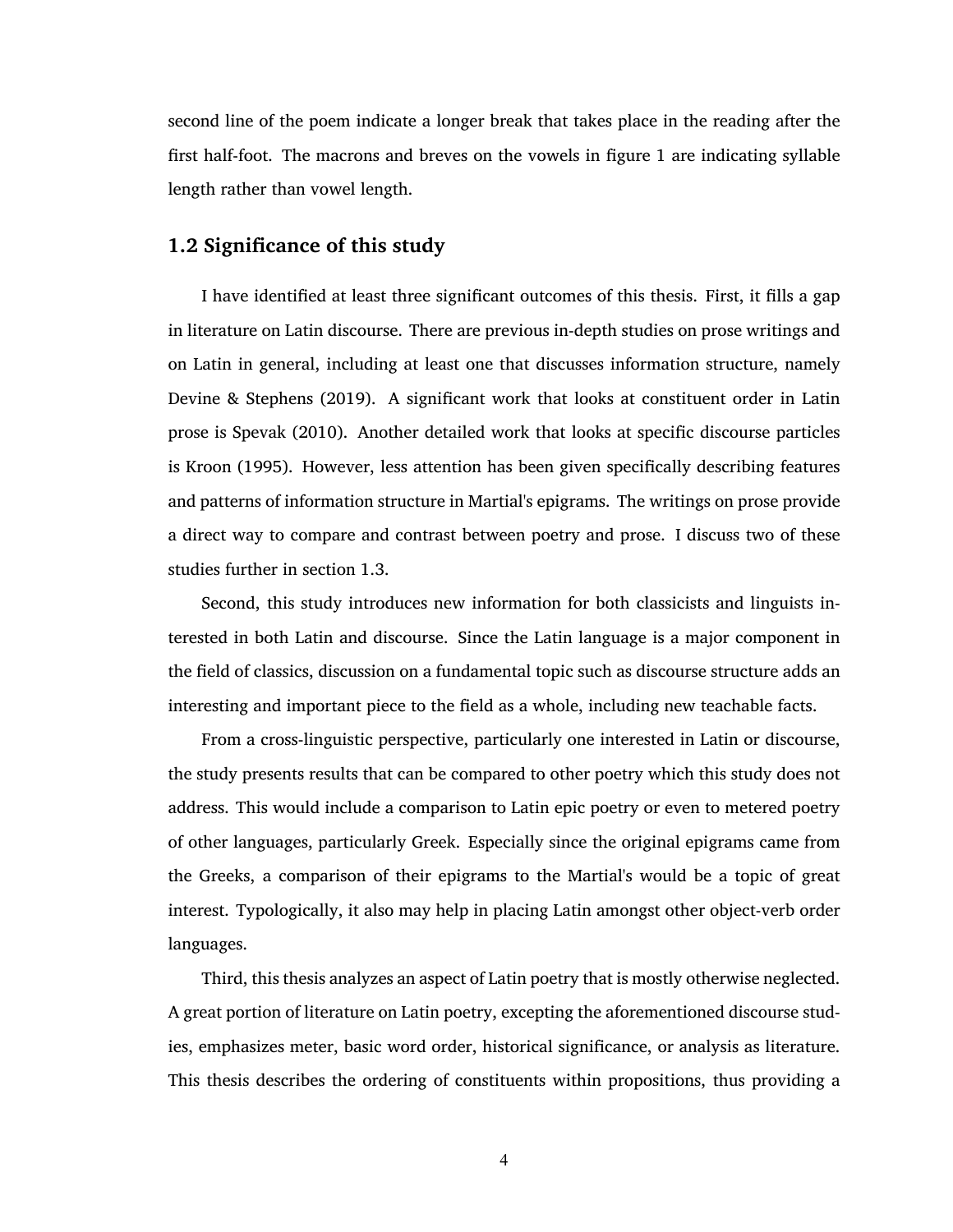second line of the poem indicate a longer break that takes place in the reading after the first half-foot. The macrons and breves on the vowels in figure 1 are indicating syllable length rather than vowel length.

## 1.2 Significance of this study

I have identified at least three significant outcomes of this thesis. First, it fills a gap in literature on Latin discourse. There are previous in-depth studies on prose writings and on Latin in general, including at least one that discusses information structure, namely Devine & Stephens (2019). A significant work that looks at constituent order in Latin prose is Spevak (2010). Another detailed work that looks at specific discourse particles is Kroon (1995). However, less attention has been given specifically describing features and patterns of information structure in Martial's epigrams. The writings on prose provide a direct way to compare and contrast between poetry and prose. I discuss two of these studies further in section 1.3.

Second, this study introduces new information for both classicists and linguists interested in both Latin and discourse. Since the Latin language is a major component in the field of classics, discussion on a fundamental topic such as discourse structure adds an interesting and important piece to the field as a whole, including new teachable facts.

From a cross-linguistic perspective, particularly one interested in Latin or discourse, the study presents results that can be compared to other poetry which this study does not address. This would include a comparison to Latin epic poetry or even to metered poetry of other languages, particularly Greek. Especially since the original epigrams came from the Greeks, a comparison of their epigrams to the Martial's would be a topic of great interest. Typologically, it also may help in placing Latin amongst other object-verb order languages.

Third, this thesis analyzes an aspect of Latin poetry that is mostly otherwise neglected. A great portion of literature on Latin poetry, excepting the aforementioned discourse studies, emphasizes meter, basic word order, historical significance, or analysis as literature. This thesis describes the ordering of constituents within propositions, thus providing a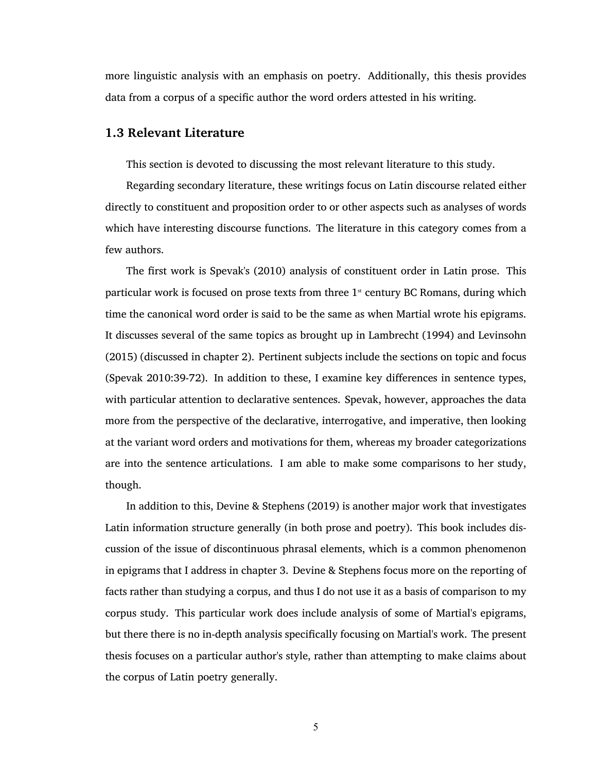more linguistic analysis with an emphasis on poetry. Additionally, this thesis provides data from a corpus of a specific author the word orders attested in his writing.

## 1.3 Relevant Literature

This section is devoted to discussing the most relevant literature to this study.

Regarding secondary literature, these writings focus on Latin discourse related either directly to constituent and proposition order to or other aspects such as analyses of words which have interesting discourse functions. The literature in this category comes from a few authors.

The first work is Spevak's (2010) analysis of constituent order in Latin prose. This particular work is focused on prose texts from three 1st century BC Romans, during which time the canonical word order is said to be the same as when Martial wrote his epigrams. It discusses several of the same topics as brought up in Lambrecht (1994) and Levinsohn (2015) (discussed in chapter 2). Pertinent subjects include the sections on topic and focus (Spevak 2010:39-72). In addition to these, I examine key differences in sentence types, with particular attention to declarative sentences. Spevak, however, approaches the data more from the perspective of the declarative, interrogative, and imperative, then looking at the variant word orders and motivations for them, whereas my broader categorizations are into the sentence articulations. I am able to make some comparisons to her study, though.

In addition to this, Devine & Stephens (2019) is another major work that investigates Latin information structure generally (in both prose and poetry). This book includes discussion of the issue of discontinuous phrasal elements, which is a common phenomenon in epigrams that I address in chapter 3. Devine & Stephens focus more on the reporting of facts rather than studying a corpus, and thus I do not use it as a basis of comparison to my corpus study. This particular work does include analysis of some of Martial's epigrams, but there there is no in-depth analysis specifically focusing on Martial's work. The present thesis focuses on a particular author's style, rather than attempting to make claims about the corpus of Latin poetry generally.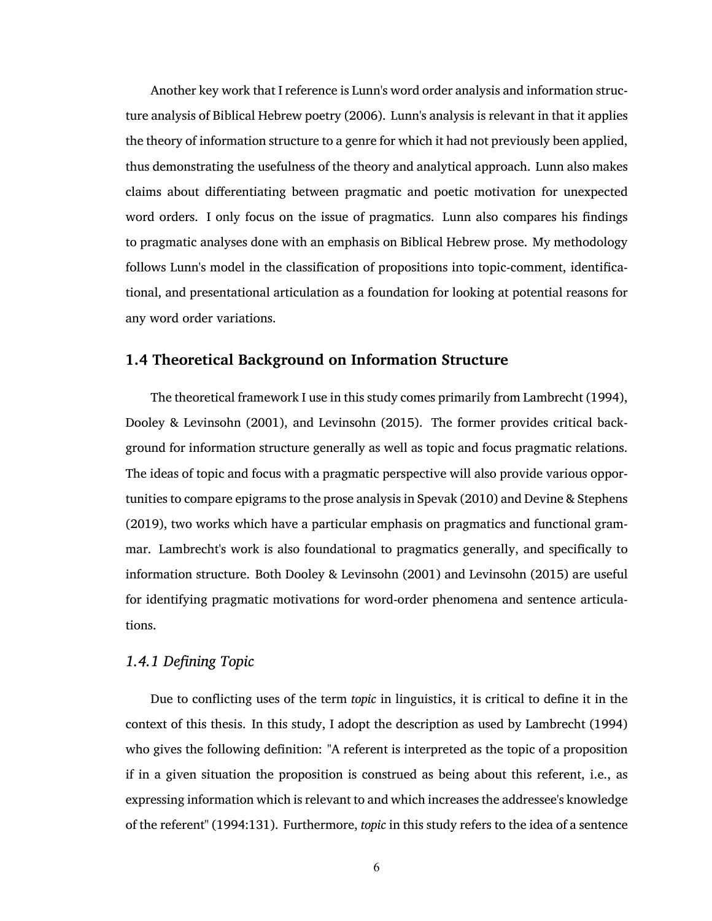Another key work that I reference is Lunn's word order analysis and information structure analysis of Biblical Hebrew poetry (2006). Lunn's analysis is relevant in that it applies the theory of information structure to a genre for which it had not previously been applied, thus demonstrating the usefulness of the theory and analytical approach. Lunn also makes claims about differentiating between pragmatic and poetic motivation for unexpected word orders. I only focus on the issue of pragmatics. Lunn also compares his findings to pragmatic analyses done with an emphasis on Biblical Hebrew prose. My methodology follows Lunn's model in the classification of propositions into topic-comment, identificational, and presentational articulation as a foundation for looking at potential reasons for any word order variations.

## 1.4 Theoretical Background on Information Structure

The theoretical framework I use in this study comes primarily from Lambrecht (1994), Dooley & Levinsohn (2001), and Levinsohn (2015). The former provides critical background for information structure generally as well as topic and focus pragmatic relations. The ideas of topic and focus with a pragmatic perspective will also provide various opportunities to compare epigrams to the prose analysis in Spevak (2010) and Devine & Stephens (2019), two works which have a particular emphasis on pragmatics and functional grammar. Lambrecht's work is also foundational to pragmatics generally, and specifically to information structure. Both Dooley & Levinsohn (2001) and Levinsohn (2015) are useful for identifying pragmatic motivations for word-order phenomena and sentence articulations.

### *1.4.1 Defining Topic*

Due to conflicting uses of the term *topic* in linguistics, it is critical to define it in the context of this thesis. In this study, I adopt the description as used by Lambrecht (1994) who gives the following definition: "A referent is interpreted as the topic of a proposition if in a given situation the proposition is construed as being about this referent, i.e., as expressing information which is relevant to and which increases the addressee's knowledge of the referent" (1994:131). Furthermore, *topic* in this study refers to the idea of a sentence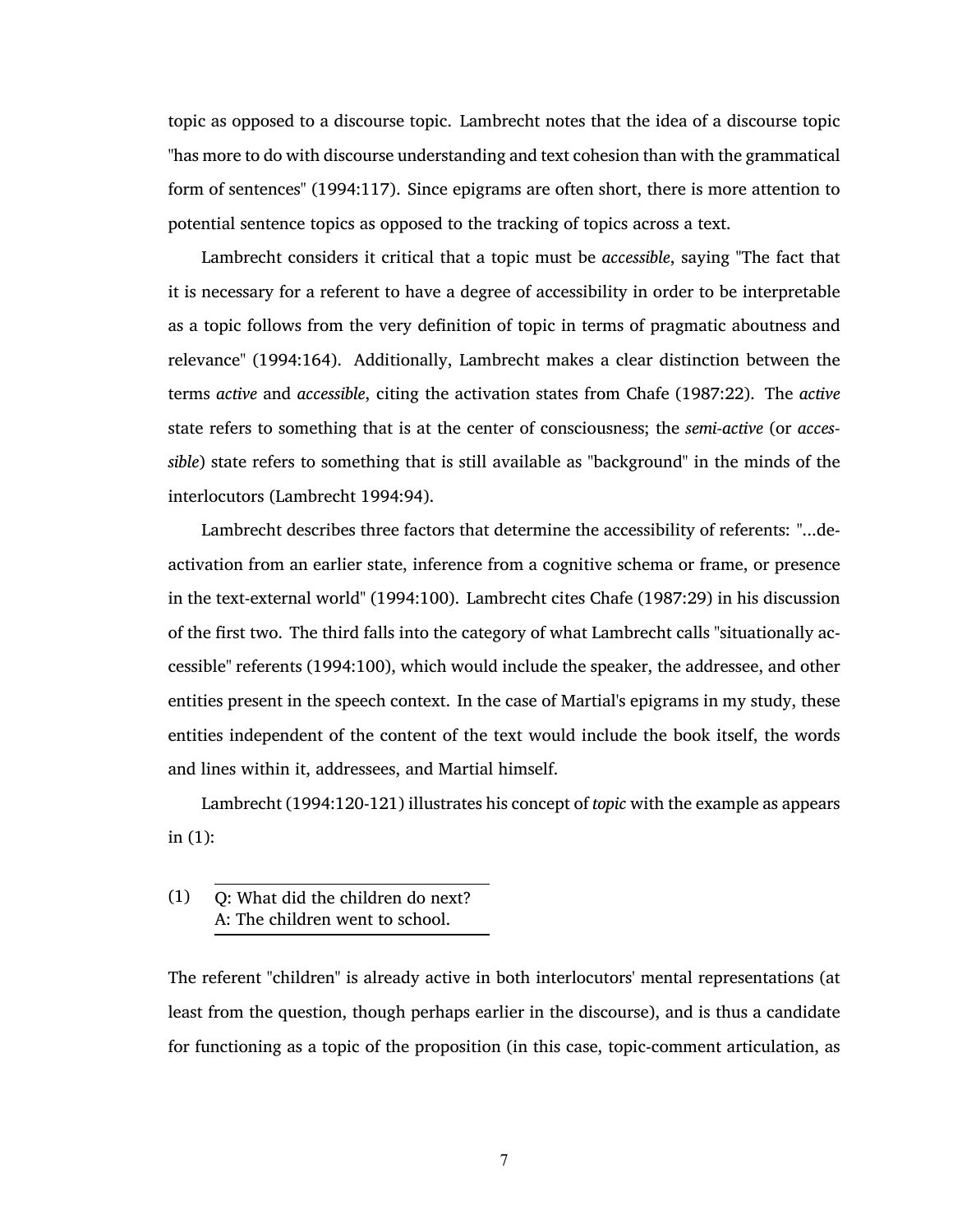topic as opposed to a discourse topic. Lambrecht notes that the idea of a discourse topic "has more to do with discourse understanding and text cohesion than with the grammatical form of sentences" (1994:117). Since epigrams are often short, there is more attention to potential sentence topics as opposed to the tracking of topics across a text.

Lambrecht considers it critical that a topic must be *accessible*, saying "The fact that it is necessary for a referent to have a degree of accessibility in order to be interpretable as a topic follows from the very definition of topic in terms of pragmatic aboutness and relevance" (1994:164). Additionally, Lambrecht makes a clear distinction between the terms *active* and *accessible*, citing the activation states from Chafe (1987:22). The *active* state refers to something that is at the center of consciousness; the *semi-active* (or *accessible*) state refers to something that is still available as "background" in the minds of the interlocutors (Lambrecht 1994:94).

Lambrecht describes three factors that determine the accessibility of referents: "...deactivation from an earlier state, inference from a cognitive schema or frame, or presence in the text-external world" (1994:100). Lambrecht cites Chafe (1987:29) in his discussion of the first two. The third falls into the category of what Lambrecht calls "situationally accessible" referents (1994:100), which would include the speaker, the addressee, and other entities present in the speech context. In the case of Martial's epigrams in my study, these entities independent of the content of the text would include the book itself, the words and lines within it, addressees, and Martial himself.

Lambrecht (1994:120-121) illustrates his concept of *topic* with the example as appears in (1):

(1) Q: What did the children do next?
A: The children went to school.

The referent "children" is already active in both interlocutors' mental representations (at least from the question, though perhaps earlier in the discourse), and is thus a candidate for functioning as a topic of the proposition (in this case, topic-comment articulation, as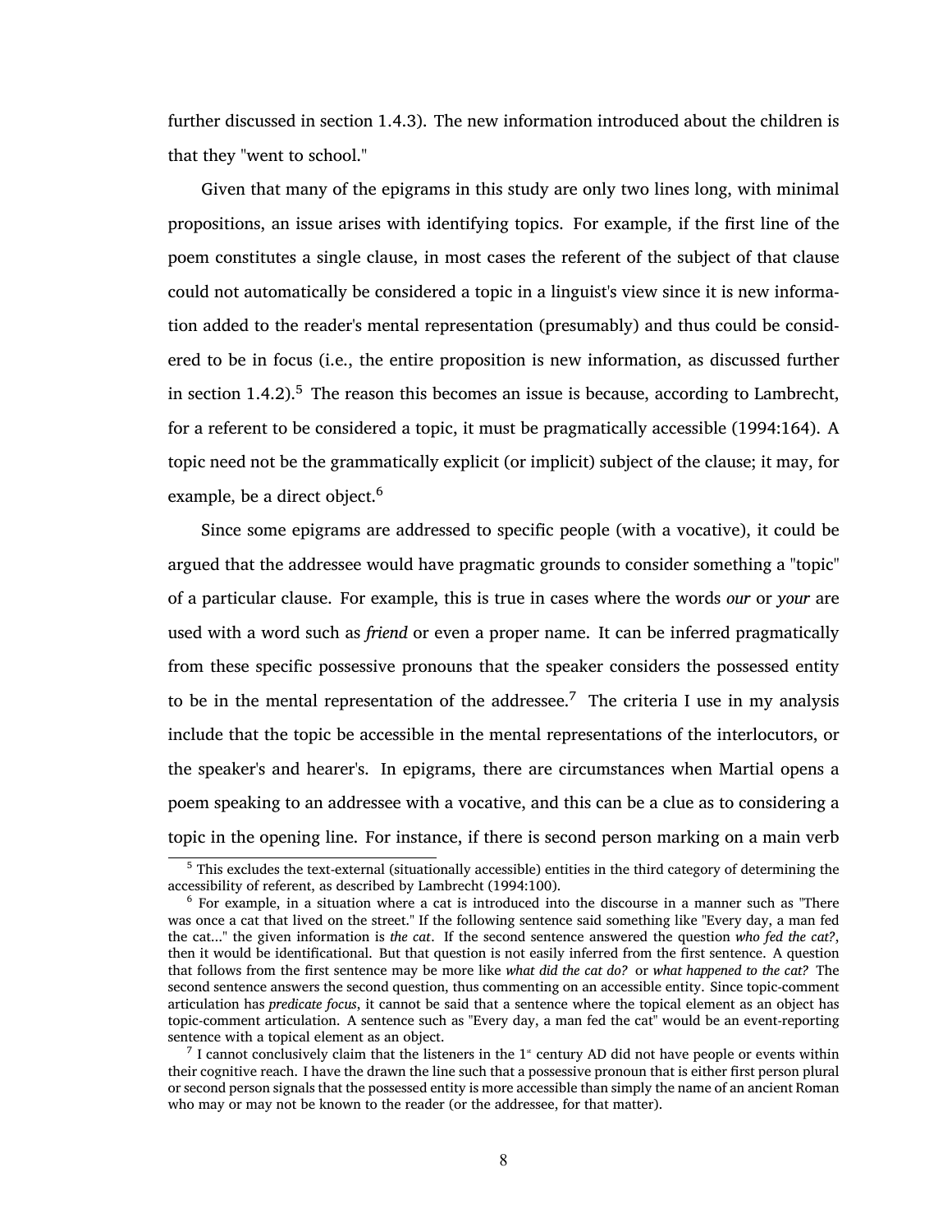further discussed in section 1.4.3). The new information introduced about the children is that they "went to school."

Given that many of the epigrams in this study are only two lines long, with minimal propositions, an issue arises with identifying topics. For example, if the first line of the poem constitutes a single clause, in most cases the referent of the subject of that clause could not automatically be considered a topic in a linguist's view since it is new information added to the reader's mental representation (presumably) and thus could be considered to be in focus (i.e., the entire proposition is new information, as discussed further in section 1.4.2).[5] The reason this becomes an issue is because, according to Lambrecht, for a referent to be considered a topic, it must be pragmatically accessible (1994:164). A topic need not be the grammatically explicit (or implicit) subject of the clause; it may, for example, be a direct object.[6]

Since some epigrams are addressed to specific people (with a vocative), it could be argued that the addressee would have pragmatic grounds to consider something a "topic" of a particular clause. For example, this is true in cases where the words *our* or *your* are used with a word such as *friend* or even a proper name. It can be inferred pragmatically from these specific possessive pronouns that the speaker considers the possessed entity to be in the mental representation of the addressee.[7] The criteria I use in my analysis include that the topic be accessible in the mental representations of the interlocutors, or the speaker's and hearer's. In epigrams, there are circumstances when Martial opens a poem speaking to an addressee with a vocative, and this can be a clue as to considering a topic in the opening line. For instance, if there is second person marking on a main verb

---

[5] This excludes the text-external (situationally accessible) entities in the third category of determining the accessibility of referent, as described by Lambrecht (1994:100).

[6] For example, in a situation where a cat is introduced into the discourse in a manner such as "There was once a cat that lived on the street." If the following sentence said something like "Every day, a man fed the cat..." the given information is *the cat*. If the second sentence answered the question *who fed the cat?*, then it would be identificational. But that question is not easily inferred from the first sentence. A question that follows from the first sentence may be more like *what did the cat do?* or *what happened to the cat?* The second sentence answers the second question, thus commenting on an accessible entity. Since topic-comment articulation has *predicate focus*, it cannot be said that a sentence where the topical element as an object has topic-comment articulation. A sentence such as "Every day, a man fed the cat" would be an event-reporting sentence with a topical element as an object.

[7] I cannot conclusively claim that the listeners in the 1st century AD did not have people or events within their cognitive reach. I have the drawn the line such that a possessive pronoun that is either first person plural or second person signals that the possessed entity is more accessible than simply the name of an ancient Roman who may or may not be known to the reader (or the addressee, for that matter).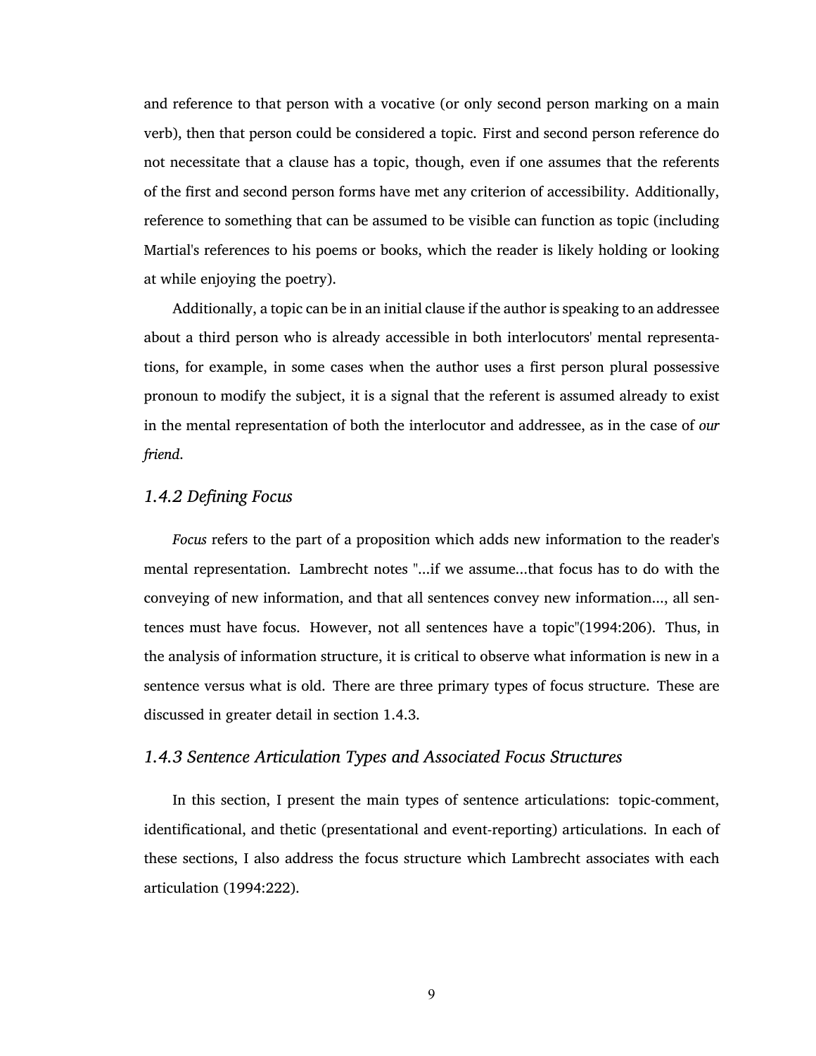and reference to that person with a vocative (or only second person marking on a main verb), then that person could be considered a topic. First and second person reference do not necessitate that a clause has a topic, though, even if one assumes that the referents of the first and second person forms have met any criterion of accessibility. Additionally, reference to something that can be assumed to be visible can function as topic (including Martial's references to his poems or books, which the reader is likely holding or looking at while enjoying the poetry).

Additionally, a topic can be in an initial clause if the author is speaking to an addressee about a third person who is already accessible in both interlocutors' mental representations, for example, in some cases when the author uses a first person plural possessive pronoun to modify the subject, it is a signal that the referent is assumed already to exist in the mental representation of both the interlocutor and addressee, as in the case of *our friend*.

### *1.4.2 Defining Focus*

*Focus* refers to the part of a proposition which adds new information to the reader's mental representation. Lambrecht notes "...if we assume...that focus has to do with the conveying of new information, and that all sentences convey new information..., all sentences must have focus. However, not all sentences have a topic"(1994:206). Thus, in the analysis of information structure, it is critical to observe what information is new in a sentence versus what is old. There are three primary types of focus structure. These are discussed in greater detail in section 1.4.3.

### *1.4.3 Sentence Articulation Types and Associated Focus Structures*

In this section, I present the main types of sentence articulations: topic-comment, identificational, and thetic (presentational and event-reporting) articulations. In each of these sections, I also address the focus structure which Lambrecht associates with each articulation (1994:222).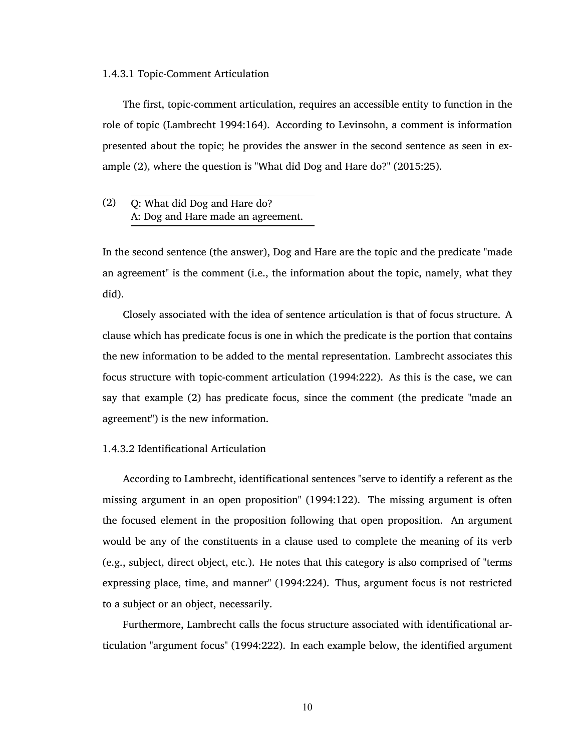#### 1.4.3.1 Topic-Comment Articulation

The first, topic-comment articulation, requires an accessible entity to function in the role of topic (Lambrecht 1994:164). According to Levinsohn, a comment is information presented about the topic; he provides the answer in the second sentence as seen in example (2), where the question is "What did Dog and Hare do?" (2015:25).

(2)
Q: What did Dog and Hare do?
A: Dog and Hare made an agreement.

In the second sentence (the answer), Dog and Hare are the topic and the predicate "made an agreement" is the comment (i.e., the information about the topic, namely, what they did).

Closely associated with the idea of sentence articulation is that of focus structure. A clause which has predicate focus is one in which the predicate is the portion that contains the new information to be added to the mental representation. Lambrecht associates this focus structure with topic-comment articulation (1994:222). As this is the case, we can say that example (2) has predicate focus, since the comment (the predicate "made an agreement") is the new information.

#### 1.4.3.2 Identificational Articulation

According to Lambrecht, identificational sentences "serve to identify a referent as the missing argument in an open proposition" (1994:122). The missing argument is often the focused element in the proposition following that open proposition. An argument would be any of the constituents in a clause used to complete the meaning of its verb (e.g., subject, direct object, etc.). He notes that this category is also comprised of "terms expressing place, time, and manner" (1994:224). Thus, argument focus is not restricted to a subject or an object, necessarily.

Furthermore, Lambrecht calls the focus structure associated with identificational articulation "argument focus" (1994:222). In each example below, the identified argument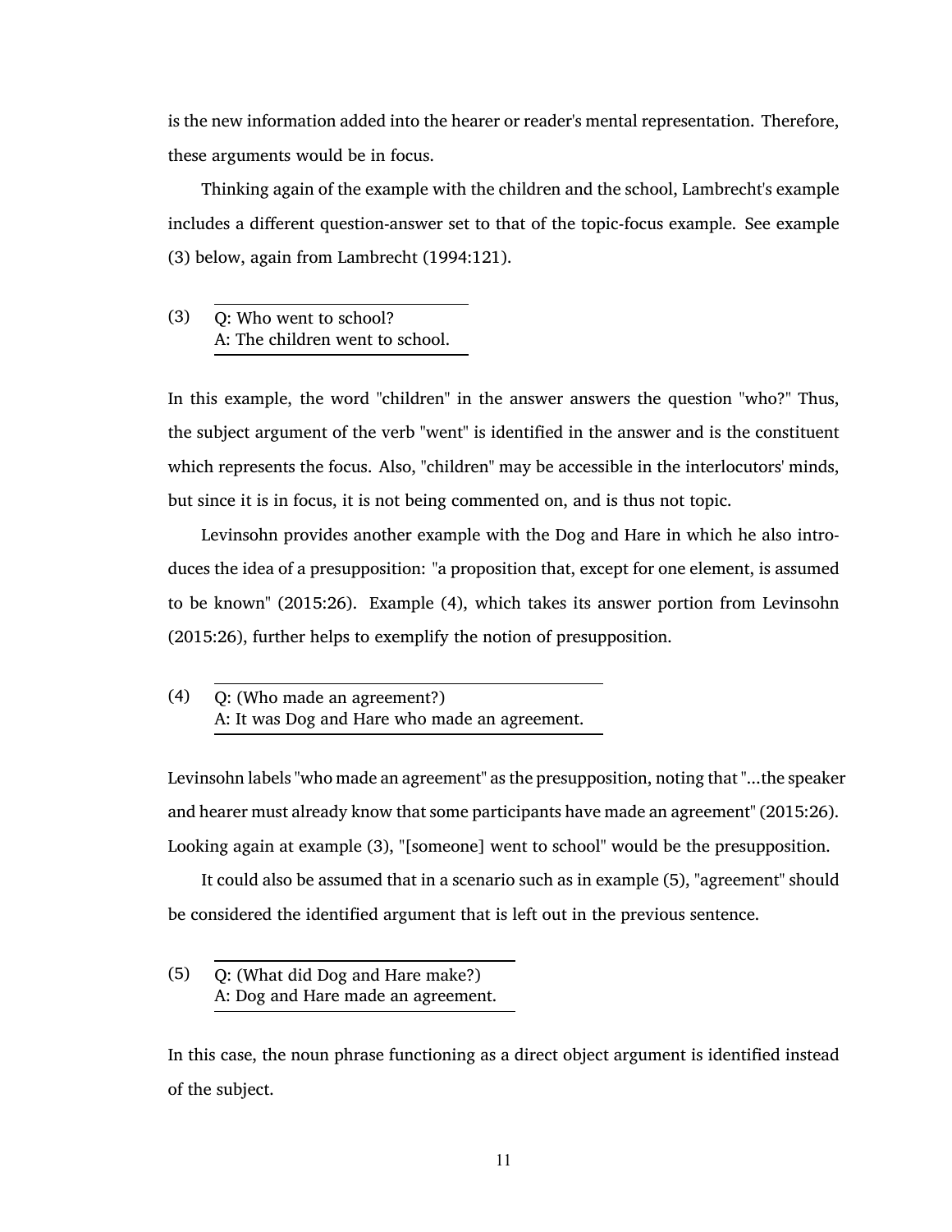is the new information added into the hearer or reader's mental representation. Therefore, these arguments would be in focus.

Thinking again of the example with the children and the school, Lambrecht's example includes a different question-answer set to that of the topic-focus example. See example (3) below, again from Lambrecht (1994:121).

(3) Q: Who went to school?
A: The children went to school.

In this example, the word "children" in the answer answers the question "who?" Thus, the subject argument of the verb "went" is identified in the answer and is the constituent which represents the focus. Also, "children" may be accessible in the interlocutors' minds, but since it is in focus, it is not being commented on, and is thus not topic.

Levinsohn provides another example with the Dog and Hare in which he also introduces the idea of a presupposition: "a proposition that, except for one element, is assumed to be known" (2015:26). Example (4), which takes its answer portion from Levinsohn (2015:26), further helps to exemplify the notion of presupposition.

(4) Q: (Who made an agreement?)
A: It was Dog and Hare who made an agreement.

Levinsohn labels "who made an agreement" as the presupposition, noting that "...the speaker and hearer must already know that some participants have made an agreement" (2015:26). Looking again at example (3), "[someone] went to school" would be the presupposition.

It could also be assumed that in a scenario such as in example (5), "agreement" should be considered the identified argument that is left out in the previous sentence.

(5) Q: (What did Dog and Hare make?)
A: Dog and Hare made an agreement.

In this case, the noun phrase functioning as a direct object argument is identified instead of the subject.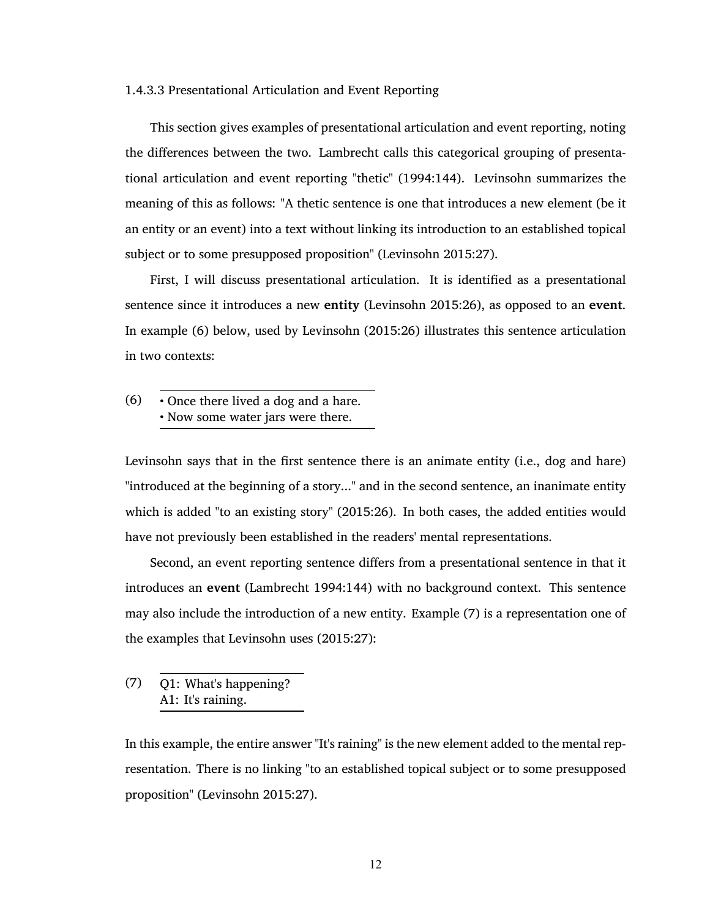#### 1.4.3.3 Presentational Articulation and Event Reporting

This section gives examples of presentational articulation and event reporting, noting the differences between the two. Lambrecht calls this categorical grouping of presentational articulation and event reporting "thetic" (1994:144). Levinsohn summarizes the meaning of this as follows: "A thetic sentence is one that introduces a new element (be it an entity or an event) into a text without linking its introduction to an established topical subject or to some presupposed proposition" (Levinsohn 2015:27).

First, I will discuss presentational articulation. It is identified as a presentational sentence since it introduces a new **entity** (Levinsohn 2015:26), as opposed to an **event**. In example (6) below, used by Levinsohn (2015:26) illustrates this sentence articulation in two contexts:

(6)
- Once there lived a dog and a hare.
- Now some water jars were there.

Levinsohn says that in the first sentence there is an animate entity (i.e., dog and hare) "introduced at the beginning of a story..." and in the second sentence, an inanimate entity which is added "to an existing story" (2015:26). In both cases, the added entities would have not previously been established in the readers' mental representations.

Second, an event reporting sentence differs from a presentational sentence in that it introduces an **event** (Lambrecht 1994:144) with no background context. This sentence may also include the introduction of a new entity. Example (7) is a representation one of the examples that Levinsohn uses (2015:27):

(7)
Q1: What's happening?
A1: It's raining.

In this example, the entire answer "It's raining" is the new element added to the mental representation. There is no linking "to an established topical subject or to some presupposed proposition" (Levinsohn 2015:27).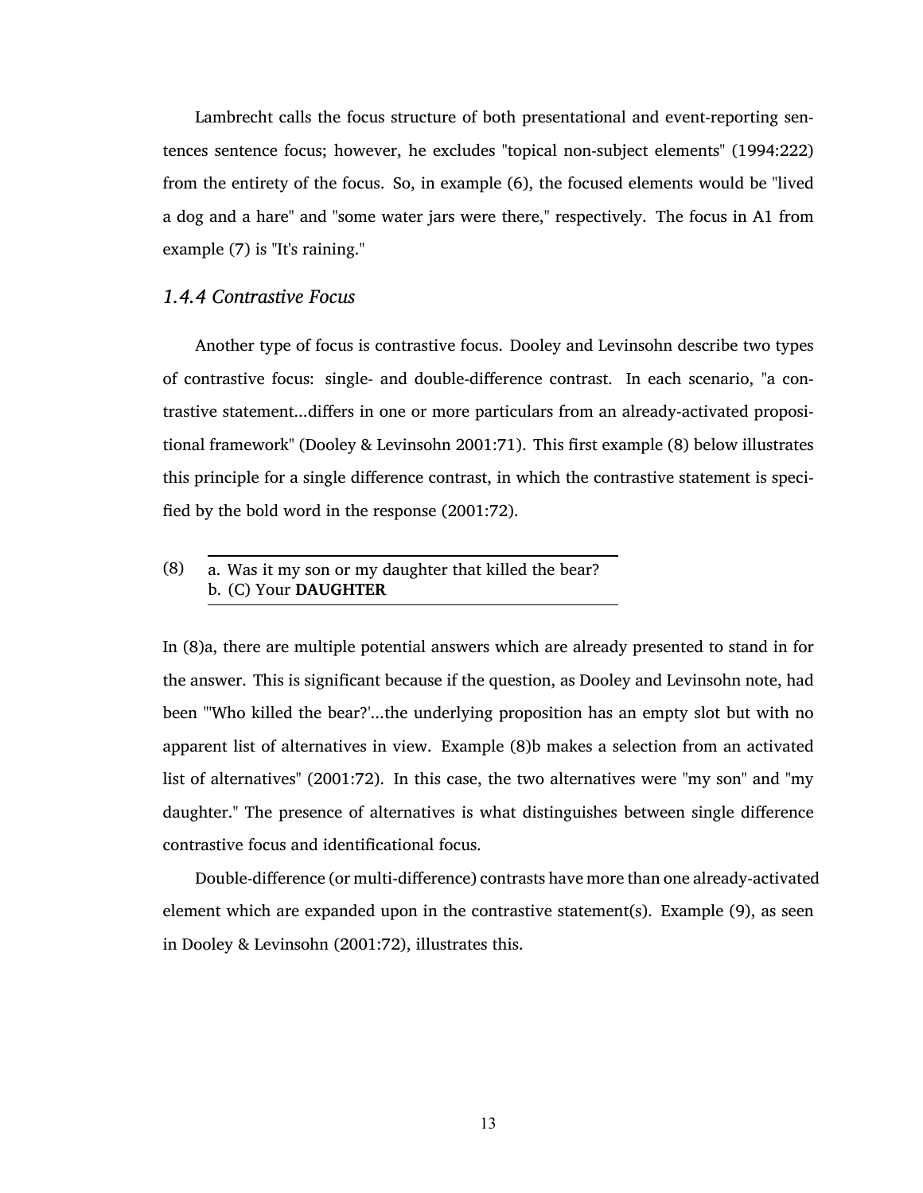Lambrecht calls the focus structure of both presentational and event-reporting sentences sentence focus; however, he excludes "topical non-subject elements" (1994:222) from the entirety of the focus. So, in example (6), the focused elements would be "lived a dog and a hare" and "some water jars were there," respectively. The focus in A1 from example (7) is "It's raining."

### *1.4.4 Contrastive Focus*

Another type of focus is contrastive focus. Dooley and Levinsohn describe two types of contrastive focus: single- and double-difference contrast. In each scenario, "a contrastive statement...differs in one or more particulars from an already-activated propositional framework" (Dooley & Levinsohn 2001:71). This first example (8) below illustrates this principle for a single difference contrast, in which the contrastive statement is specified by the bold word in the response (2001:72).

(8) a. Was it my son or my daughter that killed the bear?
 b. (C) Your **DAUGHTER**

In (8)a, there are multiple potential answers which are already presented to stand in for the answer. This is significant because if the question, as Dooley and Levinsohn note, had been "'Who killed the bear?'...the underlying proposition has an empty slot but with no apparent list of alternatives in view. Example (8)b makes a selection from an activated list of alternatives" (2001:72). In this case, the two alternatives were "my son" and "my daughter." The presence of alternatives is what distinguishes between single difference contrastive focus and identificational focus.

Double-difference (or multi-difference) contrasts have more than one already-activated element which are expanded upon in the contrastive statement(s). Example (9), as seen in Dooley & Levinsohn (2001:72), illustrates this.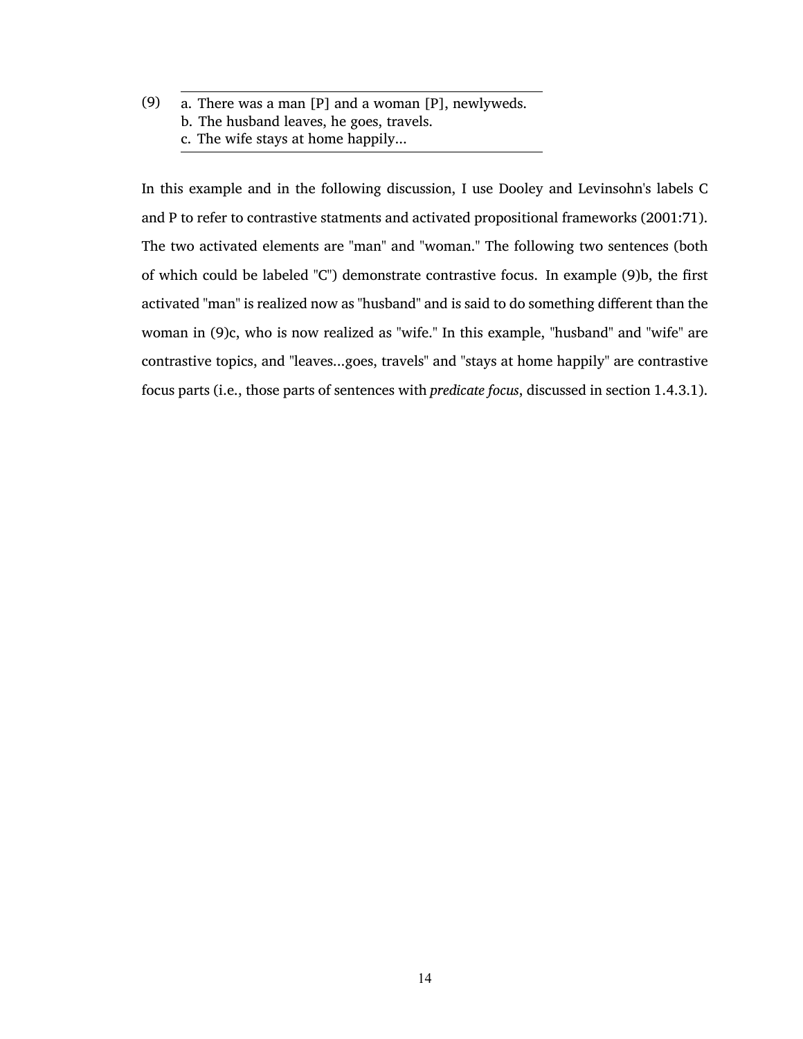(9)

a. There was a man [P] and a woman [P], newlyweds.
b. The husband leaves, he goes, travels.
c. The wife stays at home happily...

In this example and in the following discussion, I use Dooley and Levinsohn's labels C and P to refer to contrastive statments and activated propositional frameworks (2001:71). The two activated elements are "man" and "woman." The following two sentences (both of which could be labeled "C") demonstrate contrastive focus. In example (9)b, the first activated "man" is realized now as "husband" and is said to do something different than the woman in (9)c, who is now realized as "wife." In this example, "husband" and "wife" are contrastive topics, and "leaves...goes, travels" and "stays at home happily" are contrastive focus parts (i.e., those parts of sentences with *predicate focus*, discussed in section 1.4.3.1).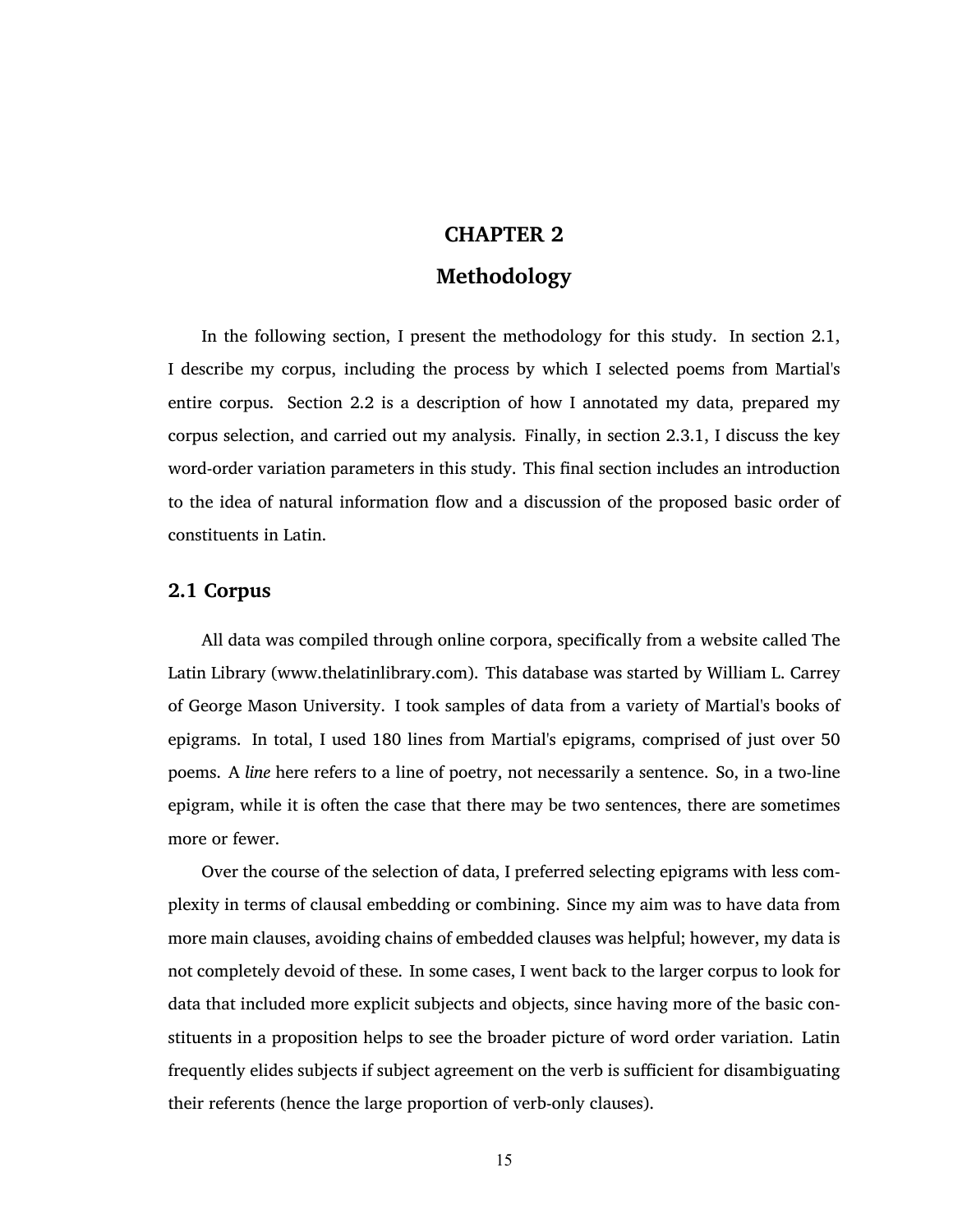# CHAPTER 2

# Methodology

In the following section, I present the methodology for this study. In section 2.1, I describe my corpus, including the process by which I selected poems from Martial's entire corpus. Section 2.2 is a description of how I annotated my data, prepared my corpus selection, and carried out my analysis. Finally, in section 2.3.1, I discuss the key word-order variation parameters in this study. This final section includes an introduction to the idea of natural information flow and a discussion of the proposed basic order of constituents in Latin.

## 2.1 Corpus

All data was compiled through online corpora, specifically from a website called The Latin Library (www.thelatinlibrary.com). This database was started by William L. Carrey of George Mason University. I took samples of data from a variety of Martial's books of epigrams. In total, I used 180 lines from Martial's epigrams, comprised of just over 50 poems. A *line* here refers to a line of poetry, not necessarily a sentence. So, in a two-line epigram, while it is often the case that there may be two sentences, there are sometimes more or fewer.

Over the course of the selection of data, I preferred selecting epigrams with less complexity in terms of clausal embedding or combining. Since my aim was to have data from more main clauses, avoiding chains of embedded clauses was helpful; however, my data is not completely devoid of these. In some cases, I went back to the larger corpus to look for data that included more explicit subjects and objects, since having more of the basic constituents in a proposition helps to see the broader picture of word order variation. Latin frequently elides subjects if subject agreement on the verb is sufficient for disambiguating their referents (hence the large proportion of verb-only clauses).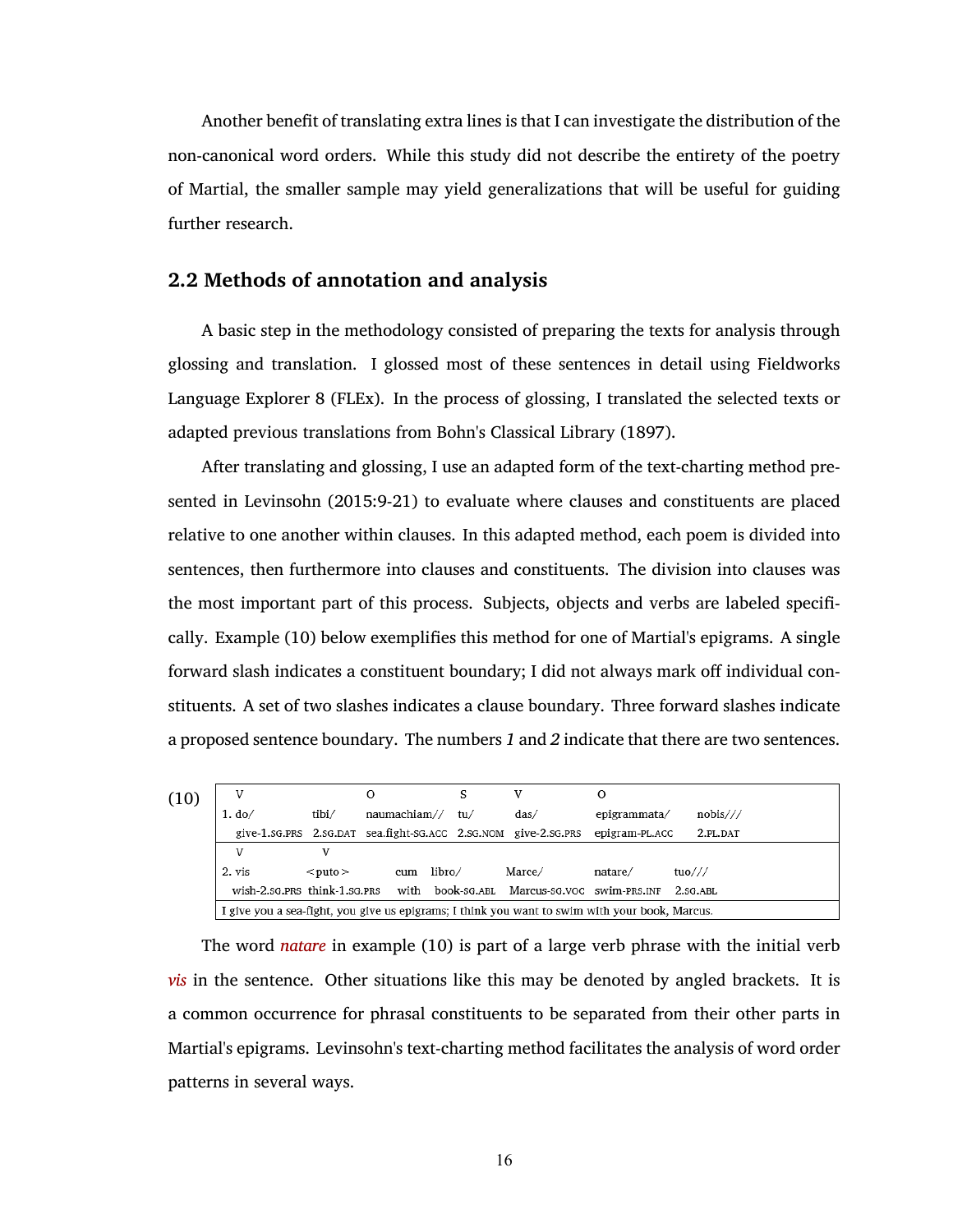Another benefit of translating extra lines is that I can investigate the distribution of the non-canonical word orders. While this study did not describe the entirety of the poetry of Martial, the smaller sample may yield generalizations that will be useful for guiding further research.

## 2.2 Methods of annotation and analysis

A basic step in the methodology consisted of preparing the texts for analysis through glossing and translation. I glossed most of these sentences in detail using Fieldworks Language Explorer 8 (FLEx). In the process of glossing, I translated the selected texts or adapted previous translations from Bohn's Classical Library (1897).

After translating and glossing, I use an adapted form of the text-charting method presented in Levinsohn (2015:9-21) to evaluate where clauses and constituents are placed relative to one another within clauses. In this adapted method, each poem is divided into sentences, then furthermore into clauses and constituents. The division into clauses was the most important part of this process. Subjects, objects and verbs are labeled specifically. Example (10) below exemplifies this method for one of Martial's epigrams. A single forward slash indicates a constituent boundary; I did not always mark off individual constituents. A set of two slashes indicates a clause boundary. Three forward slashes indicate a proposed sentence boundary. The numbers *1* and *2* indicate that there are two sentences.

(10)

| V | | O | S | V | O | |
|---|---|---|---|---|---|---|
| 1. do/ | tibi/ | naumachiam// | tu/ | das/ | epigrammata/ | nobis/// |
| give-1.SG.PRS | 2.SG.DAT | sea.fight-SG.ACC | 2.SG.NOM | give-2.SG.PRS | epigram-PL.ACC | 2.PL.DAT |

| V | V | | | | | |
|---|---|---|---|---|---|---|
| 2. vis | <puto> | cum | libro/ | Marce/ | natare/ | tuo/// |
| wish-2.SG.PRS | think-1.SG.PRS | with | book-SG.ABL | Marcus-SG.VOC | swim-PRS.INF | 2.SG.ABL |

I give you a sea-fight, you give us epigrams; I think you want to swim with your book, Marcus.

The word *natare* in example (10) is part of a large verb phrase with the initial verb *vis* in the sentence. Other situations like this may be denoted by angled brackets. It is a common occurrence for phrasal constituents to be separated from their other parts in Martial's epigrams. Levinsohn's text-charting method facilitates the analysis of word order patterns in several ways.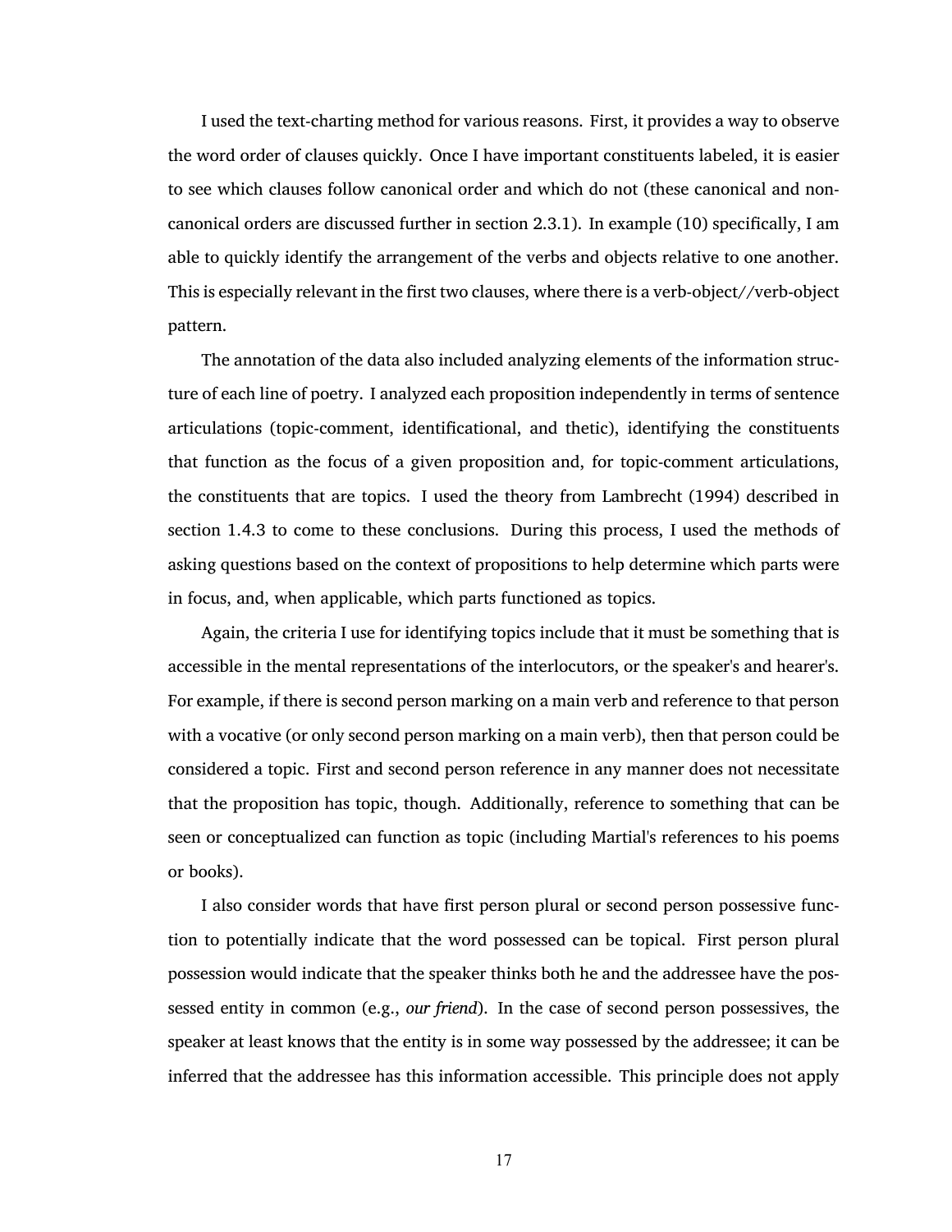I used the text-charting method for various reasons. First, it provides a way to observe the word order of clauses quickly. Once I have important constituents labeled, it is easier to see which clauses follow canonical order and which do not (these canonical and non-canonical orders are discussed further in section 2.3.1). In example (10) specifically, I am able to quickly identify the arrangement of the verbs and objects relative to one another. This is especially relevant in the first two clauses, where there is a verb-object//verb-object pattern.

The annotation of the data also included analyzing elements of the information structure of each line of poetry. I analyzed each proposition independently in terms of sentence articulations (topic-comment, identificational, and thetic), identifying the constituents that function as the focus of a given proposition and, for topic-comment articulations, the constituents that are topics. I used the theory from Lambrecht (1994) described in section 1.4.3 to come to these conclusions. During this process, I used the methods of asking questions based on the context of propositions to help determine which parts were in focus, and, when applicable, which parts functioned as topics.

Again, the criteria I use for identifying topics include that it must be something that is accessible in the mental representations of the interlocutors, or the speaker's and hearer's. For example, if there is second person marking on a main verb and reference to that person with a vocative (or only second person marking on a main verb), then that person could be considered a topic. First and second person reference in any manner does not necessitate that the proposition has topic, though. Additionally, reference to something that can be seen or conceptualized can function as topic (including Martial's references to his poems or books).

I also consider words that have first person plural or second person possessive function to potentially indicate that the word possessed can be topical. First person plural possession would indicate that the speaker thinks both he and the addressee have the possessed entity in common (e.g., *our friend*). In the case of second person possessives, the speaker at least knows that the entity is in some way possessed by the addressee; it can be inferred that the addressee has this information accessible. This principle does not apply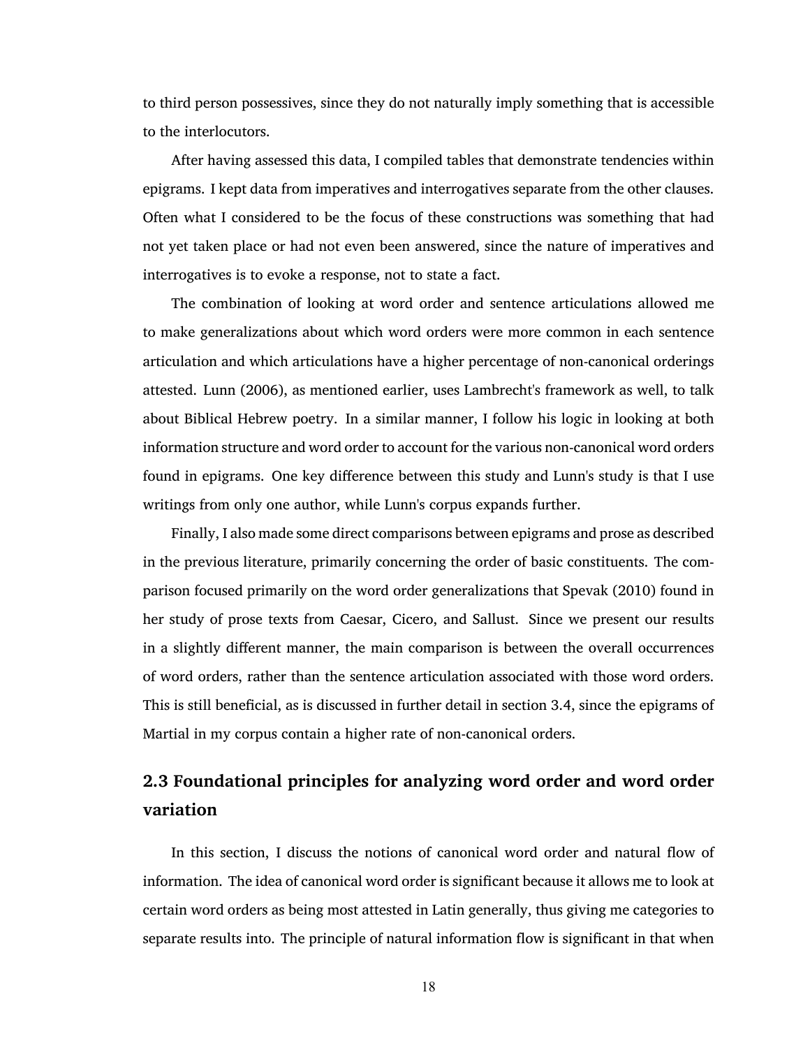to third person possessives, since they do not naturally imply something that is accessible to the interlocutors.

After having assessed this data, I compiled tables that demonstrate tendencies within epigrams. I kept data from imperatives and interrogatives separate from the other clauses. Often what I considered to be the focus of these constructions was something that had not yet taken place or had not even been answered, since the nature of imperatives and interrogatives is to evoke a response, not to state a fact.

The combination of looking at word order and sentence articulations allowed me to make generalizations about which word orders were more common in each sentence articulation and which articulations have a higher percentage of non-canonical orderings attested. Lunn (2006), as mentioned earlier, uses Lambrecht's framework as well, to talk about Biblical Hebrew poetry. In a similar manner, I follow his logic in looking at both information structure and word order to account for the various non-canonical word orders found in epigrams. One key difference between this study and Lunn's study is that I use writings from only one author, while Lunn's corpus expands further.

Finally, I also made some direct comparisons between epigrams and prose as described in the previous literature, primarily concerning the order of basic constituents. The comparison focused primarily on the word order generalizations that Spevak (2010) found in her study of prose texts from Caesar, Cicero, and Sallust. Since we present our results in a slightly different manner, the main comparison is between the overall occurrences of word orders, rather than the sentence articulation associated with those word orders. This is still beneficial, as is discussed in further detail in section 3.4, since the epigrams of Martial in my corpus contain a higher rate of non-canonical orders.

## 2.3 Foundational principles for analyzing word order and word order variation

In this section, I discuss the notions of canonical word order and natural flow of information. The idea of canonical word order is significant because it allows me to look at certain word orders as being most attested in Latin generally, thus giving me categories to separate results into. The principle of natural information flow is significant in that when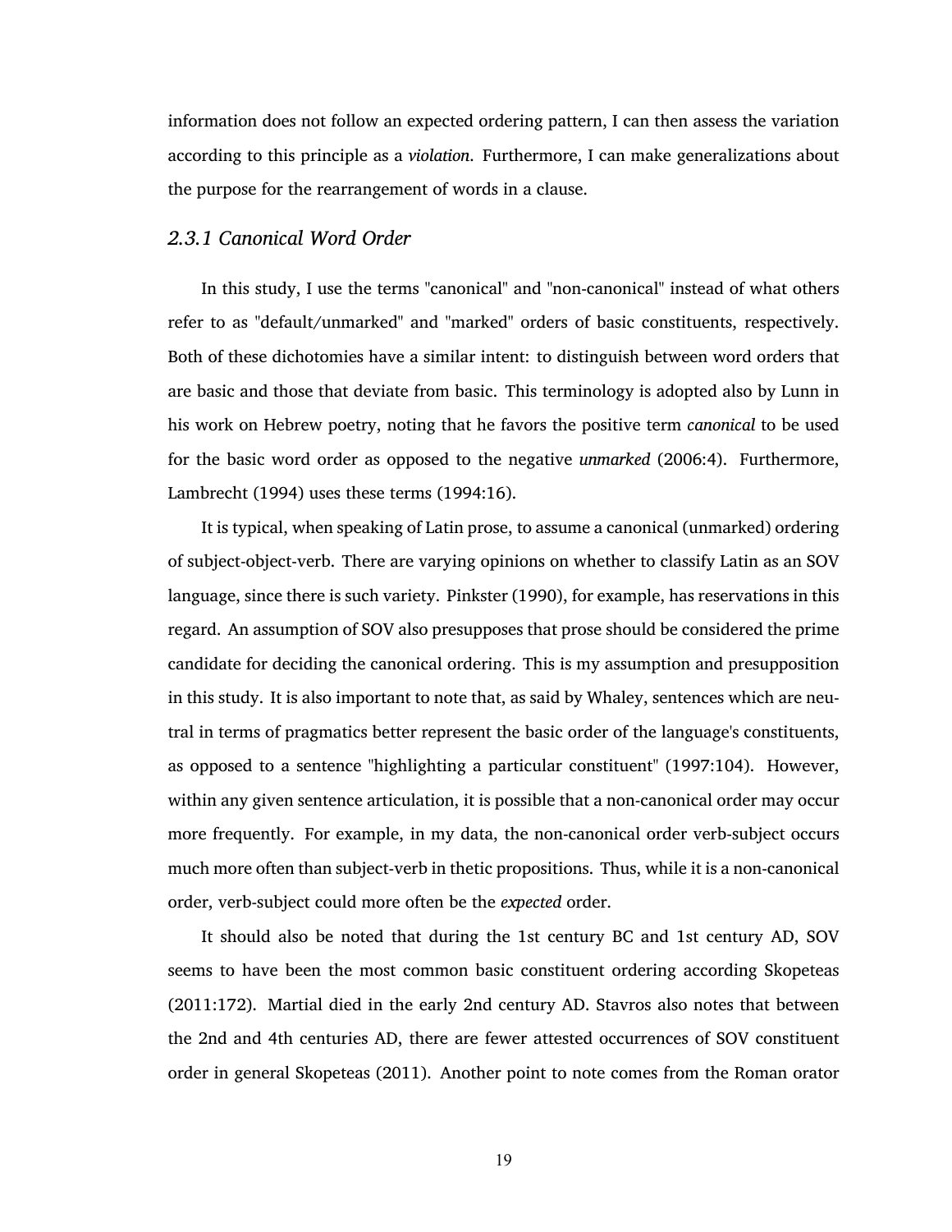information does not follow an expected ordering pattern, I can then assess the variation according to this principle as a *violation*. Furthermore, I can make generalizations about the purpose for the rearrangement of words in a clause.

### *2.3.1 Canonical Word Order*

In this study, I use the terms "canonical" and "non-canonical" instead of what others refer to as "default/unmarked" and "marked" orders of basic constituents, respectively. Both of these dichotomies have a similar intent: to distinguish between word orders that are basic and those that deviate from basic. This terminology is adopted also by Lunn in his work on Hebrew poetry, noting that he favors the positive term *canonical* to be used for the basic word order as opposed to the negative *unmarked* (2006:4). Furthermore, Lambrecht (1994) uses these terms (1994:16).

It is typical, when speaking of Latin prose, to assume a canonical (unmarked) ordering of subject-object-verb. There are varying opinions on whether to classify Latin as an SOV language, since there is such variety. Pinkster (1990), for example, has reservations in this regard. An assumption of SOV also presupposes that prose should be considered the prime candidate for deciding the canonical ordering. This is my assumption and presupposition in this study. It is also important to note that, as said by Whaley, sentences which are neutral in terms of pragmatics better represent the basic order of the language's constituents, as opposed to a sentence "highlighting a particular constituent" (1997:104). However, within any given sentence articulation, it is possible that a non-canonical order may occur more frequently. For example, in my data, the non-canonical order verb-subject occurs much more often than subject-verb in thetic propositions. Thus, while it is a non-canonical order, verb-subject could more often be the *expected* order.

It should also be noted that during the 1st century BC and 1st century AD, SOV seems to have been the most common basic constituent ordering according Skopeteas (2011:172). Martial died in the early 2nd century AD. Stavros also notes that between the 2nd and 4th centuries AD, there are fewer attested occurrences of SOV constituent order in general Skopeteas (2011). Another point to note comes from the Roman orator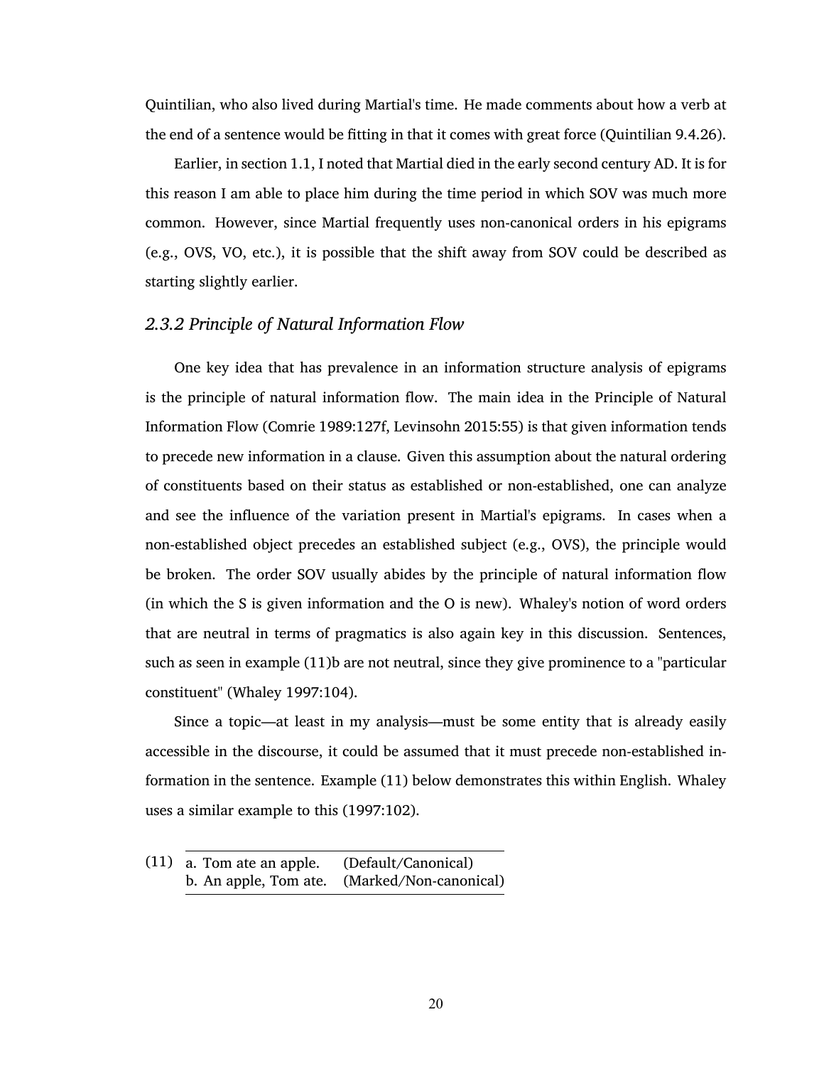Quintilian, who also lived during Martial's time. He made comments about how a verb at the end of a sentence would be fitting in that it comes with great force (Quintilian 9.4.26).

Earlier, in section 1.1, I noted that Martial died in the early second century AD. It is for this reason I am able to place him during the time period in which SOV was much more common. However, since Martial frequently uses non-canonical orders in his epigrams (e.g., OVS, VO, etc.), it is possible that the shift away from SOV could be described as starting slightly earlier.

### *2.3.2 Principle of Natural Information Flow*

One key idea that has prevalence in an information structure analysis of epigrams is the principle of natural information flow. The main idea in the Principle of Natural Information Flow (Comrie 1989:127f, Levinsohn 2015:55) is that given information tends to precede new information in a clause. Given this assumption about the natural ordering of constituents based on their status as established or non-established, one can analyze and see the influence of the variation present in Martial's epigrams. In cases when a non-established object precedes an established subject (e.g., OVS), the principle would be broken. The order SOV usually abides by the principle of natural information flow (in which the S is given information and the O is new). Whaley's notion of word orders that are neutral in terms of pragmatics is also again key in this discussion. Sentences, such as seen in example (11)b are not neutral, since they give prominence to a "particular constituent" (Whaley 1997:104).

Since a topic—at least in my analysis—must be some entity that is already easily accessible in the discourse, it could be assumed that it must precede non-established information in the sentence. Example (11) below demonstrates this within English. Whaley uses a similar example to this (1997:102).

(11)

| | |
|---|---|
| a. Tom ate an apple. | (Default/Canonical) |
| b. An apple, Tom ate. | (Marked/Non-canonical) |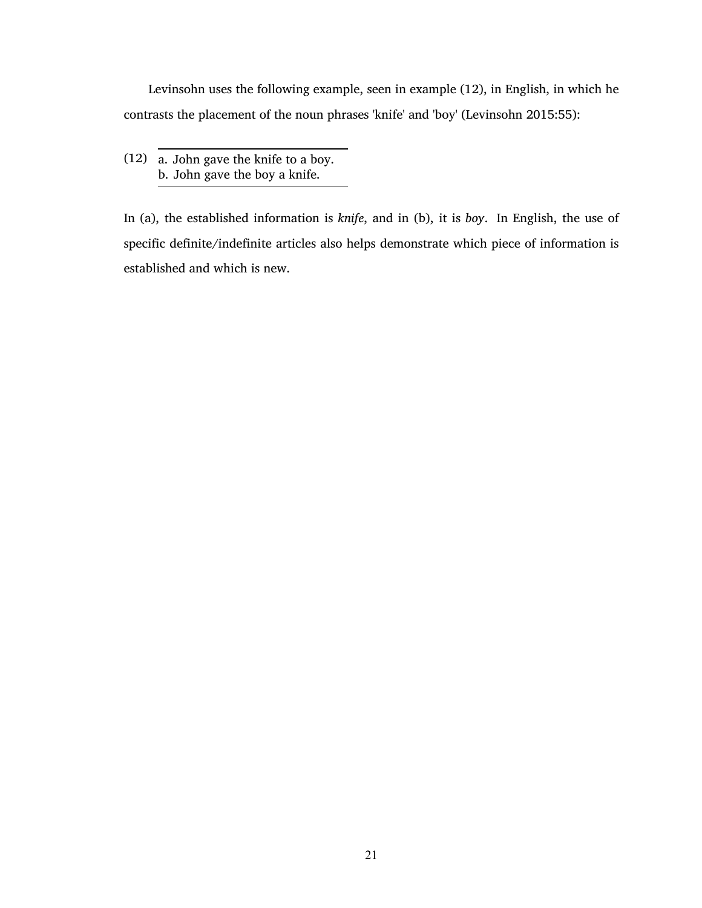Levinsohn uses the following example, seen in example (12), in English, in which he contrasts the placement of the noun phrases 'knife' and 'boy' (Levinsohn 2015:55):

(12)
a. John gave the knife to a boy.
b. John gave the boy a knife.

In (a), the established information is *knife*, and in (b), it is *boy*. In English, the use of specific definite/indefinite articles also helps demonstrate which piece of information is established and which is new.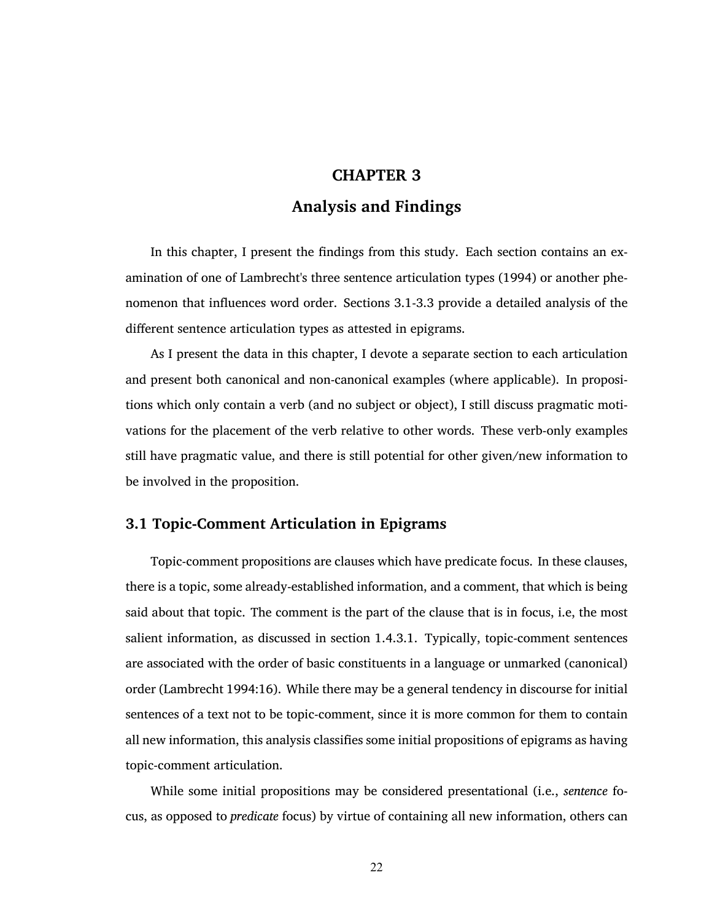# CHAPTER 3

# Analysis and Findings

In this chapter, I present the findings from this study. Each section contains an examination of one of Lambrecht's three sentence articulation types (1994) or another phenomenon that influences word order. Sections 3.1-3.3 provide a detailed analysis of the different sentence articulation types as attested in epigrams.

As I present the data in this chapter, I devote a separate section to each articulation and present both canonical and non-canonical examples (where applicable). In propositions which only contain a verb (and no subject or object), I still discuss pragmatic motivations for the placement of the verb relative to other words. These verb-only examples still have pragmatic value, and there is still potential for other given/new information to be involved in the proposition.

## 3.1 Topic-Comment Articulation in Epigrams

Topic-comment propositions are clauses which have predicate focus. In these clauses, there is a topic, some already-established information, and a comment, that which is being said about that topic. The comment is the part of the clause that is in focus, i.e, the most salient information, as discussed in section 1.4.3.1. Typically, topic-comment sentences are associated with the order of basic constituents in a language or unmarked (canonical) order (Lambrecht 1994:16). While there may be a general tendency in discourse for initial sentences of a text not to be topic-comment, since it is more common for them to contain all new information, this analysis classifies some initial propositions of epigrams as having topic-comment articulation.

While some initial propositions may be considered presentational (i.e., *sentence* focus, as opposed to *predicate* focus) by virtue of containing all new information, others can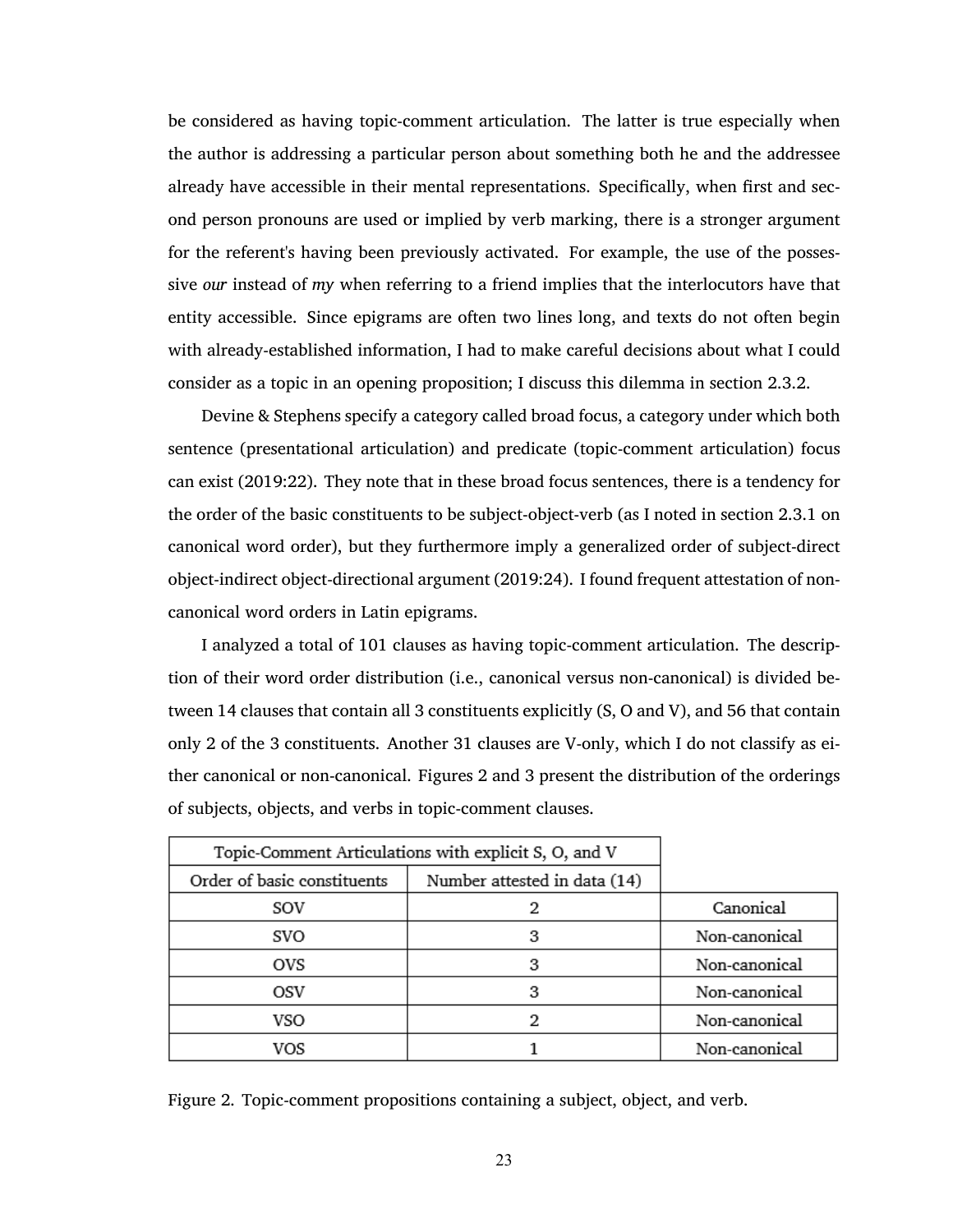be considered as having topic-comment articulation. The latter is true especially when the author is addressing a particular person about something both he and the addressee already have accessible in their mental representations. Specifically, when first and second person pronouns are used or implied by verb marking, there is a stronger argument for the referent's having been previously activated. For example, the use of the possessive *our* instead of *my* when referring to a friend implies that the interlocutors have that entity accessible. Since epigrams are often two lines long, and texts do not often begin with already-established information, I had to make careful decisions about what I could consider as a topic in an opening proposition; I discuss this dilemma in section 2.3.2.

Devine & Stephens specify a category called broad focus, a category under which both sentence (presentational articulation) and predicate (topic-comment articulation) focus can exist (2019:22). They note that in these broad focus sentences, there is a tendency for the order of the basic constituents to be subject-object-verb (as I noted in section 2.3.1 on canonical word order), but they furthermore imply a generalized order of subject-direct object-indirect object-directional argument (2019:24). I found frequent attestation of non-canonical word orders in Latin epigrams.

I analyzed a total of 101 clauses as having topic-comment articulation. The description of their word order distribution (i.e., canonical versus non-canonical) is divided between 14 clauses that contain all 3 constituents explicitly (S, O and V), and 56 that contain only 2 of the 3 constituents. Another 31 clauses are V-only, which I do not classify as either canonical or non-canonical. Figures 2 and 3 present the distribution of the orderings of subjects, objects, and verbs in topic-comment clauses.

| Topic-Comment Articulations with explicit S, O, and V | | |
|---|---|---|
| Order of basic constituents | Number attested in data (14) | |
| SOV | 2 | Canonical |
| SVO | 3 | Non-canonical |
| OVS | 3 | Non-canonical |
| OSV | 3 | Non-canonical |
| VSO | 2 | Non-canonical |
| VOS | 1 | Non-canonical |

Figure 2. Topic-comment propositions containing a subject, object, and verb.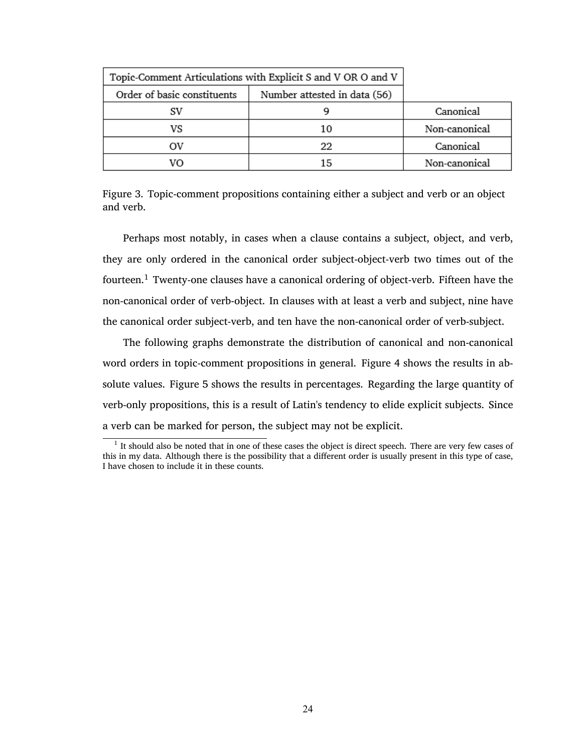| Topic-Comment Articulations with Explicit S and V OR O and V | | |
|---|---|---|
| Order of basic constituents | Number attested in data (56) | |
| SV | 9 | Canonical |
| VS | 10 | Non-canonical |
| OV | 22 | Canonical |
| VO | 15 | Non-canonical |

Figure 3. Topic-comment propositions containing either a subject and verb or an object and verb.

Perhaps most notably, in cases when a clause contains a subject, object, and verb, they are only ordered in the canonical order subject-object-verb two times out of the fourteen.[1] Twenty-one clauses have a canonical ordering of object-verb. Fifteen have the non-canonical order of verb-object. In clauses with at least a verb and subject, nine have the canonical order subject-verb, and ten have the non-canonical order of verb-subject.

The following graphs demonstrate the distribution of canonical and non-canonical word orders in topic-comment propositions in general. Figure 4 shows the results in absolute values. Figure 5 shows the results in percentages. Regarding the large quantity of verb-only propositions, this is a result of Latin's tendency to elide explicit subjects. Since a verb can be marked for person, the subject may not be explicit.

[1] It should also be noted that in one of these cases the object is direct speech. There are very few cases of this in my data. Although there is the possibility that a different order is usually present in this type of case, I have chosen to include it in these counts.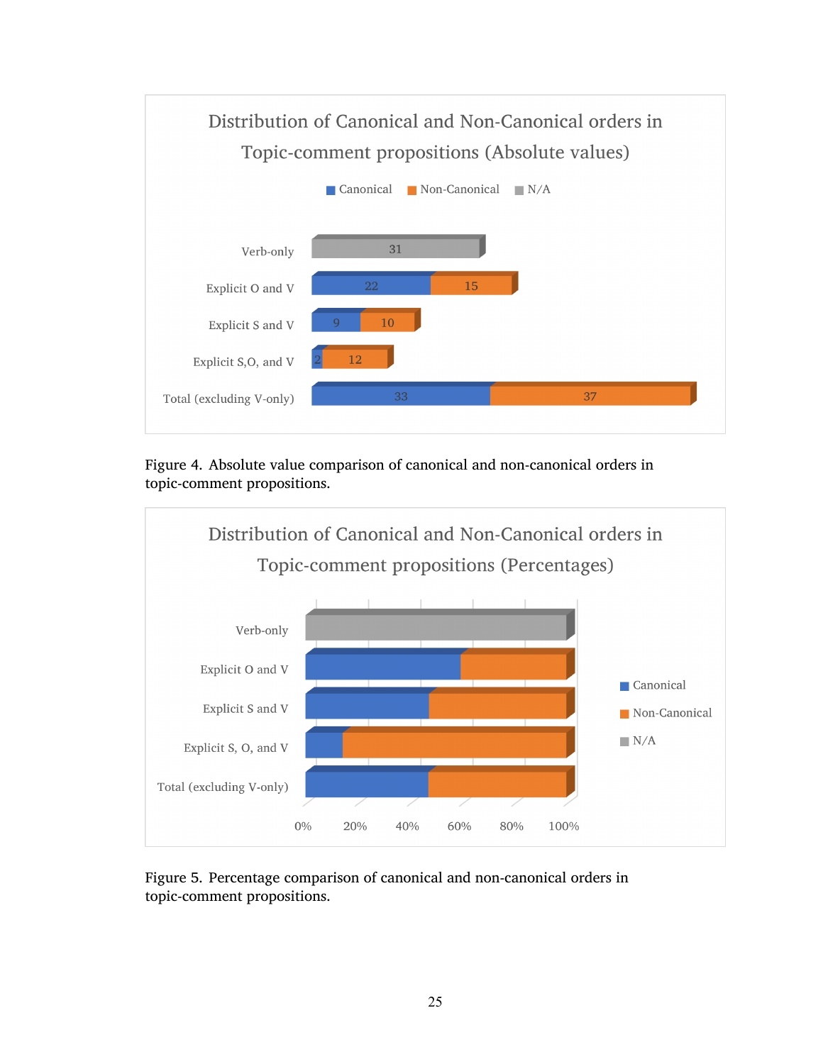Figure 4. Absolute value comparison of canonical and non-canonical orders in topic-comment propositions.

Figure 5. Percentage comparison of canonical and non-canonical orders in topic-comment propositions.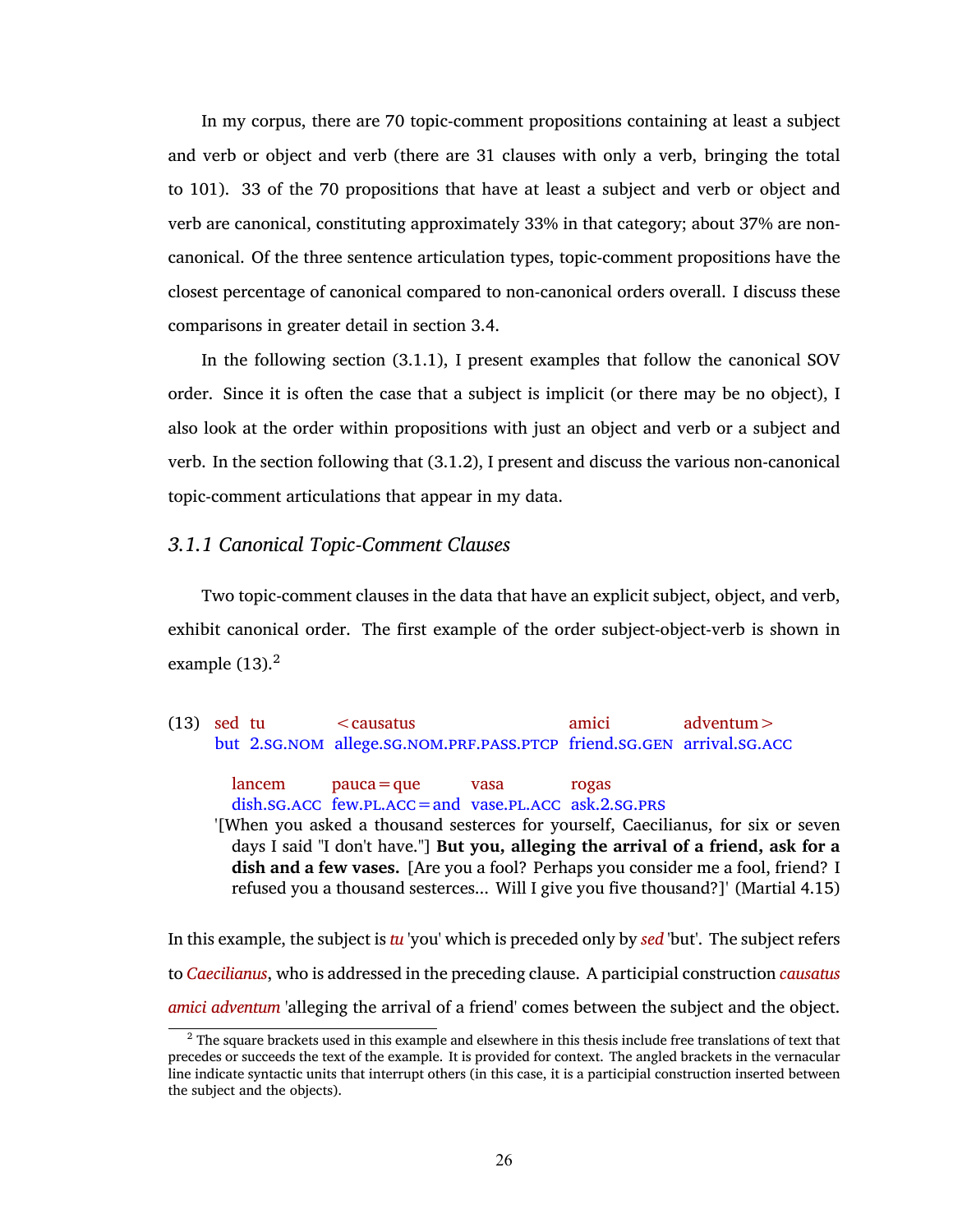In my corpus, there are 70 topic-comment propositions containing at least a subject and verb or object and verb (there are 31 clauses with only a verb, bringing the total to 101). 33 of the 70 propositions that have at least a subject and verb or object and verb are canonical, constituting approximately 33% in that category; about 37% are non-canonical. Of the three sentence articulation types, topic-comment propositions have the closest percentage of canonical compared to non-canonical orders overall. I discuss these comparisons in greater detail in section 3.4.

In the following section (3.1.1), I present examples that follow the canonical SOV order. Since it is often the case that a subject is implicit (or there may be no object), I also look at the order within propositions with just an object and verb or a subject and verb. In the section following that (3.1.2), I present and discuss the various non-canonical topic-comment articulations that appear in my data.

### *3.1.1 Canonical Topic-Comment Clauses*

Two topic-comment clauses in the data that have an explicit subject, object, and verb, exhibit canonical order. The first example of the order subject-object-verb is shown in example (13).[2]

(13)

| sed | tu | <causatus | amici | adventum> |
|---|---|---|---|---|
| but | 2.SG.NOM | allege.SG.NOM.PRF.PASS.PTCP | friend.SG.GEN | arrival.SG.ACC |

| lancem | pauca=que | vasa | rogas |
|---|---|---|---|
| dish.SG.ACC | few.PL.ACC=and | vase.PL.ACC | ask.2.SG.PRS |

'[When you asked a thousand sesterces for yourself, Caecilianus, for six or seven days I said "I don't have."] **But you, alleging the arrival of a friend, ask for a dish and a few vases.** [Are you a fool? Perhaps you consider me a fool, friend? I refused you a thousand sesterces... Will I give you five thousand?]' (Martial 4.15)

In this example, the subject is *tu* 'you' which is preceded only by *sed* 'but'. The subject refers to *Caecilianus*, who is addressed in the preceding clause. A participial construction *causatus amici adventum* 'alleging the arrival of a friend' comes between the subject and the object.

[2] The square brackets used in this example and elsewhere in this thesis include free translations of text that precedes or succeeds the text of the example. It is provided for context. The angled brackets in the vernacular line indicate syntactic units that interrupt others (in this case, it is a participial construction inserted between the subject and the objects).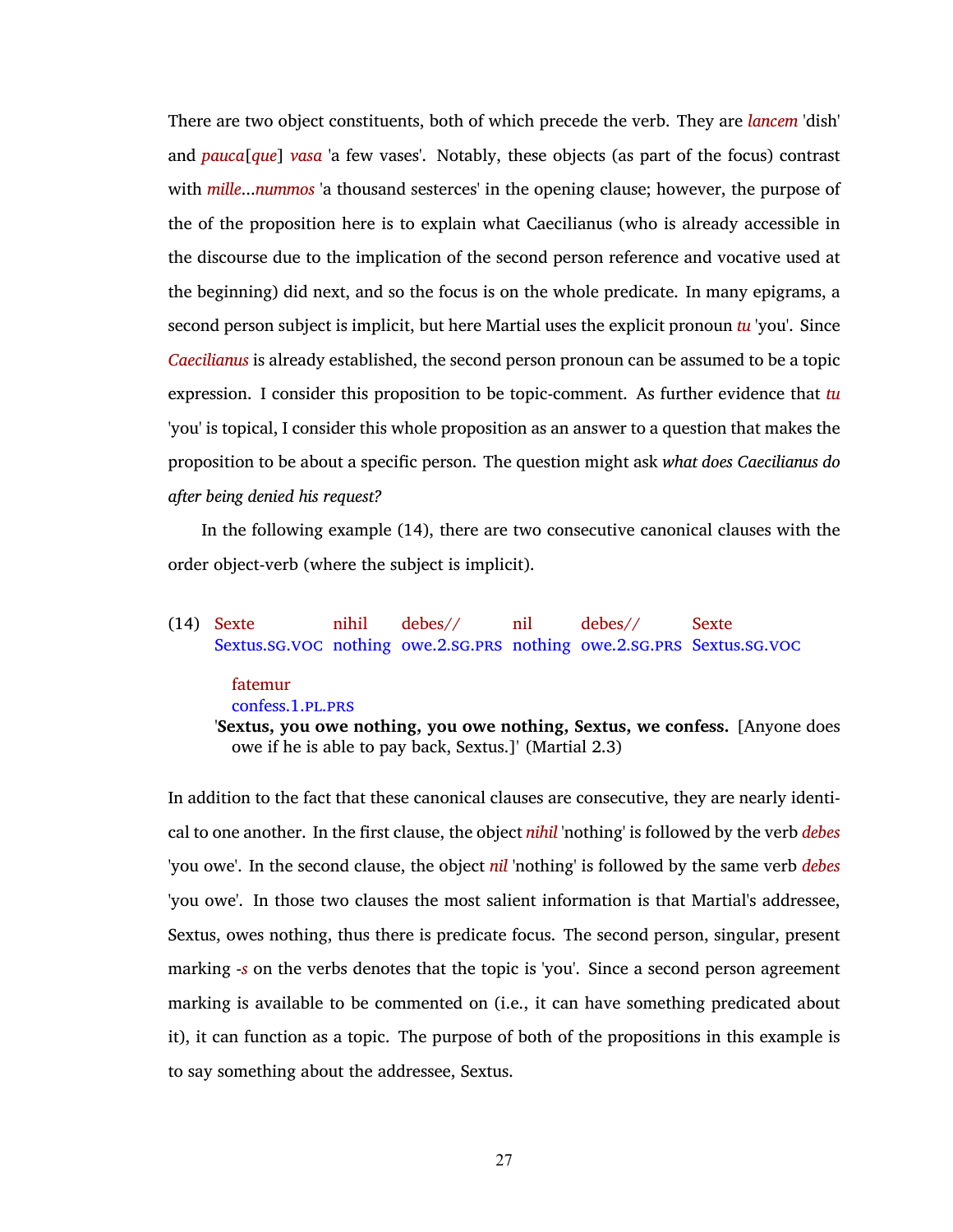There are two object constituents, both of which precede the verb. They are *lancem* 'dish' and *pauca*[*que*] *vasa* 'a few vases'. Notably, these objects (as part of the focus) contrast with *mille*...*nummos* 'a thousand sesterces' in the opening clause; however, the purpose of the of the proposition here is to explain what Caecilianus (who is already accessible in the discourse due to the implication of the second person reference and vocative used at the beginning) did next, and so the focus is on the whole predicate. In many epigrams, a second person subject is implicit, but here Martial uses the explicit pronoun *tu* 'you'. Since *Caecilianus* is already established, the second person pronoun can be assumed to be a topic expression. I consider this proposition to be topic-comment. As further evidence that *tu* 'you' is topical, I consider this whole proposition as an answer to a question that makes the proposition to be about a specific person. The question might ask *what does Caecilianus do after being denied his request?*

In the following example (14), there are two consecutive canonical clauses with the order object-verb (where the subject is implicit).

(14)

| Sexte | nihil | debes// | nil | debes// | Sexte |
|---|---|---|---|---|---|
| Sextus.SG.VOC | nothing | owe.2.SG.PRS | nothing | owe.2.SG.PRS | Sextus.SG.VOC |

| fatemur |
|---|
| confess.1.PL.PRS |

'**Sextus, you owe nothing, you owe nothing, Sextus, we confess.** [Anyone does owe if he is able to pay back, Sextus.]' (Martial 2.3)

In addition to the fact that these canonical clauses are consecutive, they are nearly identical to one another. In the first clause, the object *nihil* 'nothing' is followed by the verb *debes* 'you owe'. In the second clause, the object *nil* 'nothing' is followed by the same verb *debes* 'you owe'. In those two clauses the most salient information is that Martial's addressee, Sextus, owes nothing, thus there is predicate focus. The second person, singular, present marking *-s* on the verbs denotes that the topic is 'you'. Since a second person agreement marking is available to be commented on (i.e., it can have something predicated about it), it can function as a topic. The purpose of both of the propositions in this example is to say something about the addressee, Sextus.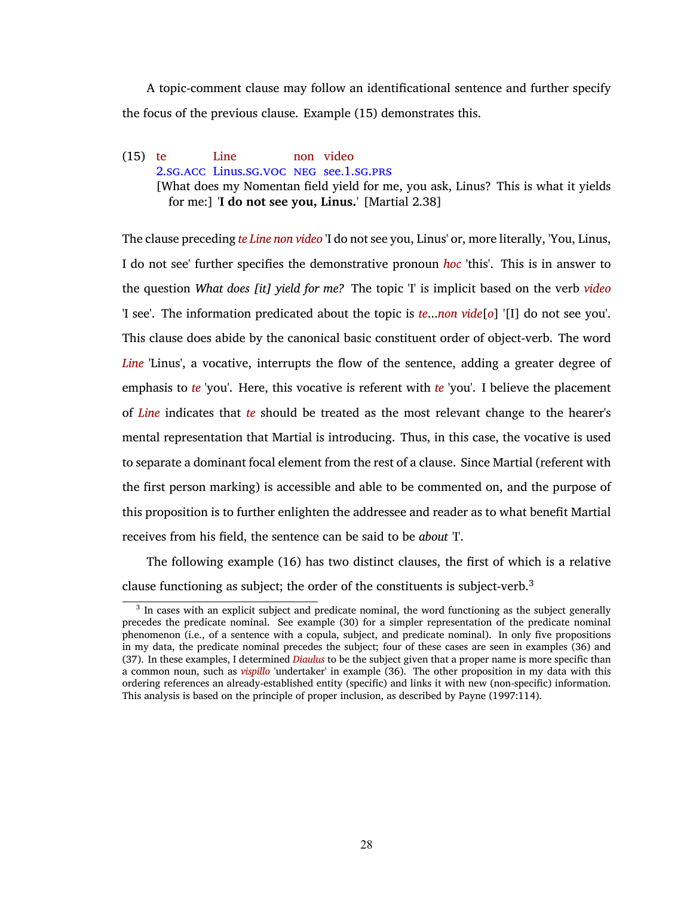A topic-comment clause may follow an identificational sentence and further specify the focus of the previous clause. Example (15) demonstrates this.

(15) te Line non video
2.SG.ACC Linus.SG.VOC NEG see.1.SG.PRS
[What does my Nomentan field yield for me, you ask, Linus? This is what it yields for me:] '**I do not see you, Linus.**' [Martial 2.38]

The clause preceding *te Line non video* 'I do not see you, Linus' or, more literally, 'You, Linus, I do not see' further specifies the demonstrative pronoun *hoc* 'this'. This is in answer to the question *What does [it] yield for me?* The topic 'I' is implicit based on the verb *video* 'I see'. The information predicated about the topic is *te*...*non vide*[*o*] '[I] do not see you'. This clause does abide by the canonical basic constituent order of object-verb. The word *Line* 'Linus', a vocative, interrupts the flow of the sentence, adding a greater degree of emphasis to *te* 'you'. Here, this vocative is referent with *te* 'you'. I believe the placement of *Line* indicates that *te* should be treated as the most relevant change to the hearer's mental representation that Martial is introducing. Thus, in this case, the vocative is used to separate a dominant focal element from the rest of a clause. Since Martial (referent with the first person marking) is accessible and able to be commented on, and the purpose of this proposition is to further enlighten the addressee and reader as to what benefit Martial receives from his field, the sentence can be said to be *about* 'I'.

The following example (16) has two distinct clauses, the first of which is a relative clause functioning as subject; the order of the constituents is subject-verb.[3]

[3] In cases with an explicit subject and predicate nominal, the word functioning as the subject generally precedes the predicate nominal. See example (30) for a simpler representation of the predicate nominal phenomenon (i.e., of a sentence with a copula, subject, and predicate nominal). In only five propositions in my data, the predicate nominal precedes the subject; four of these cases are seen in examples (36) and (37). In these examples, I determined *Diaulus* to be the subject given that a proper name is more specific than a common noun, such as *vispillo* 'undertaker' in example (36). The other proposition in my data with this ordering references an already-established entity (specific) and links it with new (non-specific) information. This analysis is based on the principle of proper inclusion, as described by Payne (1997:114).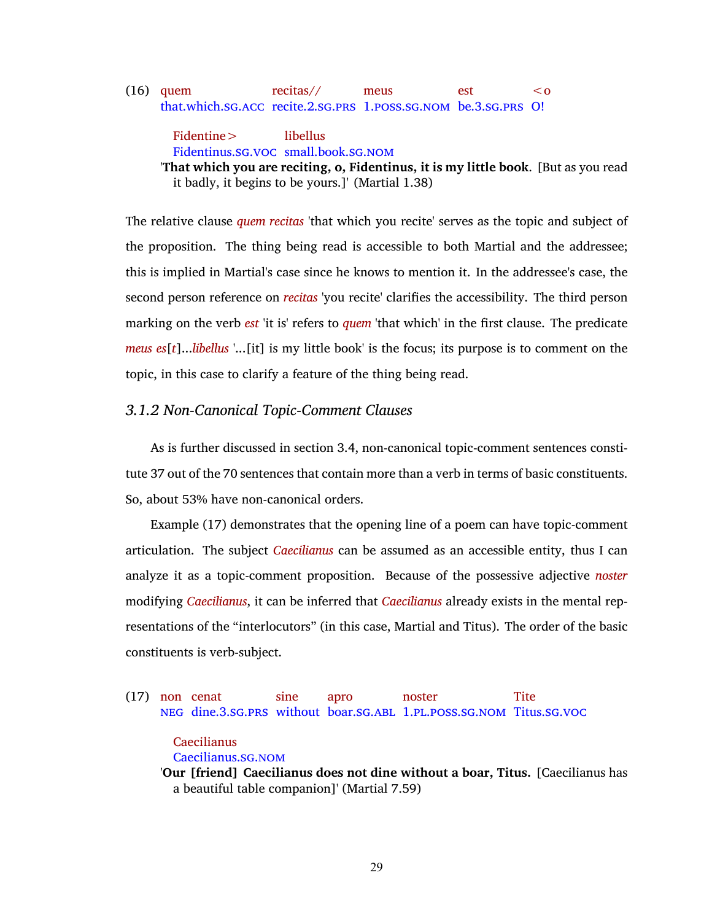(16) quem recitas// meus est <o Fidentine> libellus

that.which.SG.ACC recite.2.SG.PRS 1.POSS.SG.NOM be.3.SG.PRS O! Fidentinus.SG.VOC small.book.SG.NOM

'**That which you are reciting, o, Fidentinus, it is my little book**. [But as you read it badly, it begins to be yours.]' (Martial 1.38)

The relative clause *quem recitas* 'that which you recite' serves as the topic and subject of the proposition. The thing being read is accessible to both Martial and the addressee; this is implied in Martial's case since he knows to mention it. In the addressee's case, the second person reference on *recitas* 'you recite' clarifies the accessibility. The third person marking on the verb *est* 'it is' refers to *quem* 'that which' in the first clause. The predicate *meus es*[*t*]...*libellus* '...[it] is my little book' is the focus; its purpose is to comment on the topic, in this case to clarify a feature of the thing being read.

### *3.1.2 Non-Canonical Topic-Comment Clauses*

As is further discussed in section 3.4, non-canonical topic-comment sentences constitute 37 out of the 70 sentences that contain more than a verb in terms of basic constituents. So, about 53% have non-canonical orders.

Example (17) demonstrates that the opening line of a poem can have topic-comment articulation. The subject *Caecilianus* can be assumed as an accessible entity, thus I can analyze it as a topic-comment proposition. Because of the possessive adjective *noster* modifying *Caecilianus*, it can be inferred that *Caecilianus* already exists in the mental representations of the “interlocutors” (in this case, Martial and Titus). The order of the basic constituents is verb-subject.

(17) non cenat sine apro noster Tite Caecilianus

NEG dine.3.SG.PRS without boar.SG.ABL 1.PL.POSS.SG.NOM Titus.SG.VOC Caecilianus.SG.NOM

'**Our [friend] Caecilianus does not dine without a boar, Titus.** [Caecilianus has a beautiful table companion]' (Martial 7.59)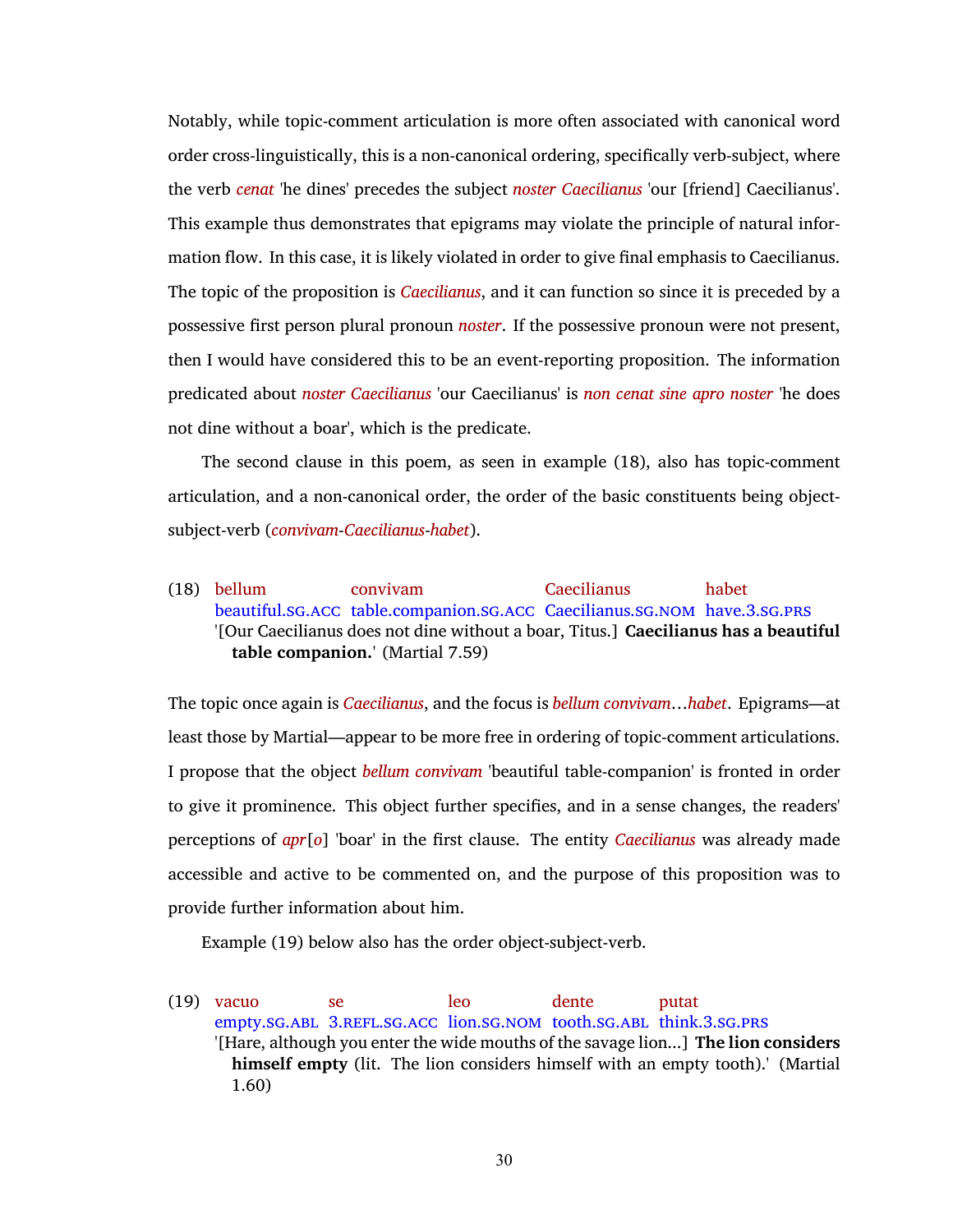Notably, while topic-comment articulation is more often associated with canonical word order cross-linguistically, this is a non-canonical ordering, specifically verb-subject, where the verb *cenat* 'he dines' precedes the subject *noster Caecilianus* 'our [friend] Caecilianus'. This example thus demonstrates that epigrams may violate the principle of natural information flow. In this case, it is likely violated in order to give final emphasis to Caecilianus. The topic of the proposition is *Caecilianus*, and it can function so since it is preceded by a possessive first person plural pronoun *noster*. If the possessive pronoun were not present, then I would have considered this to be an event-reporting proposition. The information predicated about *noster Caecilianus* 'our Caecilianus' is *non cenat sine apro noster* 'he does not dine without a boar', which is the predicate.

The second clause in this poem, as seen in example (18), also has topic-comment articulation, and a non-canonical order, the order of the basic constituents being object-subject-verb (*convivam*-*Caecilianus*-*habet*).

(18) bellum convivam Caecilianus habet
beautiful.SG.ACC table.companion.SG.ACC Caecilianus.SG.NOM have.3.SG.PRS
'[Our Caecilianus does not dine without a boar, Titus.] **Caecilianus has a beautiful table companion.**' (Martial 7.59)

The topic once again is *Caecilianus*, and the focus is *bellum convivam*…*habet*. Epigrams—at least those by Martial—appear to be more free in ordering of topic-comment articulations. I propose that the object *bellum convivam* 'beautiful table-companion' is fronted in order to give it prominence. This object further specifies, and in a sense changes, the readers' perceptions of *apr*[*o*] 'boar' in the first clause. The entity *Caecilianus* was already made accessible and active to be commented on, and the purpose of this proposition was to provide further information about him.

Example (19) below also has the order object-subject-verb.

(19) vacuo se leo dente putat
empty.SG.ABL 3.REFL.SG.ACC lion.SG.NOM tooth.SG.ABL think.3.SG.PRS
'[Hare, although you enter the wide mouths of the savage lion...] **The lion considers himself empty** (lit. The lion considers himself with an empty tooth).' (Martial 1.60)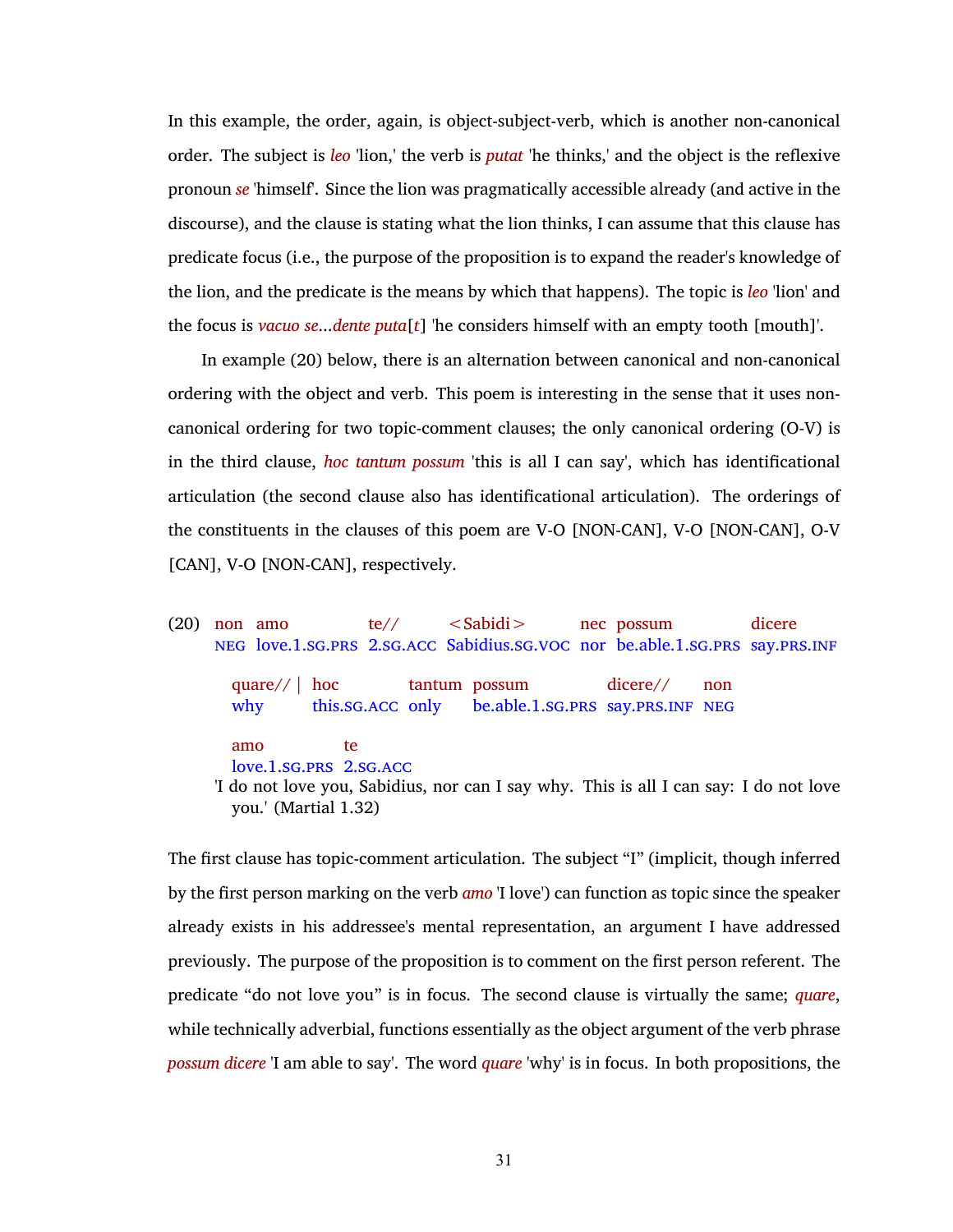In this example, the order, again, is object-subject-verb, which is another non-canonical order. The subject is *leo* 'lion,' the verb is *putat* 'he thinks,' and the object is the reflexive pronoun *se* 'himself'. Since the lion was pragmatically accessible already (and active in the discourse), and the clause is stating what the lion thinks, I can assume that this clause has predicate focus (i.e., the purpose of the proposition is to expand the reader's knowledge of the lion, and the predicate is the means by which that happens). The topic is *leo* 'lion' and the focus is *vacuo se*...*dente puta*[*t*] 'he considers himself with an empty tooth [mouth]'.

In example (20) below, there is an alternation between canonical and non-canonical ordering with the object and verb. This poem is interesting in the sense that it uses non-canonical ordering for two topic-comment clauses; the only canonical ordering (O-V) is in the third clause, *hoc tantum possum* 'this is all I can say', which has identificational articulation (the second clause also has identificational articulation). The orderings of the constituents in the clauses of this poem are V-O [NON-CAN], V-O [NON-CAN], O-V [CAN], V-O [NON-CAN], respectively.

(20) non amo te// <Sabidi> nec possum dicere
NEG love.1.SG.PRS 2.SG.ACC Sabidius.SG.VOC nor be.able.1.SG.PRS say.PRS.INF

quare// | hoc tantum possum dicere// non
why this.SG.ACC only be.able.1.SG.PRS say.PRS.INF NEG

amo te
love.1.SG.PRS 2.SG.ACC

'I do not love you, Sabidius, nor can I say why. This is all I can say: I do not love you.' (Martial 1.32)

The first clause has topic-comment articulation. The subject "I" (implicit, though inferred by the first person marking on the verb *amo* 'I love') can function as topic since the speaker already exists in his addressee's mental representation, an argument I have addressed previously. The purpose of the proposition is to comment on the first person referent. The predicate "do not love you" is in focus. The second clause is virtually the same; *quare*, while technically adverbial, functions essentially as the object argument of the verb phrase *possum dicere* 'I am able to say'. The word *quare* 'why' is in focus. In both propositions, the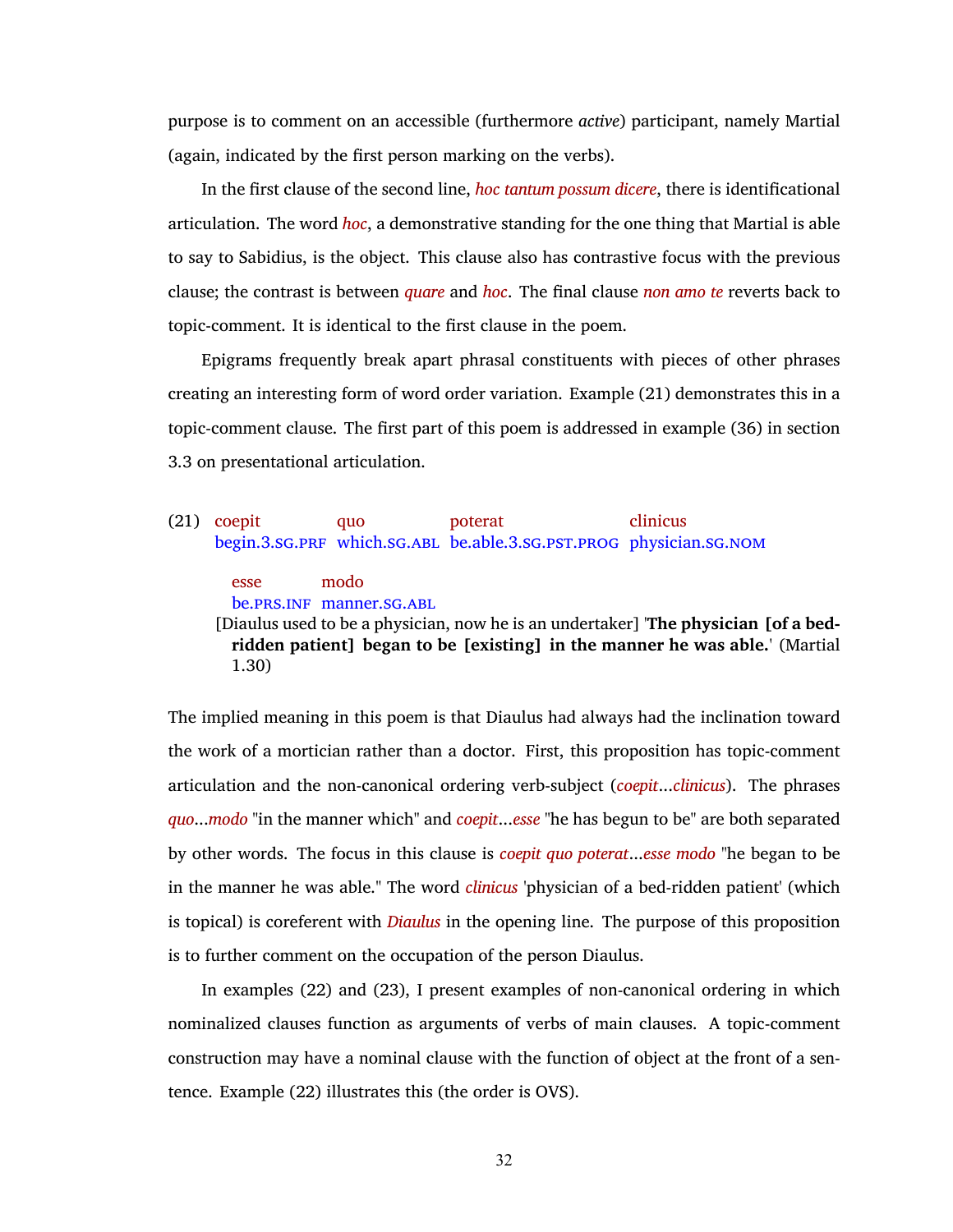purpose is to comment on an accessible (furthermore *active*) participant, namely Martial (again, indicated by the first person marking on the verbs).

In the first clause of the second line, *hoc tantum possum dicere*, there is identificational articulation. The word *hoc*, a demonstrative standing for the one thing that Martial is able to say to Sabidius, is the object. This clause also has contrastive focus with the previous clause; the contrast is between *quare* and *hoc*. The final clause *non amo te* reverts back to topic-comment. It is identical to the first clause in the poem.

Epigrams frequently break apart phrasal constituents with pieces of other phrases creating an interesting form of word order variation. Example (21) demonstrates this in a topic-comment clause. The first part of this poem is addressed in example (36) in section 3.3 on presentational articulation.

(21)

| coepit | quo | poterat | clinicus |
|---|---|---|---|
| begin.3.SG.PRF | which.SG.ABL | be.able.3.SG.PST.PROG | physician.SG.NOM |

| esse | modo |
|---|---|
| be.PRS.INF | manner.SG.ABL |

[Diaulus used to be a physician, now he is an undertaker] '**The physician [of a bed-ridden patient] began to be [existing] in the manner he was able.**' (Martial 1.30)

The implied meaning in this poem is that Diaulus had always had the inclination toward the work of a mortician rather than a doctor. First, this proposition has topic-comment articulation and the non-canonical ordering verb-subject (*coepit*...*clinicus*). The phrases *quo*...*modo* "in the manner which" and *coepit*...*esse* "he has begun to be" are both separated by other words. The focus in this clause is *coepit quo poterat*...*esse modo* "he began to be in the manner he was able." The word *clinicus* 'physician of a bed-ridden patient' (which is topical) is coreferent with *Diaulus* in the opening line. The purpose of this proposition is to further comment on the occupation of the person Diaulus.

In examples (22) and (23), I present examples of non-canonical ordering in which nominalized clauses function as arguments of verbs of main clauses. A topic-comment construction may have a nominal clause with the function of object at the front of a sentence. Example (22) illustrates this (the order is OVS).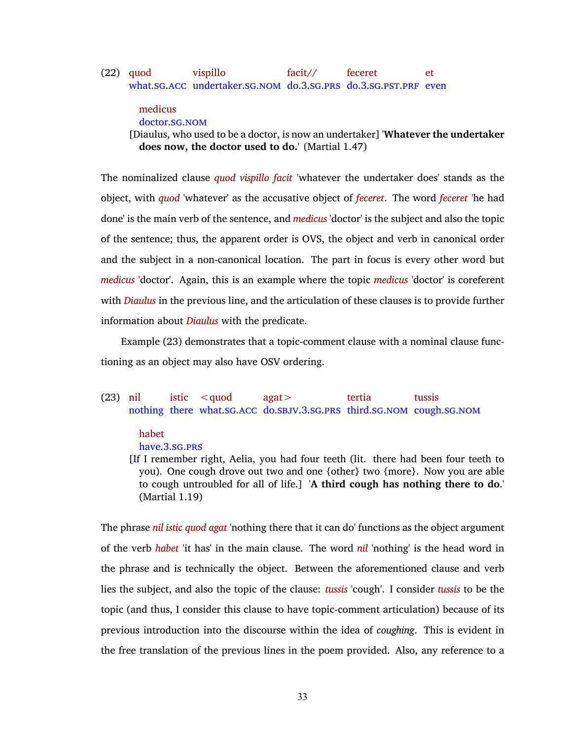(22) quod vispillo facit// feceret et medicus
what.SG.ACC undertaker.SG.NOM do.3.SG.PRS do.3.SG.PST.PRF even doctor.SG.NOM

[Diaulus, who used to be a doctor, is now an undertaker] '**Whatever the undertaker does now, the doctor used to do.**' (Martial 1.47)

The nominalized clause *quod vispillo facit* 'whatever the undertaker does' stands as the object, with *quod* 'whatever' as the accusative object of *feceret*. The word *feceret* 'he had done' is the main verb of the sentence, and *medicus* 'doctor' is the subject and also the topic of the sentence; thus, the apparent order is OVS, the object and verb in canonical order and the subject in a non-canonical location. The part in focus is every other word but *medicus* 'doctor'. Again, this is an example where the topic *medicus* 'doctor' is coreferent with *Diaulus* in the previous line, and the articulation of these clauses is to provide further information about *Diaulus* with the predicate.

Example (23) demonstrates that a topic-comment clause with a nominal clause functioning as an object may also have OSV ordering.

(23) nil istic <quod agat> tertia tussis habet
nothing there what.SG.ACC do.SBJV.3.SG.PRS third.SG.NOM cough.SG.NOM have.3.SG.PRS

[If I remember right, Aelia, you had four teeth (lit. there had been four teeth to you). One cough drove out two and one {other} two {more}. Now you are able to cough untroubled for all of life.] '**A third cough has nothing there to do**.' (Martial 1.19)

The phrase *nil istic quod agat* 'nothing there that it can do' functions as the object argument of the verb *habet* 'it has' in the main clause. The word *nil* 'nothing' is the head word in the phrase and is technically the object. Between the aforementioned clause and verb lies the subject, and also the topic of the clause: *tussis* 'cough'. I consider *tussis* to be the topic (and thus, I consider this clause to have topic-comment articulation) because of its previous introduction into the discourse within the idea of *coughing*. This is evident in the free translation of the previous lines in the poem provided. Also, any reference to a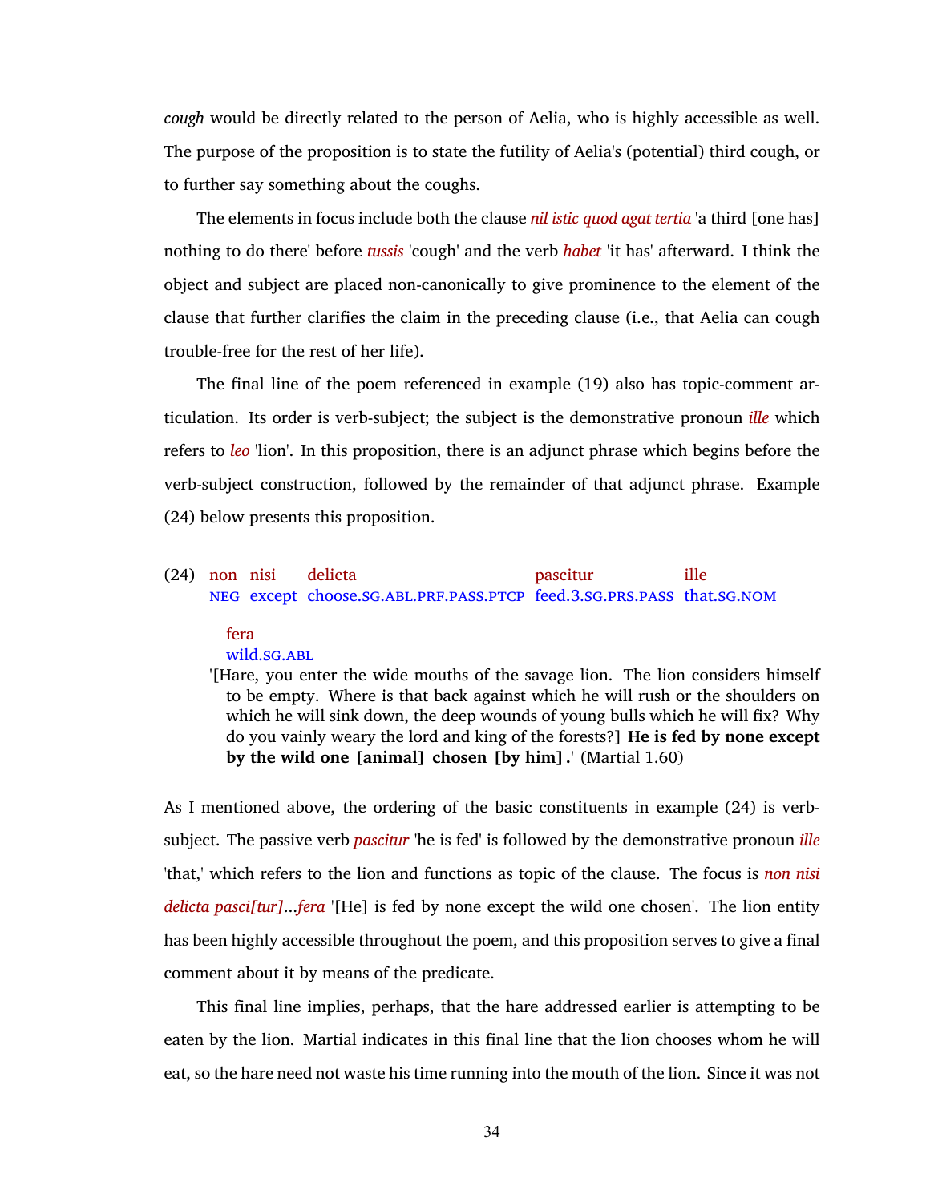*cough* would be directly related to the person of Aelia, who is highly accessible as well. The purpose of the proposition is to state the futility of Aelia's (potential) third cough, or to further say something about the coughs.

The elements in focus include both the clause *nil istic quod agat tertia* 'a third [one has] nothing to do there' before *tussis* 'cough' and the verb *habet* 'it has' afterward. I think the object and subject are placed non-canonically to give prominence to the element of the clause that further clarifies the claim in the preceding clause (i.e., that Aelia can cough trouble-free for the rest of her life).

The final line of the poem referenced in example (19) also has topic-comment articulation. Its order is verb-subject; the subject is the demonstrative pronoun *ille* which refers to *leo* 'lion'. In this proposition, there is an adjunct phrase which begins before the verb-subject construction, followed by the remainder of that adjunct phrase. Example (24) below presents this proposition.

(24)

| non | nisi | delicta | pascitur | ille | fera |
|---|---|---|---|---|---|
| NEG | except | choose.SG.ABL.PRF.PASS.PTCP | feed.3.SG.PRS.PASS | that.SG.NOM | wild.SG.ABL |

'[Hare, you enter the wide mouths of the savage lion. The lion considers himself to be empty. Where is that back against which he will rush or the shoulders on which he will sink down, the deep wounds of young bulls which he will fix? Why do you vainly weary the lord and king of the forests?] **He is fed by none except by the wild one [animal] chosen [by him].**' (Martial 1.60)

As I mentioned above, the ordering of the basic constituents in example (24) is verb-subject. The passive verb *pascitur* 'he is fed' is followed by the demonstrative pronoun *ille* 'that,' which refers to the lion and functions as topic of the clause. The focus is *non nisi delicta pasci[tur]...fera* '[He] is fed by none except the wild one chosen'. The lion entity has been highly accessible throughout the poem, and this proposition serves to give a final comment about it by means of the predicate.

This final line implies, perhaps, that the hare addressed earlier is attempting to be eaten by the lion. Martial indicates in this final line that the lion chooses whom he will eat, so the hare need not waste his time running into the mouth of the lion. Since it was not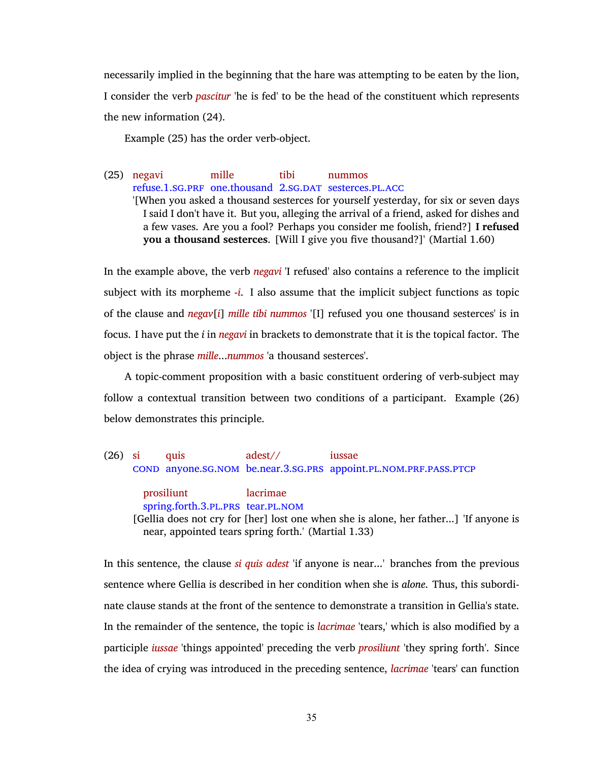necessarily implied in the beginning that the hare was attempting to be eaten by the lion, I consider the verb *pascitur* 'he is fed' to be the head of the constituent which represents the new information (24).

Example (25) has the order verb-object.

(25) negavi mille tibi nummos
refuse.1.SG.PRF one.thousand 2.SG.DAT sesterces.PL.ACC
'[When you asked a thousand sesterces for yourself yesterday, for six or seven days I said I don't have it. But you, alleging the arrival of a friend, asked for dishes and a few vases. Are you a fool? Perhaps you consider me foolish, friend?] **I refused you a thousand sesterces**. [Will I give you five thousand?]' (Martial 1.60)

In the example above, the verb *negavi* 'I refused' also contains a reference to the implicit subject with its morpheme *-i*. I also assume that the implicit subject functions as topic of the clause and *negav*[*i*] *mille tibi nummos* '[I] refused you one thousand sesterces' is in focus. I have put the *i* in *negavi* in brackets to demonstrate that it is the topical factor. The object is the phrase *mille*...*nummos* 'a thousand sesterces'.

A topic-comment proposition with a basic constituent ordering of verb-subject may follow a contextual transition between two conditions of a participant. Example (26) below demonstrates this principle.

(26) si quis adest// iussae
COND anyone.SG.NOM be.near.3.SG.PRS appoint.PL.NOM.PRF.PASS.PTCP

prosiliunt lacrimae
spring.forth.3.PL.PRS tear.PL.NOM
[Gellia does not cry for [her] lost one when she is alone, her father...] 'If anyone is near, appointed tears spring forth.' (Martial 1.33)

In this sentence, the clause *si quis adest* 'if anyone is near...' branches from the previous sentence where Gellia is described in her condition when she is *alone*. Thus, this subordinate clause stands at the front of the sentence to demonstrate a transition in Gellia's state. In the remainder of the sentence, the topic is *lacrimae* 'tears,' which is also modified by a participle *iussae* 'things appointed' preceding the verb *prosiliunt* 'they spring forth'. Since the idea of crying was introduced in the preceding sentence, *lacrimae* 'tears' can function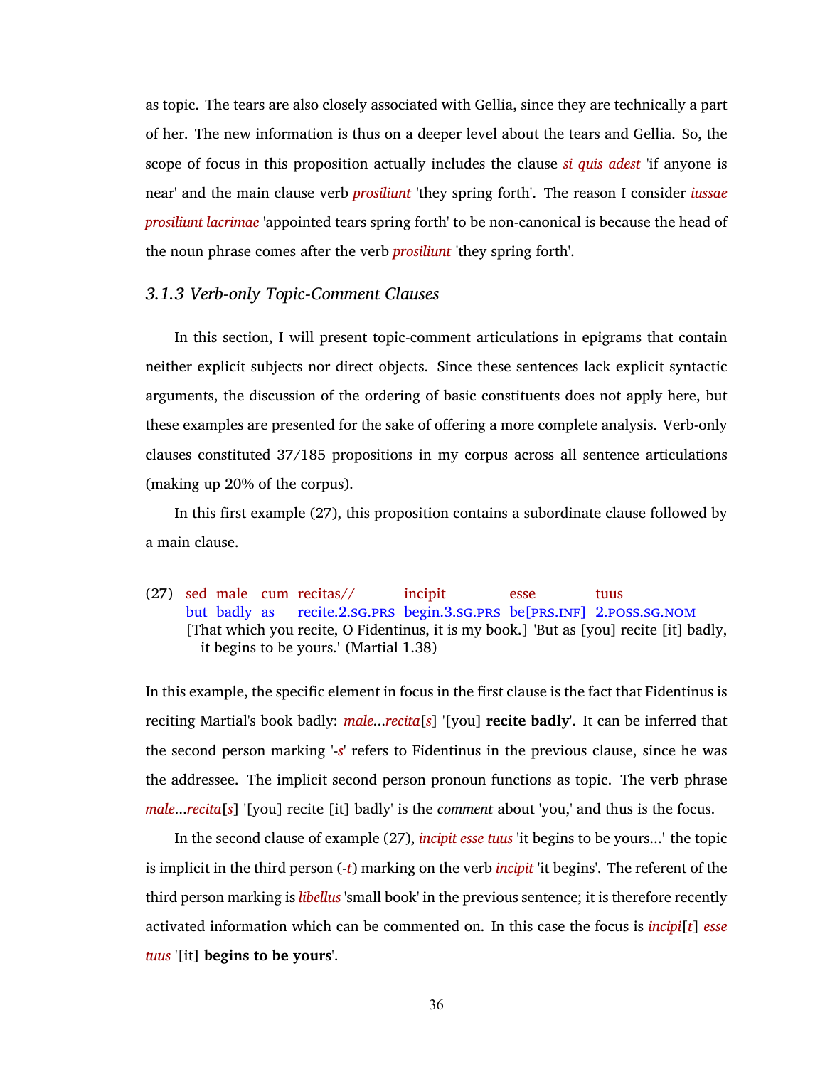as topic. The tears are also closely associated with Gellia, since they are technically a part of her. The new information is thus on a deeper level about the tears and Gellia. So, the scope of focus in this proposition actually includes the clause *si quis adest* 'if anyone is near' and the main clause verb *prosiliunt* 'they spring forth'. The reason I consider *iussae prosiliunt lacrimae* 'appointed tears spring forth' to be non-canonical is because the head of the noun phrase comes after the verb *prosiliunt* 'they spring forth'.

### *3.1.3 Verb-only Topic-Comment Clauses*

In this section, I will present topic-comment articulations in epigrams that contain neither explicit subjects nor direct objects. Since these sentences lack explicit syntactic arguments, the discussion of the ordering of basic constituents does not apply here, but these examples are presented for the sake of offering a more complete analysis. Verb-only clauses constituted 37/185 propositions in my corpus across all sentence articulations (making up 20% of the corpus).

In this first example (27), this proposition contains a subordinate clause followed by a main clause.

| (27) | sed | male | cum | recitas// | incipit | esse | tuus |
|---|---|---|---|---|---|---|---|
| | but | badly | as | recite.2.SG.PRS | begin.3.SG.PRS | be[PRS.INF] | 2.POSS.SG.NOM |

[That which you recite, O Fidentinus, it is my book.] 'But as [you] recite [it] badly, it begins to be yours.' (Martial 1.38)

In this example, the specific element in focus in the first clause is the fact that Fidentinus is reciting Martial's book badly: *male*...*recita*[*s*] '[you] **recite badly**'. It can be inferred that the second person marking '-*s*' refers to Fidentinus in the previous clause, since he was the addressee. The implicit second person pronoun functions as topic. The verb phrase *male*...*recita*[*s*] '[you] recite [it] badly' is the *comment* about 'you,' and thus is the focus.

In the second clause of example (27), *incipit esse tuus* 'it begins to be yours...' the topic is implicit in the third person (-*t*) marking on the verb *incipit* 'it begins'. The referent of the third person marking is *libellus* 'small book' in the previous sentence; it is therefore recently activated information which can be commented on. In this case the focus is *incipi*[*t*] *esse tuus* '[it] **begins to be yours**'.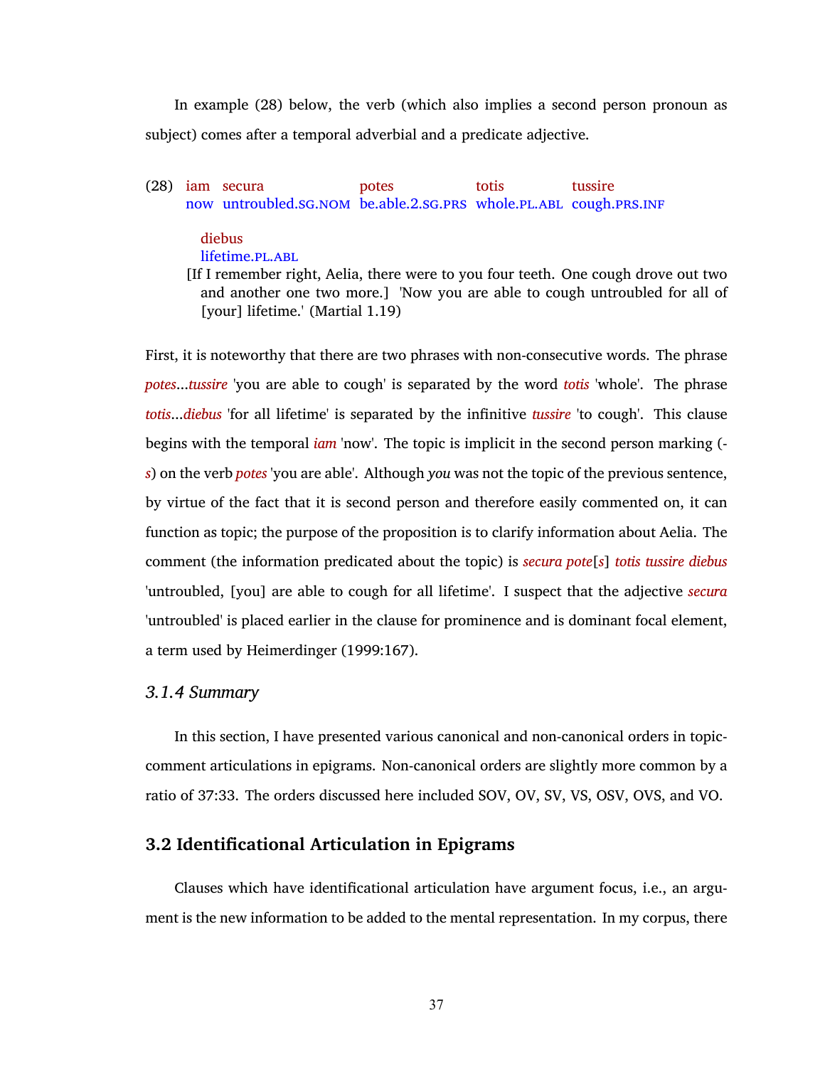In example (28) below, the verb (which also implies a second person pronoun as subject) comes after a temporal adverbial and a predicate adjective.

(28) iam secura potes totis tussire
now untroubled.SG.NOM be.able.2.SG.PRS whole.PL.ABL cough.PRS.INF

diebus
lifetime.PL.ABL

[If I remember right, Aelia, there were to you four teeth. One cough drove out two and another one two more.] 'Now you are able to cough untroubled for all of [your] lifetime.' (Martial 1.19)

First, it is noteworthy that there are two phrases with non-consecutive words. The phrase *potes*...*tussire* 'you are able to cough' is separated by the word *totis* 'whole'. The phrase *totis*...*diebus* 'for all lifetime' is separated by the infinitive *tussire* 'to cough'. This clause begins with the temporal *iam* 'now'. The topic is implicit in the second person marking (-*s*) on the verb *potes* 'you are able'. Although *you* was not the topic of the previous sentence, by virtue of the fact that it is second person and therefore easily commented on, it can function as topic; the purpose of the proposition is to clarify information about Aelia. The comment (the information predicated about the topic) is *secura pote*[*s*] *totis tussire diebus* 'untroubled, [you] are able to cough for all lifetime'. I suspect that the adjective *secura* 'untroubled' is placed earlier in the clause for prominence and is dominant focal element, a term used by Heimerdinger (1999:167).

### *3.1.4 Summary*

In this section, I have presented various canonical and non-canonical orders in topic-comment articulations in epigrams. Non-canonical orders are slightly more common by a ratio of 37:33. The orders discussed here included SOV, OV, SV, VS, OSV, OVS, and VO.

## 3.2 Identificational Articulation in Epigrams

Clauses which have identificational articulation have argument focus, i.e., an argument is the new information to be added to the mental representation. In my corpus, there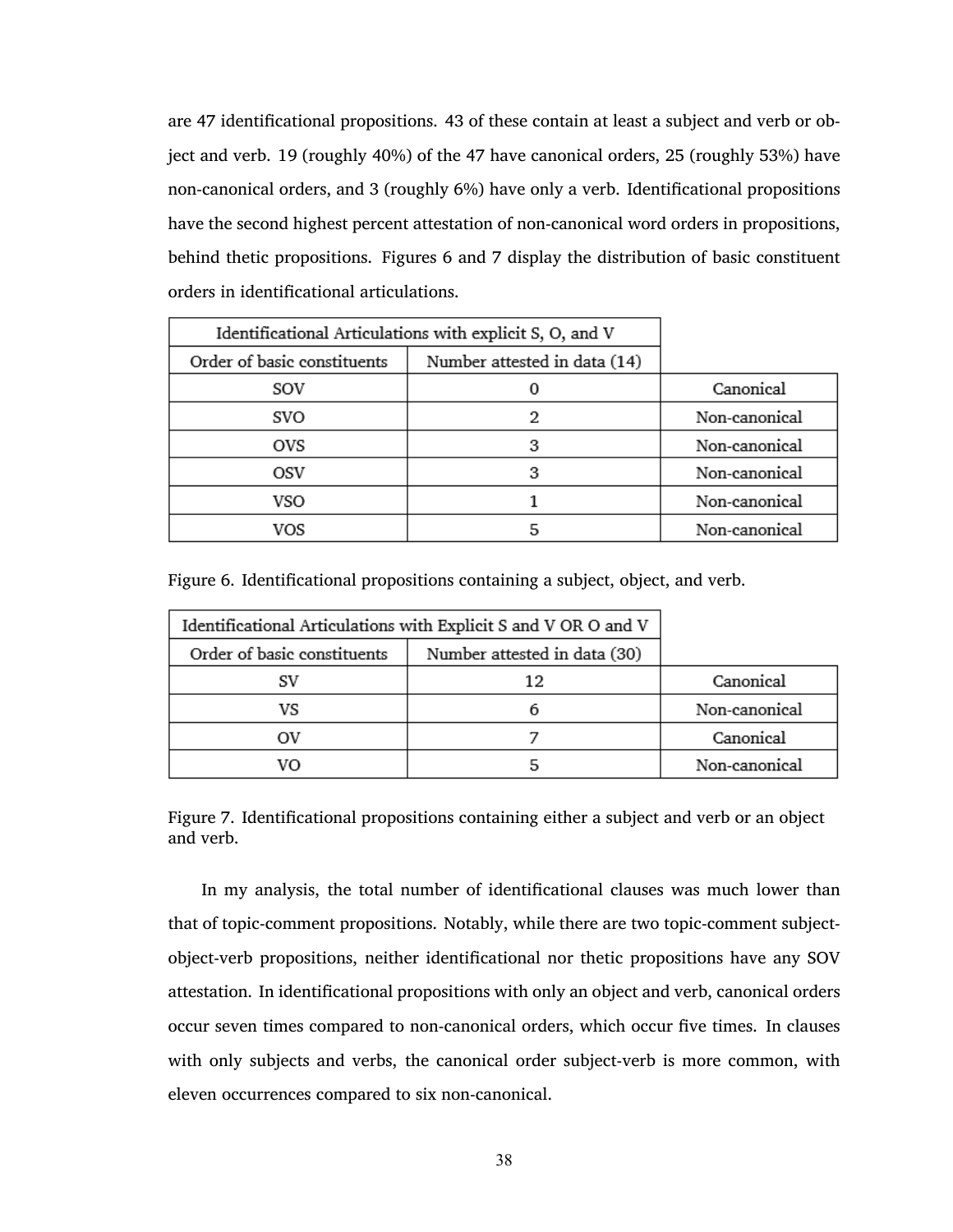are 47 identificational propositions. 43 of these contain at least a subject and verb or object and verb. 19 (roughly 40%) of the 47 have canonical orders, 25 (roughly 53%) have non-canonical orders, and 3 (roughly 6%) have only a verb. Identificational propositions have the second highest percent attestation of non-canonical word orders in propositions, behind thetic propositions. Figures 6 and 7 display the distribution of basic constituent orders in identificational articulations.

| Identificational Articulations with explicit S, O, and V | | |
|---|---|---|
| Order of basic constituents | Number attested in data (14) | |
| SOV | 0 | Canonical |
| SVO | 2 | Non-canonical |
| OVS | 3 | Non-canonical |
| OSV | 3 | Non-canonical |
| VSO | 1 | Non-canonical |
| VOS | 5 | Non-canonical |

Figure 6. Identificational propositions containing a subject, object, and verb.

| Identificational Articulations with Explicit S and V OR O and V | | |
|---|---|---|
| Order of basic constituents | Number attested in data (30) | |
| SV | 12 | Canonical |
| VS | 6 | Non-canonical |
| OV | 7 | Canonical |
| VO | 5 | Non-canonical |

Figure 7. Identificational propositions containing either a subject and verb or an object and verb.

In my analysis, the total number of identificational clauses was much lower than that of topic-comment propositions. Notably, while there are two topic-comment subject-object-verb propositions, neither identificational nor thetic propositions have any SOV attestation. In identificational propositions with only an object and verb, canonical orders occur seven times compared to non-canonical orders, which occur five times. In clauses with only subjects and verbs, the canonical order subject-verb is more common, with eleven occurrences compared to six non-canonical.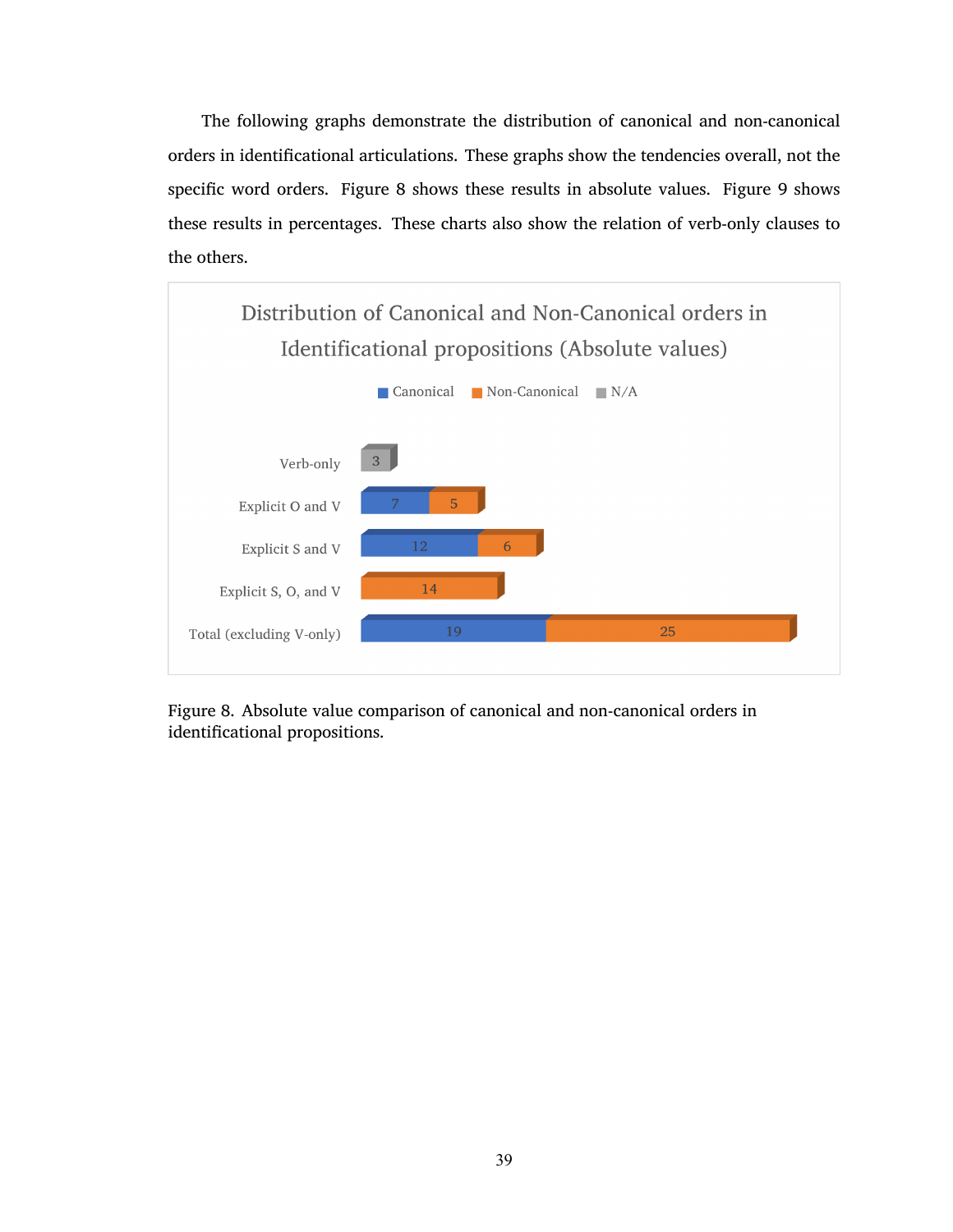The following graphs demonstrate the distribution of canonical and non-canonical orders in identificational articulations. These graphs show the tendencies overall, not the specific word orders. Figure 8 shows these results in absolute values. Figure 9 shows these results in percentages. These charts also show the relation of verb-only clauses to the others.

Distribution of Canonical and Non-Canonical orders in Identificational propositions (Absolute values)

| | Canonical | Non-Canonical | N/A |
|---|---|---|---|
| Verb-only | | | 3 |
| Explicit O and V | 7 | 5 | |
| Explicit S and V | 12 | 6 | |
| Explicit S, O, and V | | 14 | |
| Total (excluding V-only) | 19 | 25 | |

Figure 8. Absolute value comparison of canonical and non-canonical orders in identificational propositions.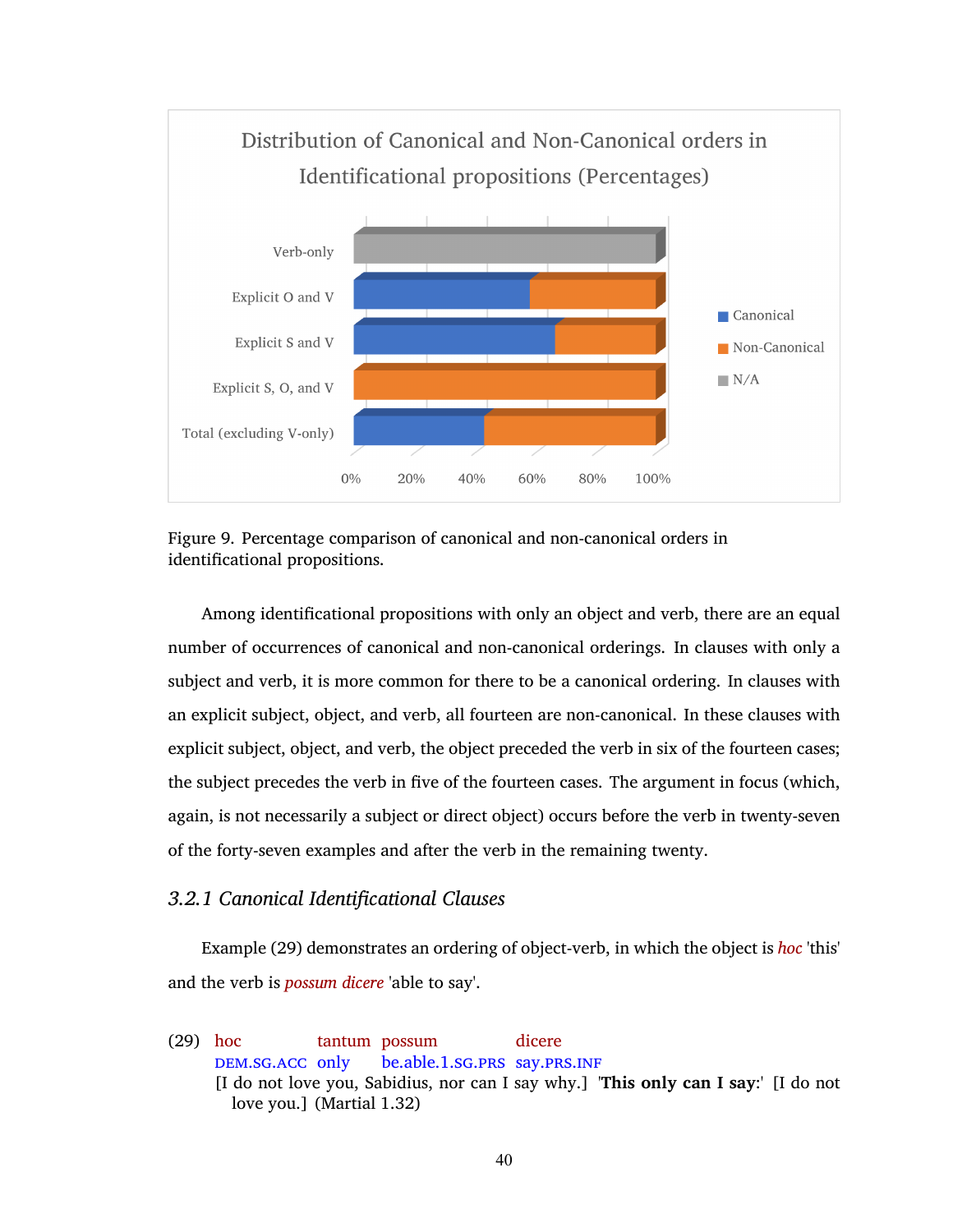Figure 9. Percentage comparison of canonical and non-canonical orders in identificational propositions.

Among identificational propositions with only an object and verb, there are an equal number of occurrences of canonical and non-canonical orderings. In clauses with only a subject and verb, it is more common for there to be a canonical ordering. In clauses with an explicit subject, object, and verb, all fourteen are non-canonical. In these clauses with explicit subject, object, and verb, the object preceded the verb in six of the fourteen cases; the subject precedes the verb in five of the fourteen cases. The argument in focus (which, again, is not necessarily a subject or direct object) occurs before the verb in twenty-seven of the forty-seven examples and after the verb in the remaining twenty.

### 3.2.1 Canonical Identificational Clauses

Example (29) demonstrates an ordering of object-verb, in which the object is *hoc* 'this' and the verb is *possum dicere* 'able to say'.

(29) hoc tantum possum dicere
DEM.SG.ACC only be.able.1.SG.PRS say.PRS.INF
[I do not love you, Sabidius, nor can I say why.] '**This only can I say**:' [I do not love you.] (Martial 1.32)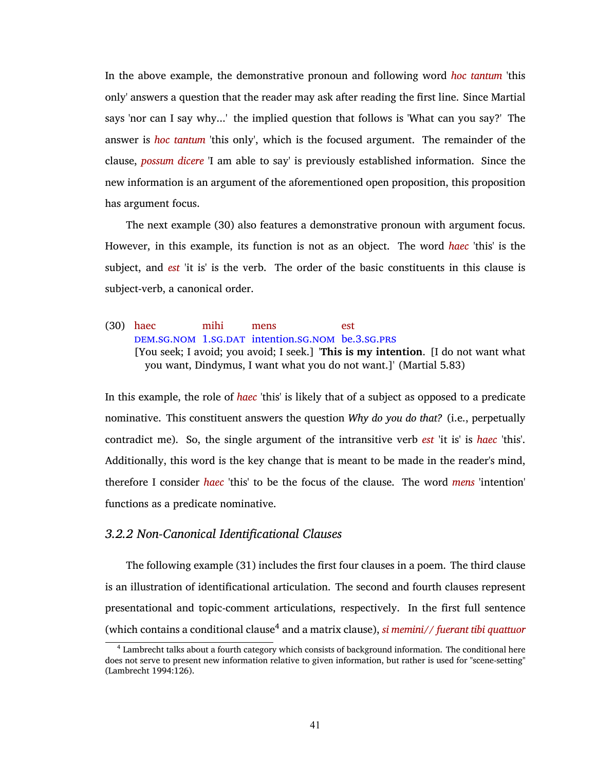In the above example, the demonstrative pronoun and following word *hoc tantum* 'this only' answers a question that the reader may ask after reading the first line. Since Martial says 'nor can I say why...' the implied question that follows is 'What can you say?' The answer is *hoc tantum* 'this only', which is the focused argument. The remainder of the clause, *possum dicere* 'I am able to say' is previously established information. Since the new information is an argument of the aforementioned open proposition, this proposition has argument focus.

The next example (30) also features a demonstrative pronoun with argument focus. However, in this example, its function is not as an object. The word *haec* 'this' is the subject, and *est* 'it is' is the verb. The order of the basic constituents in this clause is subject-verb, a canonical order.

(30)

| haec | mihi | mens | est |
|---|---|---|---|
| DEM.SG.NOM | 1.SG.DAT | intention.SG.NOM | be.3.SG.PRS |

[You seek; I avoid; you avoid; I seek.] '**This is my intention**. [I do not want what you want, Dindymus, I want what you do not want.]' (Martial 5.83)

In this example, the role of *haec* 'this' is likely that of a subject as opposed to a predicate nominative. This constituent answers the question *Why do you do that?* (i.e., perpetually contradict me). So, the single argument of the intransitive verb *est* 'it is' is *haec* 'this'. Additionally, this word is the key change that is meant to be made in the reader's mind, therefore I consider *haec* 'this' to be the focus of the clause. The word *mens* 'intention' functions as a predicate nominative.

### *3.2.2 Non-Canonical Identificational Clauses*

The following example (31) includes the first four clauses in a poem. The third clause is an illustration of identificational articulation. The second and fourth clauses represent presentational and topic-comment articulations, respectively. In the first full sentence (which contains a conditional clause[4] and a matrix clause), *si memini// fuerant tibi quattuor*

[4] Lambrecht talks about a fourth category which consists of background information. The conditional here does not serve to present new information relative to given information, but rather is used for "scene-setting" (Lambrecht 1994:126).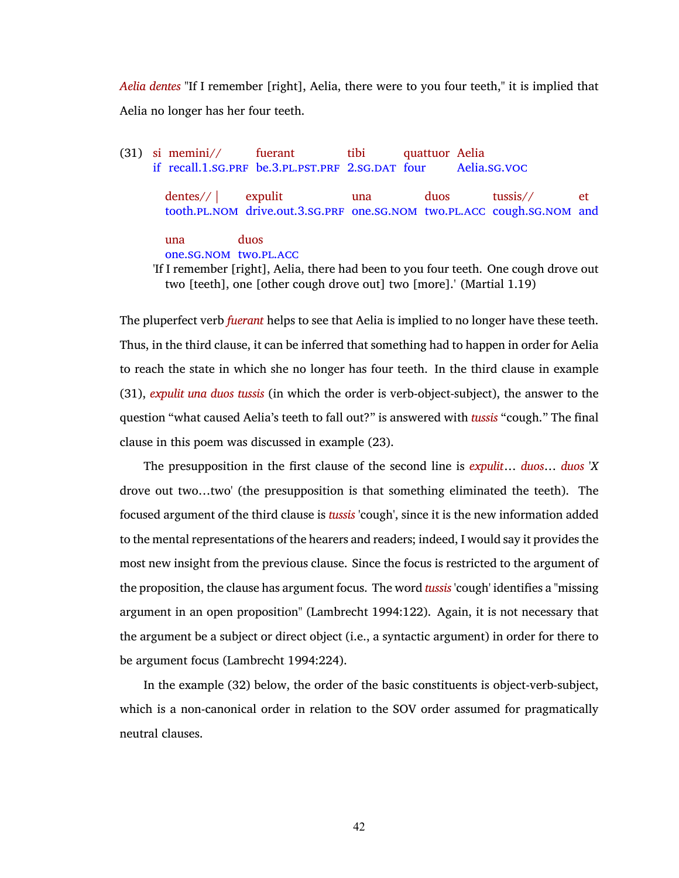*Aelia dentes* "If I remember [right], Aelia, there were to you four teeth," it is implied that Aelia no longer has her four teeth.

(31) si memini// fuerant tibi quattuor Aelia
if recall.1.SG.PRF be.3.PL.PST.PRF 2.SG.DAT four Aelia.SG.VOC

dentes// | expulit una duos tussis// et
tooth.PL.NOM drive.out.3.SG.PRF one.SG.NOM two.PL.ACC cough.SG.NOM and

una duos
one.SG.NOM two.PL.ACC

'If I remember [right], Aelia, there had been to you four teeth. One cough drove out two [teeth], one [other cough drove out] two [more].' (Martial 1.19)

The pluperfect verb *fuerant* helps to see that Aelia is implied to no longer have these teeth. Thus, in the third clause, it can be inferred that something had to happen in order for Aelia to reach the state in which she no longer has four teeth. In the third clause in example (31), *expulit una duos tussis* (in which the order is verb-object-subject), the answer to the question "what caused Aelia's teeth to fall out?" is answered with *tussis* "cough." The final clause in this poem was discussed in example (23).

The presupposition in the first clause of the second line is *expulit*… *duos*… *duos* '*X* drove out two…two' (the presupposition is that something eliminated the teeth). The focused argument of the third clause is *tussis* 'cough', since it is the new information added to the mental representations of the hearers and readers; indeed, I would say it provides the most new insight from the previous clause. Since the focus is restricted to the argument of the proposition, the clause has argument focus. The word *tussis* 'cough' identifies a "missing argument in an open proposition" (Lambrecht 1994:122). Again, it is not necessary that the argument be a subject or direct object (i.e., a syntactic argument) in order for there to be argument focus (Lambrecht 1994:224).

In the example (32) below, the order of the basic constituents is object-verb-subject, which is a non-canonical order in relation to the SOV order assumed for pragmatically neutral clauses.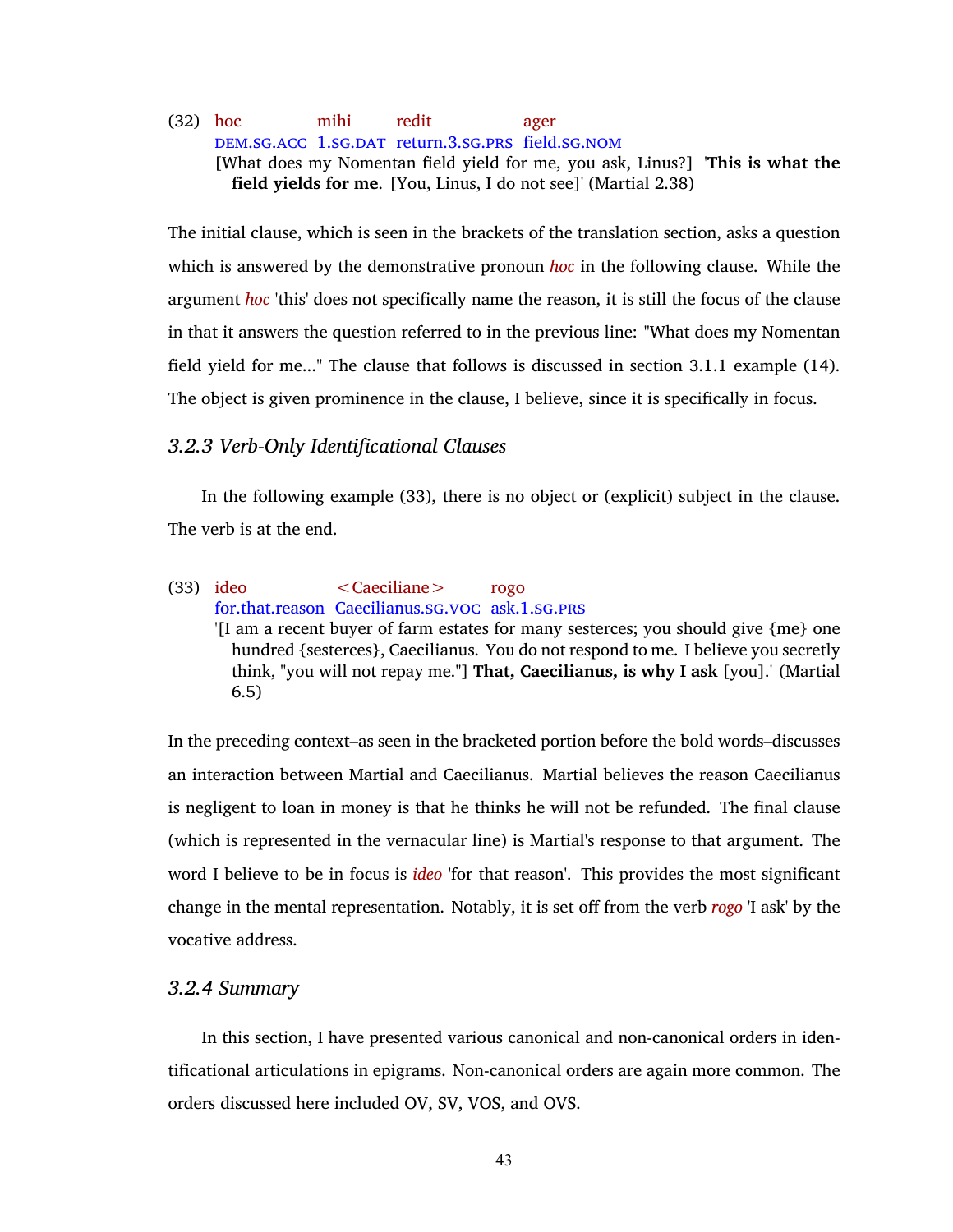(32) hoc mihi redit ager
DEM.SG.ACC 1.SG.DAT return.3.SG.PRS field.SG.NOM
[What does my Nomentan field yield for me, you ask, Linus?] '**This is what the field yields for me**. [You, Linus, I do not see]' (Martial 2.38)

The initial clause, which is seen in the brackets of the translation section, asks a question which is answered by the demonstrative pronoun *hoc* in the following clause. While the argument *hoc* 'this' does not specifically name the reason, it is still the focus of the clause in that it answers the question referred to in the previous line: "What does my Nomentan field yield for me..." The clause that follows is discussed in section 3.1.1 example (14). The object is given prominence in the clause, I believe, since it is specifically in focus.

### *3.2.3 Verb-Only Identificational Clauses*

In the following example (33), there is no object or (explicit) subject in the clause. The verb is at the end.

(33) ideo <Caeciliane> rogo
for.that.reason Caecilianus.SG.VOC ask.1.SG.PRS
'[I am a recent buyer of farm estates for many sesterces; you should give {me} one hundred {sesterces}, Caecilianus. You do not respond to me. I believe you secretly think, "you will not repay me."] **That, Caecilianus, is why I ask** [you].' (Martial 6.5)

In the preceding context–as seen in the bracketed portion before the bold words–discusses an interaction between Martial and Caecilianus. Martial believes the reason Caecilianus is negligent to loan in money is that he thinks he will not be refunded. The final clause (which is represented in the vernacular line) is Martial's response to that argument. The word I believe to be in focus is *ideo* 'for that reason'. This provides the most significant change in the mental representation. Notably, it is set off from the verb *rogo* 'I ask' by the vocative address.

### *3.2.4 Summary*

In this section, I have presented various canonical and non-canonical orders in identificational articulations in epigrams. Non-canonical orders are again more common. The orders discussed here included OV, SV, VOS, and OVS.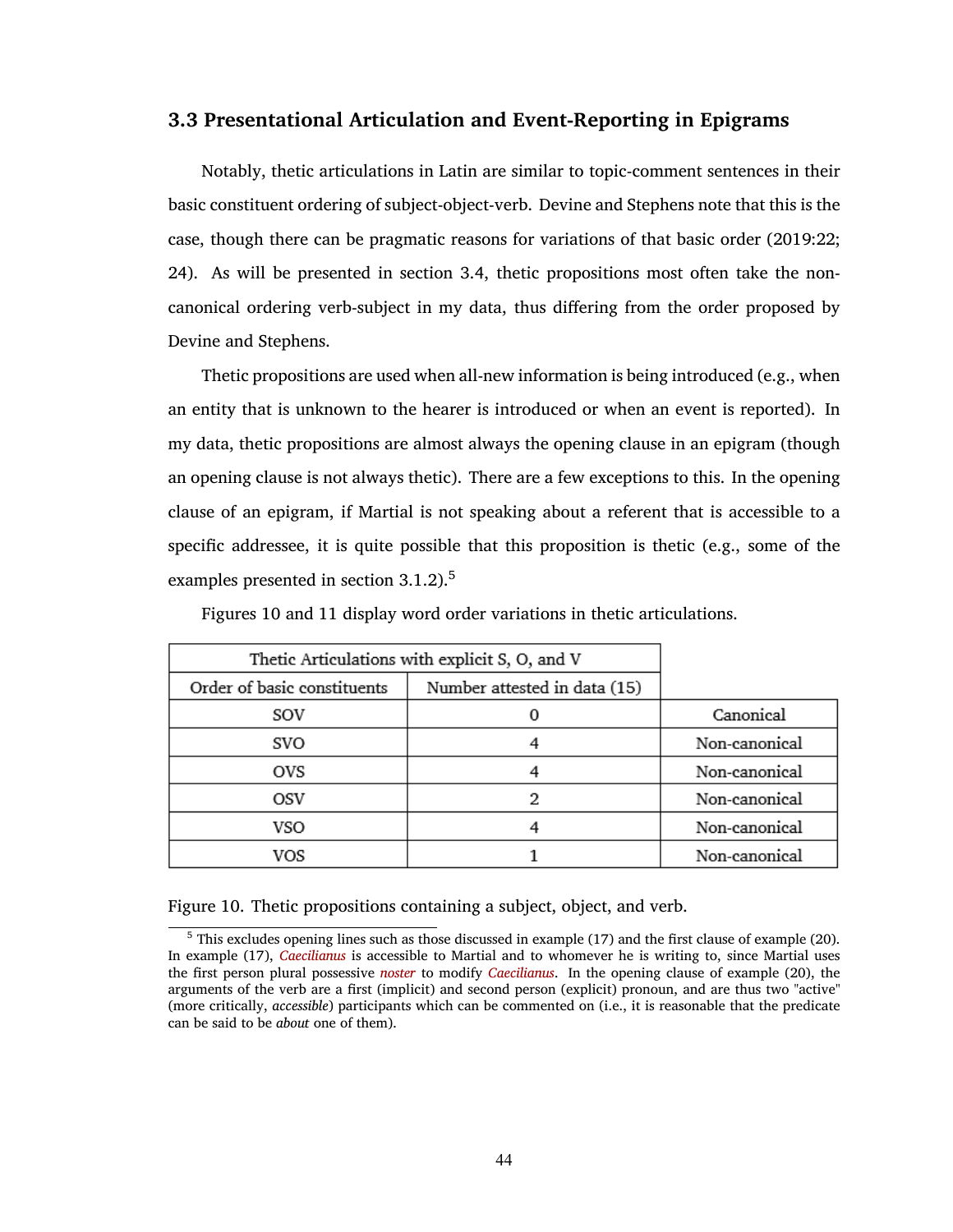### 3.3 Presentational Articulation and Event-Reporting in Epigrams

Notably, thetic articulations in Latin are similar to topic-comment sentences in their basic constituent ordering of subject-object-verb. Devine and Stephens note that this is the case, though there can be pragmatic reasons for variations of that basic order (2019:22; 24). As will be presented in section 3.4, thetic propositions most often take the non-canonical ordering verb-subject in my data, thus differing from the order proposed by Devine and Stephens.

Thetic propositions are used when all-new information is being introduced (e.g., when an entity that is unknown to the hearer is introduced or when an event is reported). In my data, thetic propositions are almost always the opening clause in an epigram (though an opening clause is not always thetic). There are a few exceptions to this. In the opening clause of an epigram, if Martial is not speaking about a referent that is accessible to a specific addressee, it is quite possible that this proposition is thetic (e.g., some of the examples presented in section 3.1.2).[5]

Figures 10 and 11 display word order variations in thetic articulations.

| Thetic Articulations with explicit S, O, and V | | |
|---|---|---|
| Order of basic constituents | Number attested in data (15) | |
| SOV | 0 | Canonical |
| SVO | 4 | Non-canonical |
| OVS | 4 | Non-canonical |
| OSV | 2 | Non-canonical |
| VSO | 4 | Non-canonical |
| VOS | 1 | Non-canonical |

Figure 10. Thetic propositions containing a subject, object, and verb.

[5] This excludes opening lines such as those discussed in example (17) and the first clause of example (20). In example (17), *Caecilianus* is accessible to Martial and to whomever he is writing to, since Martial uses the first person plural possessive *noster* to modify *Caecilianus*. In the opening clause of example (20), the arguments of the verb are a first (implicit) and second person (explicit) pronoun, and are thus two "active" (more critically, *accessible*) participants which can be commented on (i.e., it is reasonable that the predicate can be said to be *about* one of them).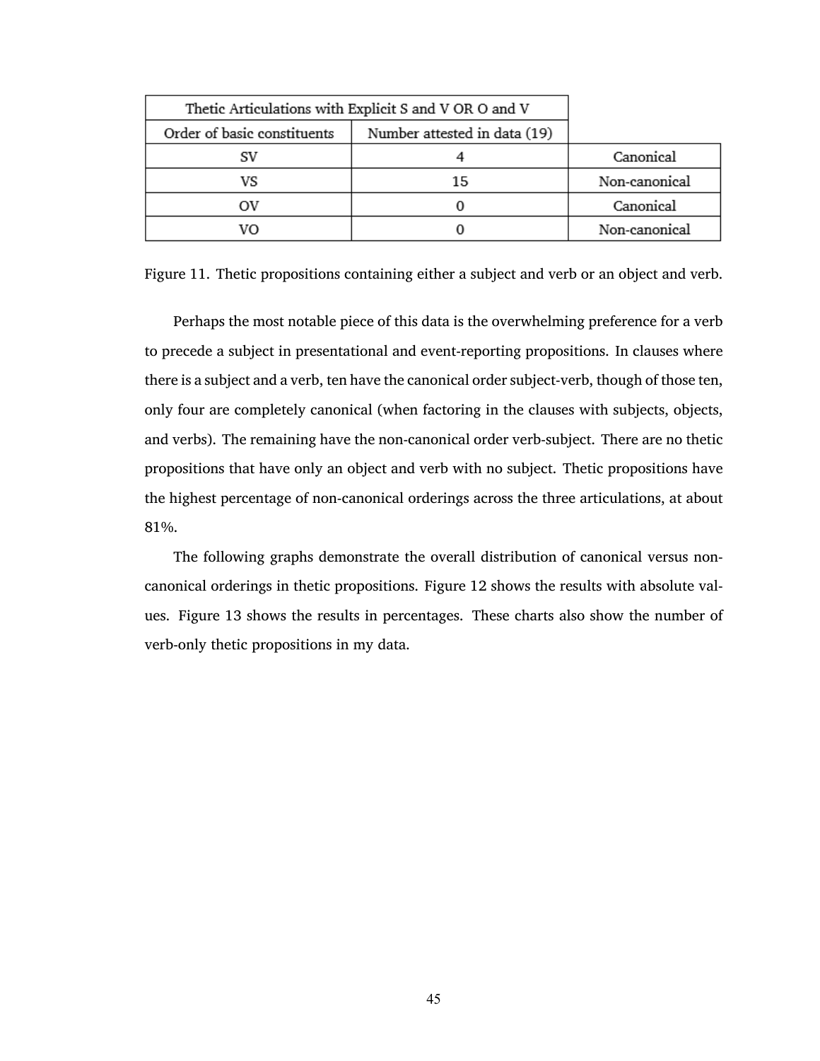| Thetic Articulations with Explicit S and V OR O and V | | |
|---|---|---|
| Order of basic constituents | Number attested in data (19) | |
| SV | 4 | Canonical |
| VS | 15 | Non-canonical |
| OV | 0 | Canonical |
| VO | 0 | Non-canonical |

Figure 11. Thetic propositions containing either a subject and verb or an object and verb.

Perhaps the most notable piece of this data is the overwhelming preference for a verb to precede a subject in presentational and event-reporting propositions. In clauses where there is a subject and a verb, ten have the canonical order subject-verb, though of those ten, only four are completely canonical (when factoring in the clauses with subjects, objects, and verbs). The remaining have the non-canonical order verb-subject. There are no thetic propositions that have only an object and verb with no subject. Thetic propositions have the highest percentage of non-canonical orderings across the three articulations, at about 81%.

The following graphs demonstrate the overall distribution of canonical versus non-canonical orderings in thetic propositions. Figure 12 shows the results with absolute values. Figure 13 shows the results in percentages. These charts also show the number of verb-only thetic propositions in my data.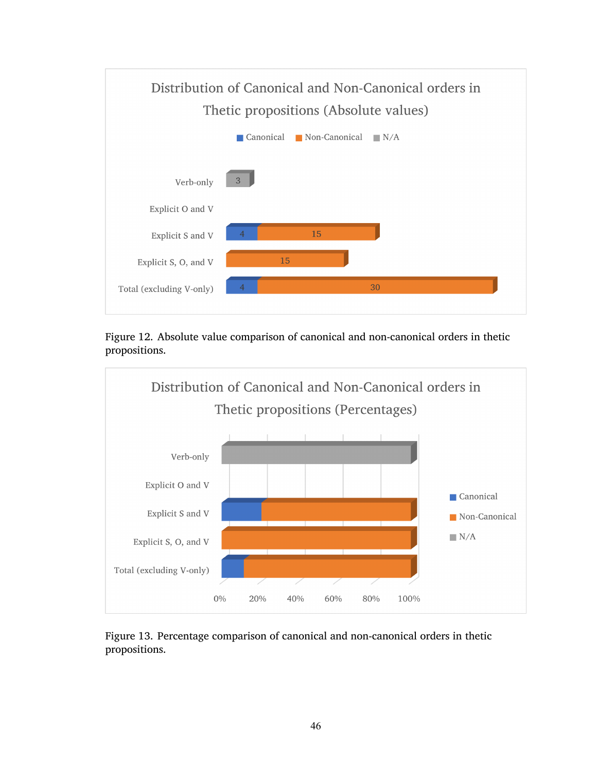Figure 12. Absolute value comparison of canonical and non-canonical orders in thetic propositions.

Figure 13. Percentage comparison of canonical and non-canonical orders in thetic propositions.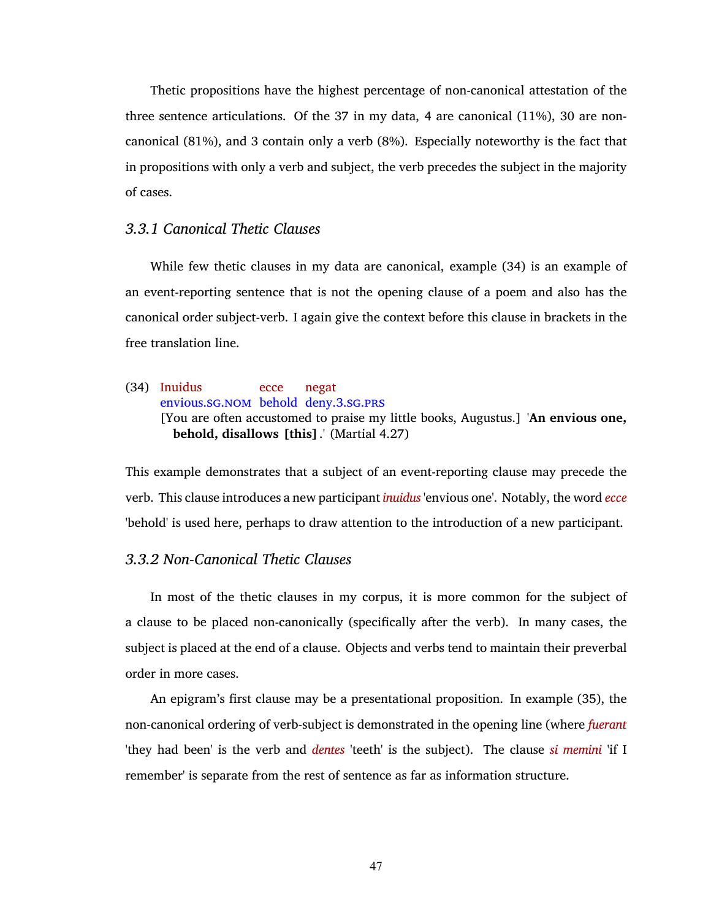Thetic propositions have the highest percentage of non-canonical attestation of the three sentence articulations. Of the 37 in my data, 4 are canonical (11%), 30 are non-canonical (81%), and 3 contain only a verb (8%). Especially noteworthy is the fact that in propositions with only a verb and subject, the verb precedes the subject in the majority of cases.

### *3.3.1 Canonical Thetic Clauses*

While few thetic clauses in my data are canonical, example (34) is an example of an event-reporting sentence that is not the opening clause of a poem and also has the canonical order subject-verb. I again give the context before this clause in brackets in the free translation line.

(34) Inuidus ecce negat
envious.SG.NOM behold deny.3.SG.PRS
[You are often accustomed to praise my little books, Augustus.] '**An envious one, behold, disallows [this]**.' (Martial 4.27)

This example demonstrates that a subject of an event-reporting clause may precede the verb. This clause introduces a new participant *inuidus* 'envious one'. Notably, the word *ecce* 'behold' is used here, perhaps to draw attention to the introduction of a new participant.

### *3.3.2 Non-Canonical Thetic Clauses*

In most of the thetic clauses in my corpus, it is more common for the subject of a clause to be placed non-canonically (specifically after the verb). In many cases, the subject is placed at the end of a clause. Objects and verbs tend to maintain their preverbal order in more cases.

An epigram's first clause may be a presentational proposition. In example (35), the non-canonical ordering of verb-subject is demonstrated in the opening line (where *fuerant* 'they had been' is the verb and *dentes* 'teeth' is the subject). The clause *si memini* 'if I remember' is separate from the rest of sentence as far as information structure.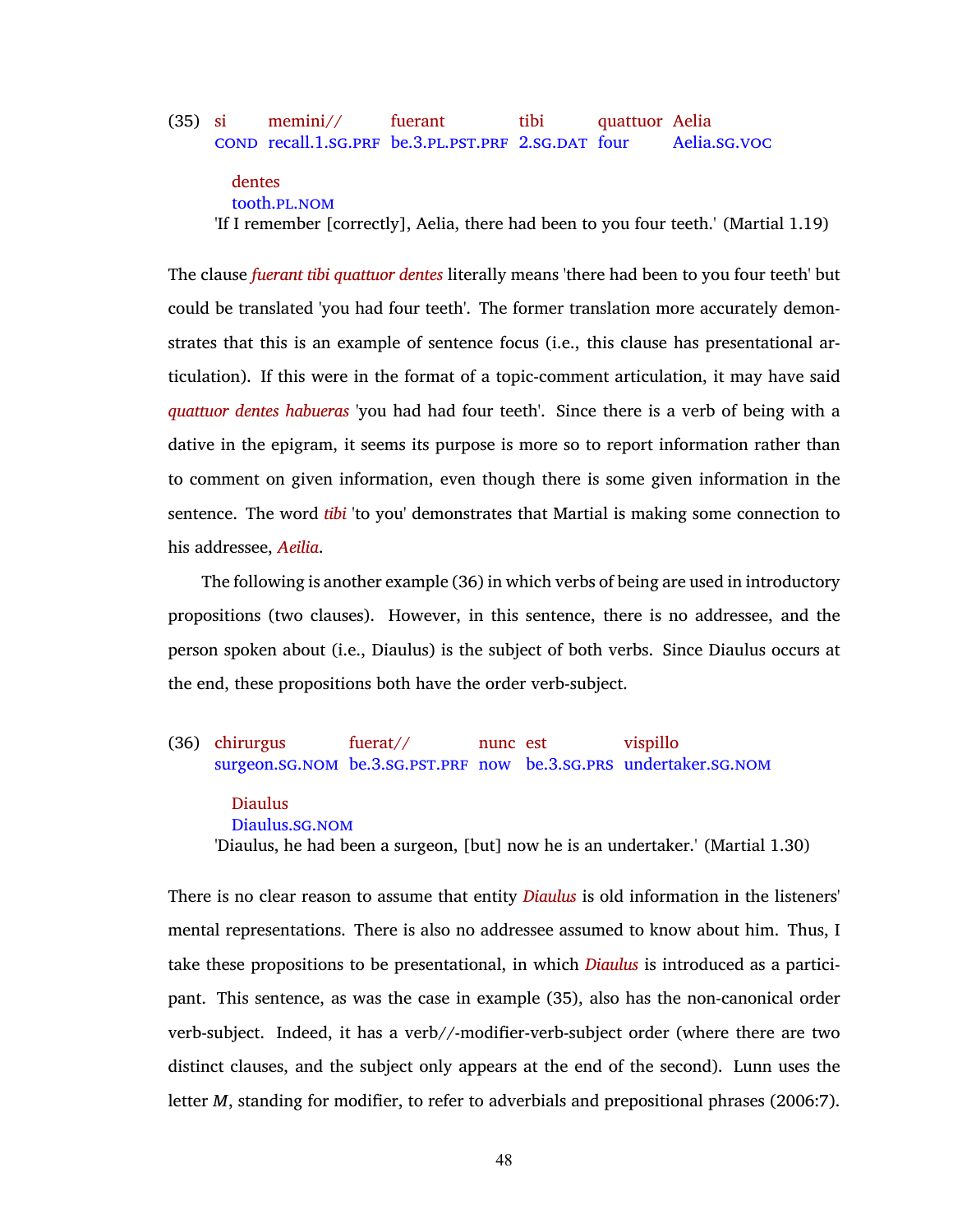(35) si memini// fuerant tibi quattuor Aelia
COND recall.1.SG.PRF be.3.PL.PST.PRF 2.SG.DAT four Aelia.SG.VOC

dentes
tooth.PL.NOM

'If I remember [correctly], Aelia, there had been to you four teeth.' (Martial 1.19)

The clause *fuerant tibi quattuor dentes* literally means 'there had been to you four teeth' but could be translated 'you had four teeth'. The former translation more accurately demonstrates that this is an example of sentence focus (i.e., this clause has presentational articulation). If this were in the format of a topic-comment articulation, it may have said *quattuor dentes habueras* 'you had had four teeth'. Since there is a verb of being with a dative in the epigram, it seems its purpose is more so to report information rather than to comment on given information, even though there is some given information in the sentence. The word *tibi* 'to you' demonstrates that Martial is making some connection to his addressee, *Aeilia*.

The following is another example (36) in which verbs of being are used in introductory propositions (two clauses). However, in this sentence, there is no addressee, and the person spoken about (i.e., Diaulus) is the subject of both verbs. Since Diaulus occurs at the end, these propositions both have the order verb-subject.

(36) chirurgus fuerat// nunc est vispillo
surgeon.SG.NOM be.3.SG.PST.PRF now be.3.SG.PRS undertaker.SG.NOM

Diaulus
Diaulus.SG.NOM

'Diaulus, he had been a surgeon, [but] now he is an undertaker.' (Martial 1.30)

There is no clear reason to assume that entity *Diaulus* is old information in the listeners' mental representations. There is also no addressee assumed to know about him. Thus, I take these propositions to be presentational, in which *Diaulus* is introduced as a participant. This sentence, as was the case in example (35), also has the non-canonical order verb-subject. Indeed, it has a verb//-modifier-verb-subject order (where there are two distinct clauses, and the subject only appears at the end of the second). Lunn uses the letter *M*, standing for modifier, to refer to adverbials and prepositional phrases (2006:7).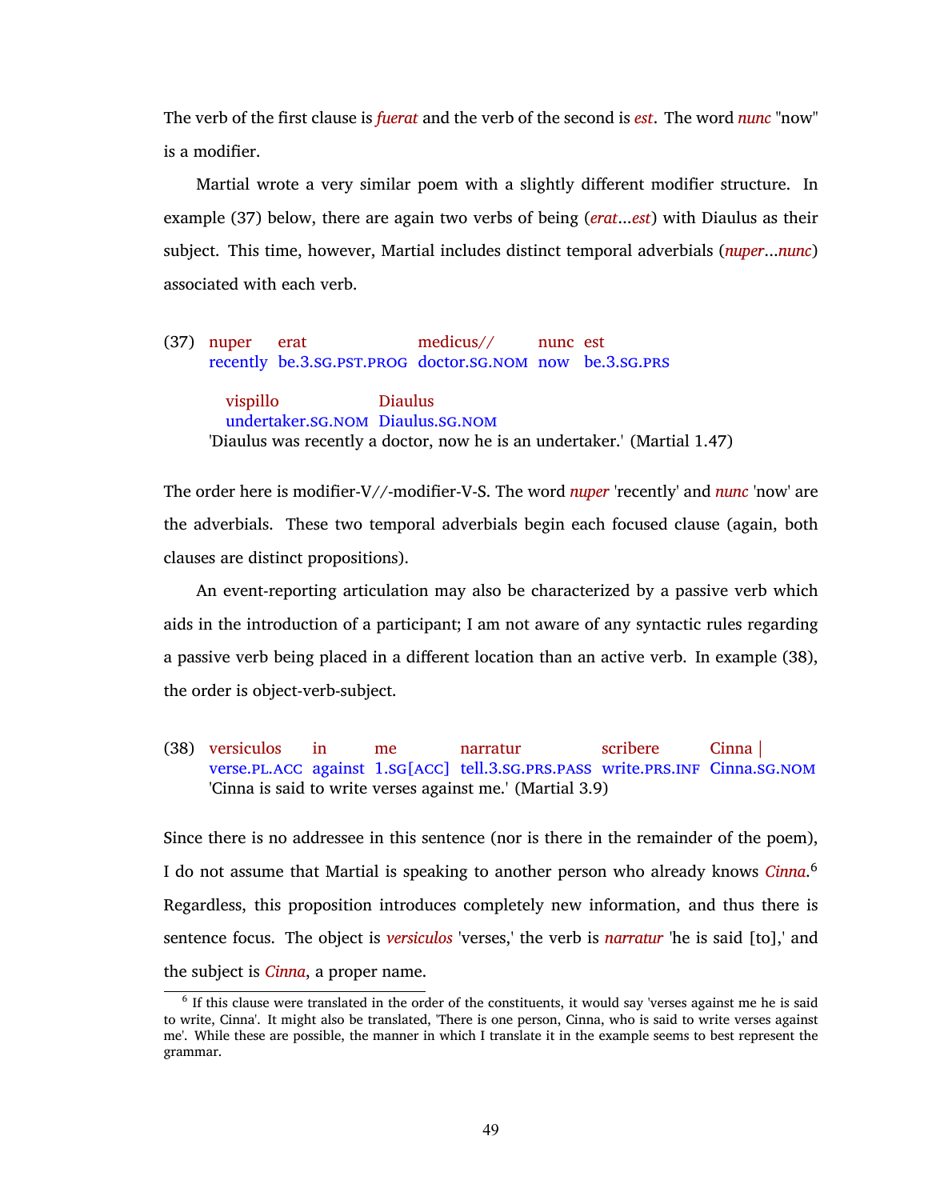The verb of the first clause is *fuerat* and the verb of the second is *est*. The word *nunc* "now" is a modifier.

Martial wrote a very similar poem with a slightly different modifier structure. In example (37) below, there are again two verbs of being (*erat*...*est*) with Diaulus as their subject. This time, however, Martial includes distinct temporal adverbials (*nuper*...*nunc*) associated with each verb.

(37) nuper erat medicus// nunc est
recently be.3.SG.PST.PROG doctor.SG.NOM now be.3.SG.PRS

vispillo Diaulus
undertaker.SG.NOM Diaulus.SG.NOM

'Diaulus was recently a doctor, now he is an undertaker.' (Martial 1.47)

The order here is modifier-V//-modifier-V-S. The word *nuper* 'recently' and *nunc* 'now' are the adverbials. These two temporal adverbials begin each focused clause (again, both clauses are distinct propositions).

An event-reporting articulation may also be characterized by a passive verb which aids in the introduction of a participant; I am not aware of any syntactic rules regarding a passive verb being placed in a different location than an active verb. In example (38), the order is object-verb-subject.

(38) versiculos in me narratur scribere Cinna |
verse.PL.ACC against 1.SG[ACC] tell.3.SG.PRS.PASS write.PRS.INF Cinna.SG.NOM

'Cinna is said to write verses against me.' (Martial 3.9)

Since there is no addressee in this sentence (nor is there in the remainder of the poem), I do not assume that Martial is speaking to another person who already knows *Cinna*.[6] Regardless, this proposition introduces completely new information, and thus there is sentence focus. The object is *versiculos* 'verses,' the verb is *narratur* 'he is said [to],' and the subject is *Cinna*, a proper name.

[6] If this clause were translated in the order of the constituents, it would say 'verses against me he is said to write, Cinna'. It might also be translated, 'There is one person, Cinna, who is said to write verses against me'. While these are possible, the manner in which I translate it in the example seems to best represent the grammar.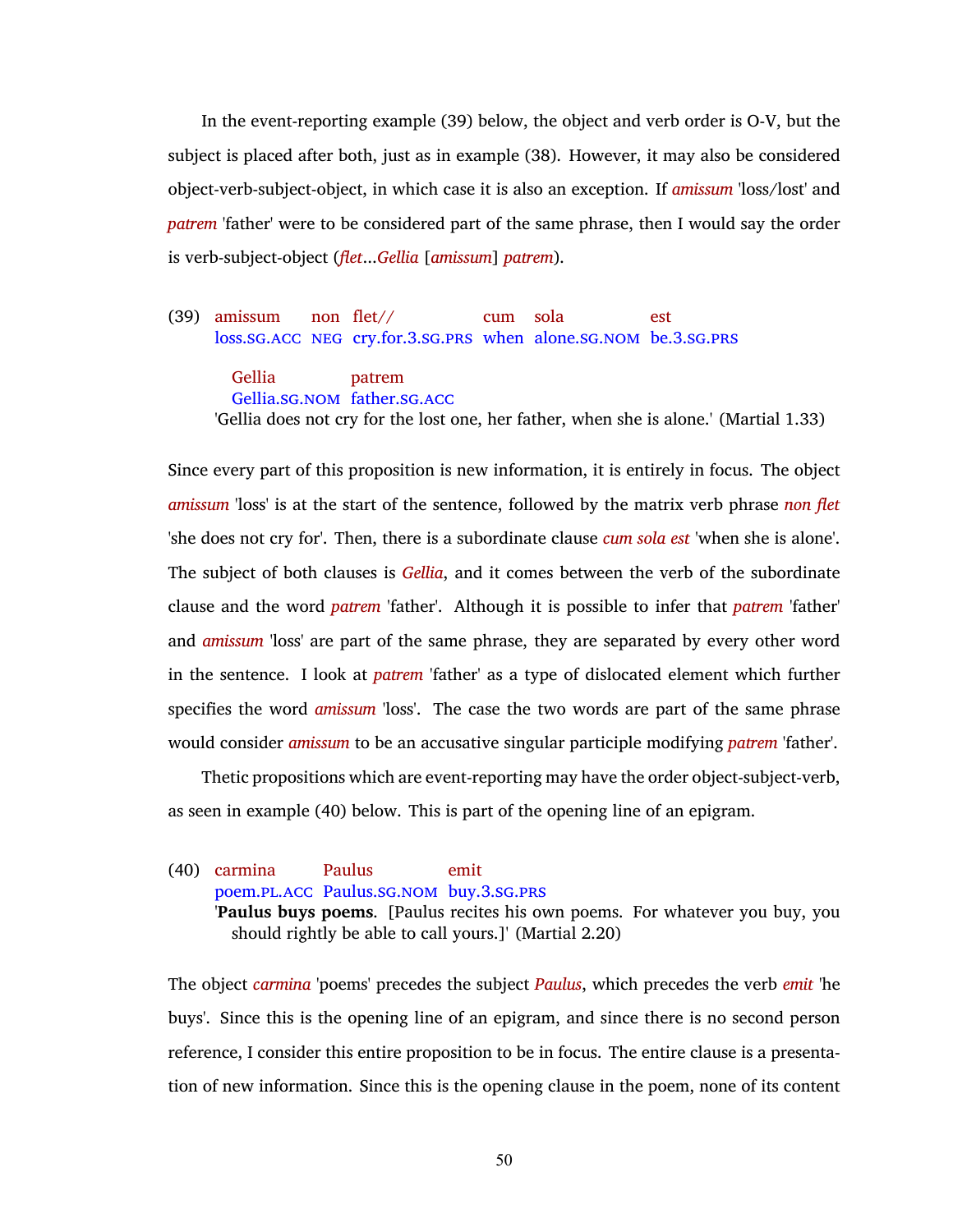In the event-reporting example (39) below, the object and verb order is O-V, but the subject is placed after both, just as in example (38). However, it may also be considered object-verb-subject-object, in which case it is also an exception. If *amissum* 'loss/lost' and *patrem* 'father' were to be considered part of the same phrase, then I would say the order is verb-subject-object (*flet*...*Gellia* [*amissum*] *patrem*).

(39) amissum non flet// cum sola est
loss.SG.ACC NEG cry.for.3.SG.PRS when alone.SG.NOM be.3.SG.PRS

Gellia patrem
Gellia.SG.NOM father.SG.ACC

'Gellia does not cry for the lost one, her father, when she is alone.' (Martial 1.33)

Since every part of this proposition is new information, it is entirely in focus. The object *amissum* 'loss' is at the start of the sentence, followed by the matrix verb phrase *non flet* 'she does not cry for'. Then, there is a subordinate clause *cum sola est* 'when she is alone'. The subject of both clauses is *Gellia*, and it comes between the verb of the subordinate clause and the word *patrem* 'father'. Although it is possible to infer that *patrem* 'father' and *amissum* 'loss' are part of the same phrase, they are separated by every other word in the sentence. I look at *patrem* 'father' as a type of dislocated element which further specifies the word *amissum* 'loss'. The case the two words are part of the same phrase would consider *amissum* to be an accusative singular participle modifying *patrem* 'father'.

Thetic propositions which are event-reporting may have the order object-subject-verb, as seen in example (40) below. This is part of the opening line of an epigram.

(40) carmina Paulus emit
poem.PL.ACC Paulus.SG.NOM buy.3.SG.PRS

'**Paulus buys poems**. [Paulus recites his own poems. For whatever you buy, you should rightly be able to call yours.]' (Martial 2.20)

The object *carmina* 'poems' precedes the subject *Paulus*, which precedes the verb *emit* 'he buys'. Since this is the opening line of an epigram, and since there is no second person reference, I consider this entire proposition to be in focus. The entire clause is a presentation of new information. Since this is the opening clause in the poem, none of its content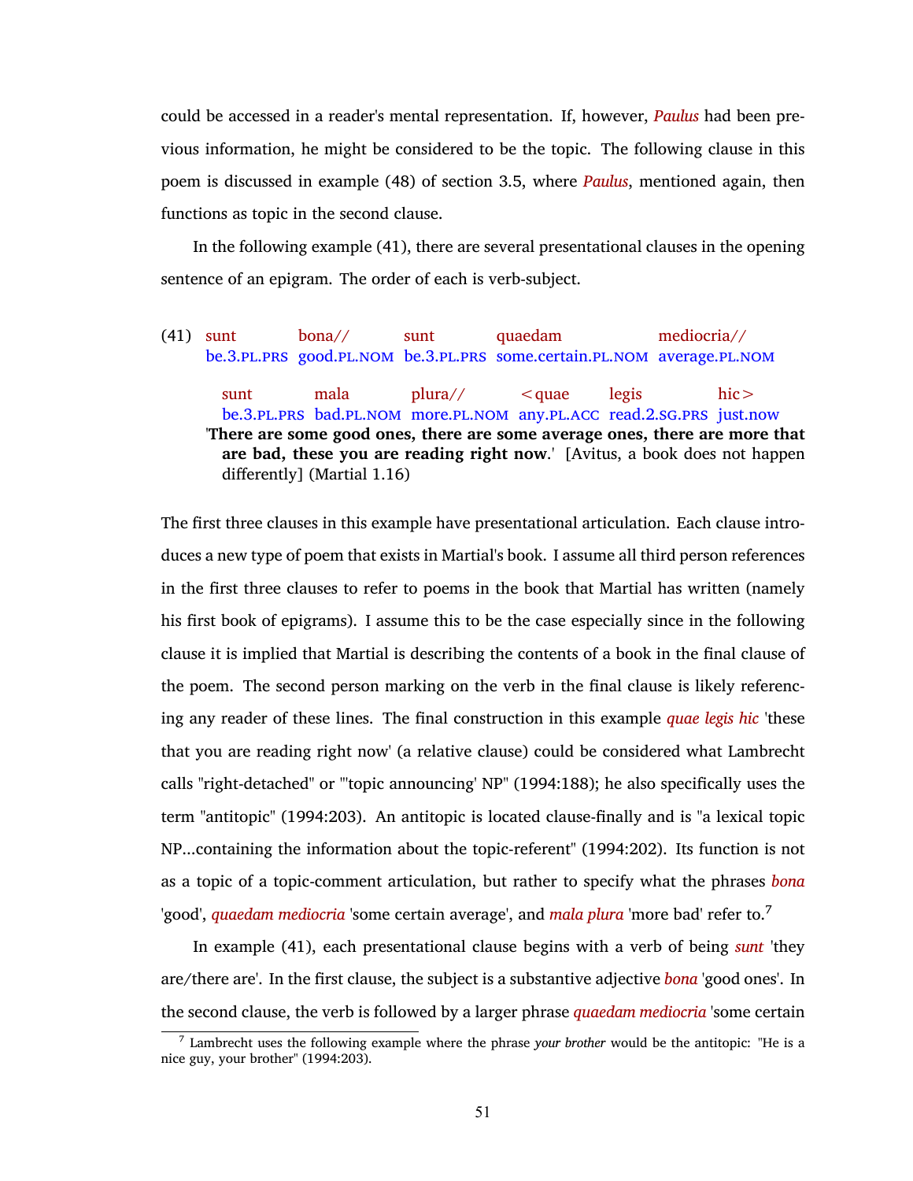could be accessed in a reader's mental representation. If, however, *Paulus* had been previous information, he might be considered to be the topic. The following clause in this poem is discussed in example (48) of section 3.5, where *Paulus*, mentioned again, then functions as topic in the second clause.

In the following example (41), there are several presentational clauses in the opening sentence of an epigram. The order of each is verb-subject.

(41) sunt bona// sunt quaedam mediocria//
be.3.PL.PRS good.PL.NOM be.3.PL.PRS some.certain.PL.NOM average.PL.NOM

sunt mala plura// <quae legis hic>
be.3.PL.PRS bad.PL.NOM more.PL.NOM any.PL.ACC read.2.SG.PRS just.now

'**There are some good ones, there are some average ones, there are more that are bad, these you are reading right now**.' [Avitus, a book does not happen differently] (Martial 1.16)

The first three clauses in this example have presentational articulation. Each clause introduces a new type of poem that exists in Martial's book. I assume all third person references in the first three clauses to refer to poems in the book that Martial has written (namely his first book of epigrams). I assume this to be the case especially since in the following clause it is implied that Martial is describing the contents of a book in the final clause of the poem. The second person marking on the verb in the final clause is likely referencing any reader of these lines. The final construction in this example *quae legis hic* 'these that you are reading right now' (a relative clause) could be considered what Lambrecht calls "right-detached" or "'topic announcing' NP" (1994:188); he also specifically uses the term "antitopic" (1994:203). An antitopic is located clause-finally and is "a lexical topic NP...containing the information about the topic-referent" (1994:202). Its function is not as a topic of a topic-comment articulation, but rather to specify what the phrases *bona* 'good', *quaedam mediocria* 'some certain average', and *mala plura* 'more bad' refer to.[7]

In example (41), each presentational clause begins with a verb of being *sunt* 'they are/there are'. In the first clause, the subject is a substantive adjective *bona* 'good ones'. In the second clause, the verb is followed by a larger phrase *quaedam mediocria* 'some certain

[7] Lambrecht uses the following example where the phrase *your brother* would be the antitopic: "He is a nice guy, your brother" (1994:203).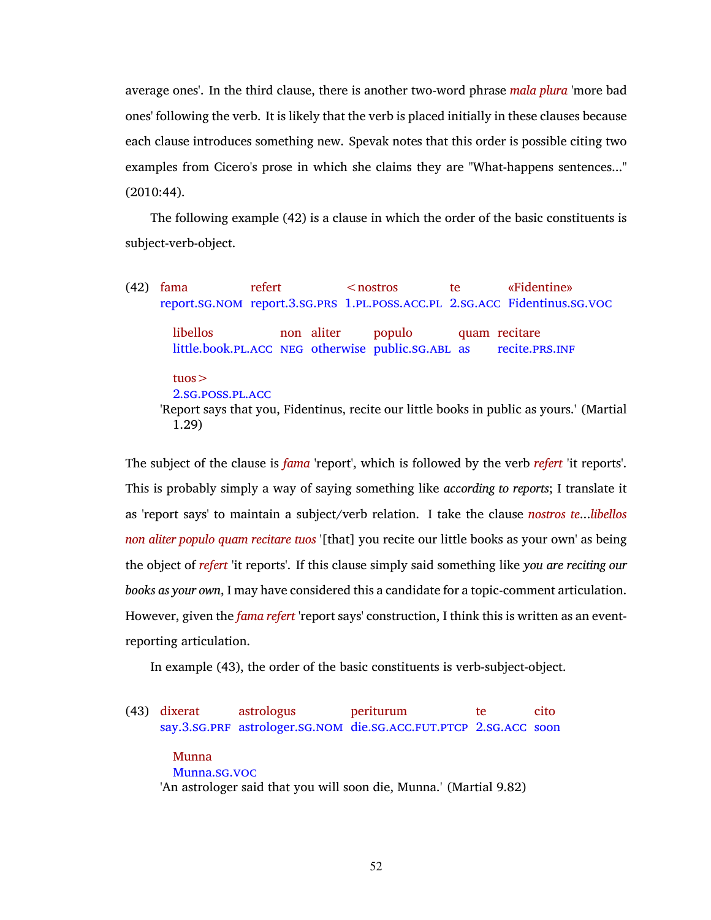average ones'. In the third clause, there is another two-word phrase *mala plura* 'more bad ones' following the verb. It is likely that the verb is placed initially in these clauses because each clause introduces something new. Spevak notes that this order is possible citing two examples from Cicero's prose in which she claims they are "What-happens sentences..." (2010:44).

The following example (42) is a clause in which the order of the basic constituents is subject-verb-object.

(42)

| fama | refert | <nostros | te | «Fidentine» |
|---|---|---|---|---|
| report.SG.NOM | report.3.SG.PRS | 1.PL.POSS.ACC.PL | 2.SG.ACC | Fidentinus.SG.VOC |

| libellos | non | aliter | populo | quam | recitare |
|---|---|---|---|---|---|
| little.book.PL.ACC | NEG | otherwise | public.SG.ABL | as | recite.PRS.INF |

| tuos> |
|---|
| 2.SG.POSS.PL.ACC |

'Report says that you, Fidentinus, recite our little books in public as yours.' (Martial 1.29)

The subject of the clause is *fama* 'report', which is followed by the verb *refert* 'it reports'. This is probably simply a way of saying something like *according to reports*; I translate it as 'report says' to maintain a subject/verb relation. I take the clause *nostros te...libellos non aliter populo quam recitare tuos* '[that] you recite our little books as your own' as being the object of *refert* 'it reports'. If this clause simply said something like *you are reciting our books as your own*, I may have considered this a candidate for a topic-comment articulation. However, given the *fama refert* 'report says' construction, I think this is written as an event-reporting articulation.

In example (43), the order of the basic constituents is verb-subject-object.

(43)

| dixerat | astrologus | periturum | te | cito |
|---|---|---|---|---|
| say.3.SG.PRF | astrologer.SG.NOM | die.SG.ACC.FUT.PTCP | 2.SG.ACC | soon |

| Munna |
|---|
| Munna.SG.VOC |

'An astrologer said that you will soon die, Munna.' (Martial 9.82)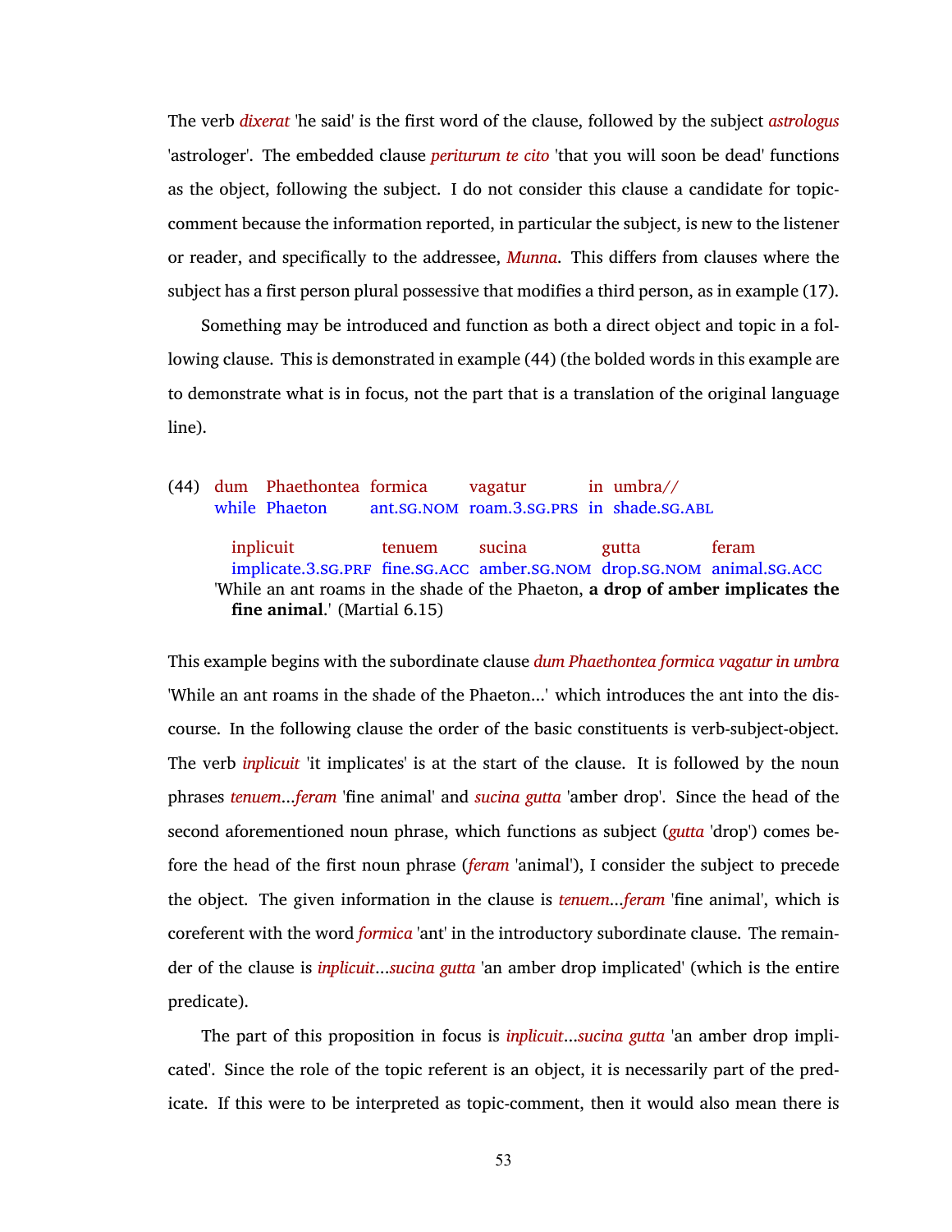The verb *dixerat* 'he said' is the first word of the clause, followed by the subject *astrologus* 'astrologer'. The embedded clause *periturum te cito* 'that you will soon be dead' functions as the object, following the subject. I do not consider this clause a candidate for topic-comment because the information reported, in particular the subject, is new to the listener or reader, and specifically to the addressee, *Munna*. This differs from clauses where the subject has a first person plural possessive that modifies a third person, as in example (17).

Something may be introduced and function as both a direct object and topic in a following clause. This is demonstrated in example (44) (the bolded words in this example are to demonstrate what is in focus, not the part that is a translation of the original language line).

(44) dum Phaethontea formica vagatur in umbra//
while Phaeton ant.SG.NOM roam.3.SG.PRS in shade.SG.ABL

implicuit tenuem sucina gutta feram
implicate.3.SG.PRF fine.SG.ACC amber.SG.NOM drop.SG.NOM animal.SG.ACC

'While an ant roams in the shade of the Phaeton, **a drop of amber implicates the fine animal**.' (Martial 6.15)

This example begins with the subordinate clause *dum Phaethontea formica vagatur in umbra* 'While an ant roams in the shade of the Phaeton...' which introduces the ant into the discourse. In the following clause the order of the basic constituents is verb-subject-object. The verb *inplicuit* 'it implicates' is at the start of the clause. It is followed by the noun phrases *tenuem*...*feram* 'fine animal' and *sucina gutta* 'amber drop'. Since the head of the second aforementioned noun phrase, which functions as subject (*gutta* 'drop') comes before the head of the first noun phrase (*feram* 'animal'), I consider the subject to precede the object. The given information in the clause is *tenuem*...*feram* 'fine animal', which is coreferent with the word *formica* 'ant' in the introductory subordinate clause. The remainder of the clause is *inplicuit*...*sucina gutta* 'an amber drop implicated' (which is the entire predicate).

The part of this proposition in focus is *inplicuit*...*sucina gutta* 'an amber drop implicated'. Since the role of the topic referent is an object, it is necessarily part of the predicate. If this were to be interpreted as topic-comment, then it would also mean there is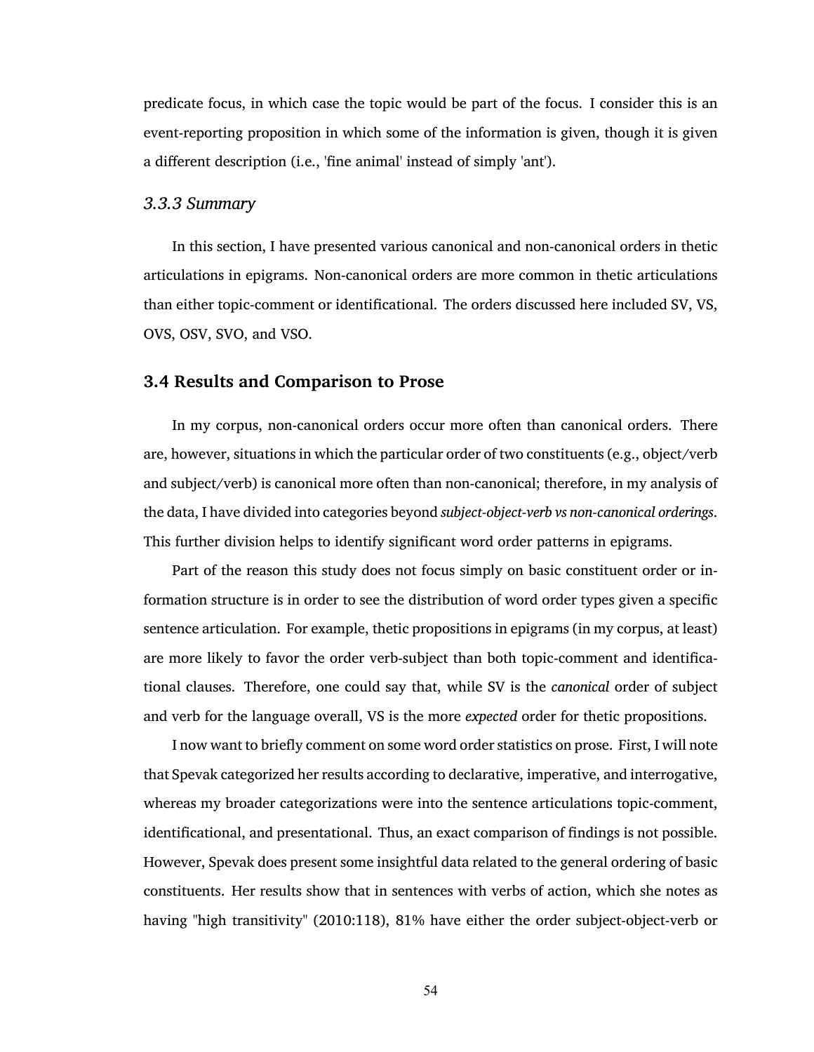predicate focus, in which case the topic would be part of the focus. I consider this is an event-reporting proposition in which some of the information is given, though it is given a different description (i.e., 'fine animal' instead of simply 'ant').

### *3.3.3 Summary*

In this section, I have presented various canonical and non-canonical orders in thetic articulations in epigrams. Non-canonical orders are more common in thetic articulations than either topic-comment or identificational. The orders discussed here included SV, VS, OVS, OSV, SVO, and VSO.

## 3.4 Results and Comparison to Prose

In my corpus, non-canonical orders occur more often than canonical orders. There are, however, situations in which the particular order of two constituents (e.g., object/verb and subject/verb) is canonical more often than non-canonical; therefore, in my analysis of the data, I have divided into categories beyond *subject-object-verb vs non-canonical orderings*. This further division helps to identify significant word order patterns in epigrams.

Part of the reason this study does not focus simply on basic constituent order or information structure is in order to see the distribution of word order types given a specific sentence articulation. For example, thetic propositions in epigrams (in my corpus, at least) are more likely to favor the order verb-subject than both topic-comment and identificational clauses. Therefore, one could say that, while SV is the *canonical* order of subject and verb for the language overall, VS is the more *expected* order for thetic propositions.

I now want to briefly comment on some word order statistics on prose. First, I will note that Spevak categorized her results according to declarative, imperative, and interrogative, whereas my broader categorizations were into the sentence articulations topic-comment, identificational, and presentational. Thus, an exact comparison of findings is not possible. However, Spevak does present some insightful data related to the general ordering of basic constituents. Her results show that in sentences with verbs of action, which she notes as having "high transitivity" (2010:118), 81% have either the order subject-object-verb or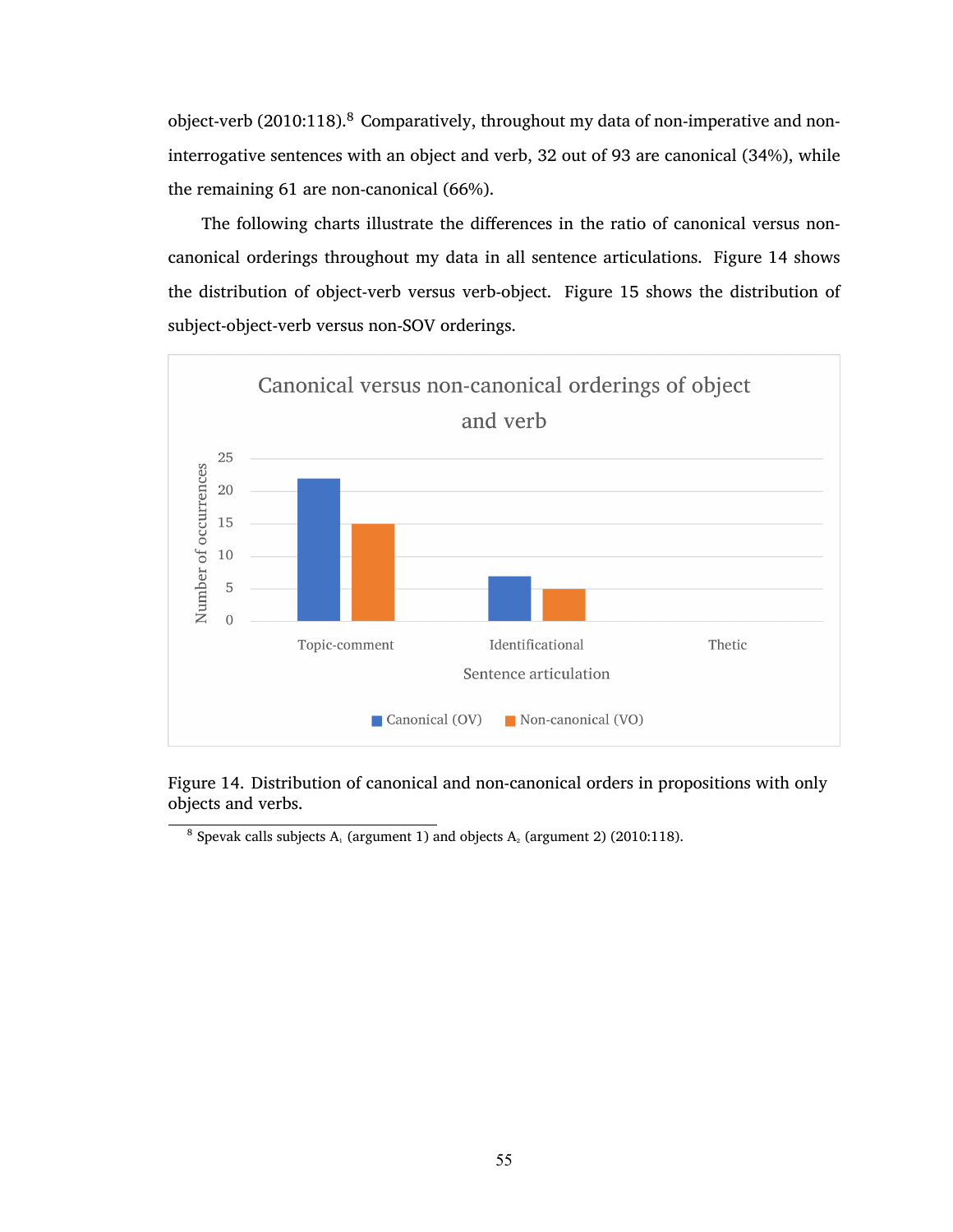object-verb (2010:118).[8] Comparatively, throughout my data of non-imperative and non-interrogative sentences with an object and verb, 32 out of 93 are canonical (34%), while the remaining 61 are non-canonical (66%).

The following charts illustrate the differences in the ratio of canonical versus non-canonical orderings throughout my data in all sentence articulations. Figure 14 shows the distribution of object-verb versus verb-object. Figure 15 shows the distribution of subject-object-verb versus non-SOV orderings.

Canonical versus non-canonical orderings of object and verb

| Sentence articulation | Canonical (OV) | Non-canonical (VO) |
|---|---|---|
| Topic-comment | 22 | 15 |
| Identificational | 7 | 5 |
| Thetic | 0 | 0 |

Figure 14. Distribution of canonical and non-canonical orders in propositions with only objects and verbs.

[8] Spevak calls subjects $A_1$ (argument 1) and objects $A_2$ (argument 2) (2010:118).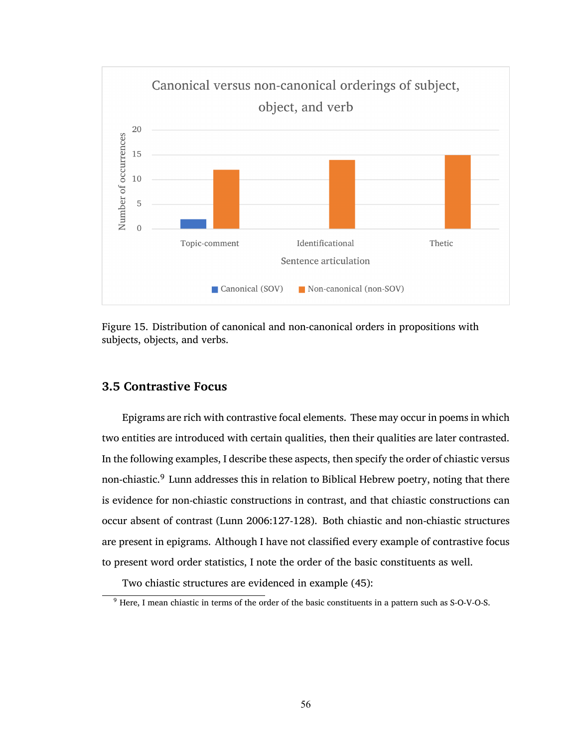Figure 15. Distribution of canonical and non-canonical orders in propositions with subjects, objects, and verbs.

### 3.5 Contrastive Focus

Epigrams are rich with contrastive focal elements. These may occur in poems in which two entities are introduced with certain qualities, then their qualities are later contrasted. In the following examples, I describe these aspects, then specify the order of chiastic versus non-chiastic.[9] Lunn addresses this in relation to Biblical Hebrew poetry, noting that there is evidence for non-chiastic constructions in contrast, and that chiastic constructions can occur absent of contrast (Lunn 2006:127-128). Both chiastic and non-chiastic structures are present in epigrams. Although I have not classified every example of contrastive focus to present word order statistics, I note the order of the basic constituents as well.

Two chiastic structures are evidenced in example (45):

[9] Here, I mean chiastic in terms of the order of the basic constituents in a pattern such as S-O-V-O-S.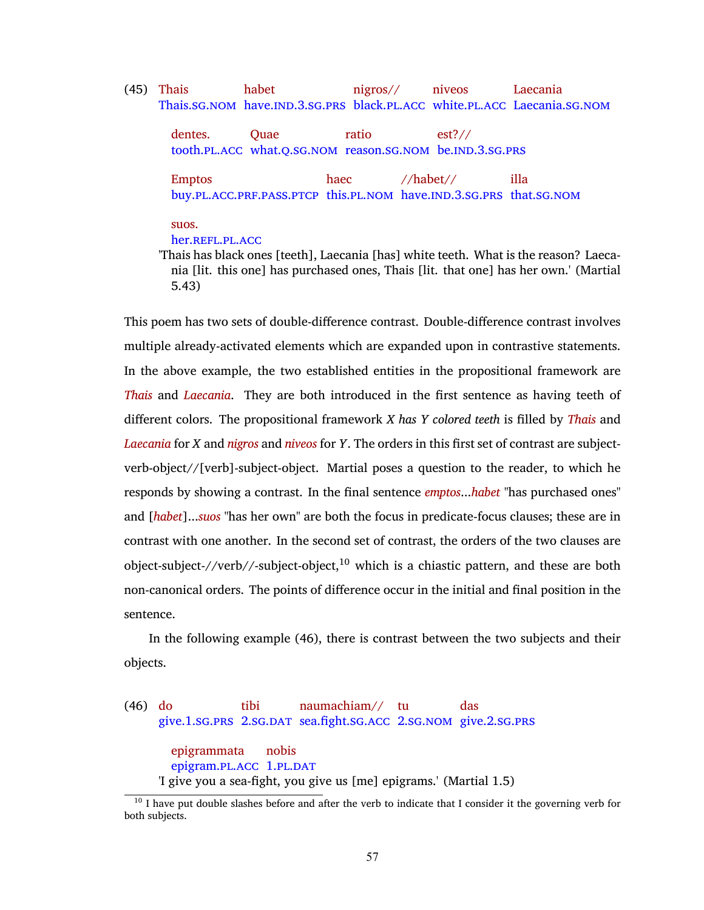(45) Thais habet nigros// niveos Laecania
Thais.SG.NOM have.IND.3.SG.PRS black.PL.ACC white.PL.ACC Laecania.SG.NOM

dentes. Quae ratio est?//
tooth.PL.ACC what.Q.SG.NOM reason.SG.NOM be.IND.3.SG.PRS

Emptos haec //habet// illa
buy.PL.ACC.PRF.PASS.PTCP this.PL.NOM have.IND.3.SG.PRS that.SG.NOM

suos.
her.REFL.PL.ACC

'Thais has black ones [teeth], Laecania [has] white teeth. What is the reason? Laecania [lit. this one] has purchased ones, Thais [lit. that one] has her own.' (Martial 5.43)

This poem has two sets of double-difference contrast. Double-difference contrast involves multiple already-activated elements which are expanded upon in contrastive statements. In the above example, the two established entities in the propositional framework are *Thais* and *Laecania*. They are both introduced in the first sentence as having teeth of different colors. The propositional framework *X has Y colored teeth* is filled by *Thais* and *Laecania* for *X* and *nigros* and *niveos* for *Y*. The orders in this first set of contrast are subject-verb-object//[verb]-subject-object. Martial poses a question to the reader, to which he responds by showing a contrast. In the final sentence *emptos*...*habet* "has purchased ones" and [*habet*]...*suos* "has her own" are both the focus in predicate-focus clauses; these are in contrast with one another. In the second set of contrast, the orders of the two clauses are object-subject-//verb//-subject-object,[10] which is a chiastic pattern, and these are both non-canonical orders. The points of difference occur in the initial and final position in the sentence.

In the following example (46), there is contrast between the two subjects and their objects.

(46) do tibi naumachiam// tu das
give.1.SG.PRS 2.SG.DAT sea.fight.SG.ACC 2.SG.NOM give.2.SG.PRS

epigrammata nobis
epigram.PL.ACC 1.PL.DAT

'I give you a sea-fight, you give us [me] epigrams.' (Martial 1.5)

---

[10] I have put double slashes before and after the verb to indicate that I consider it the governing verb for both subjects.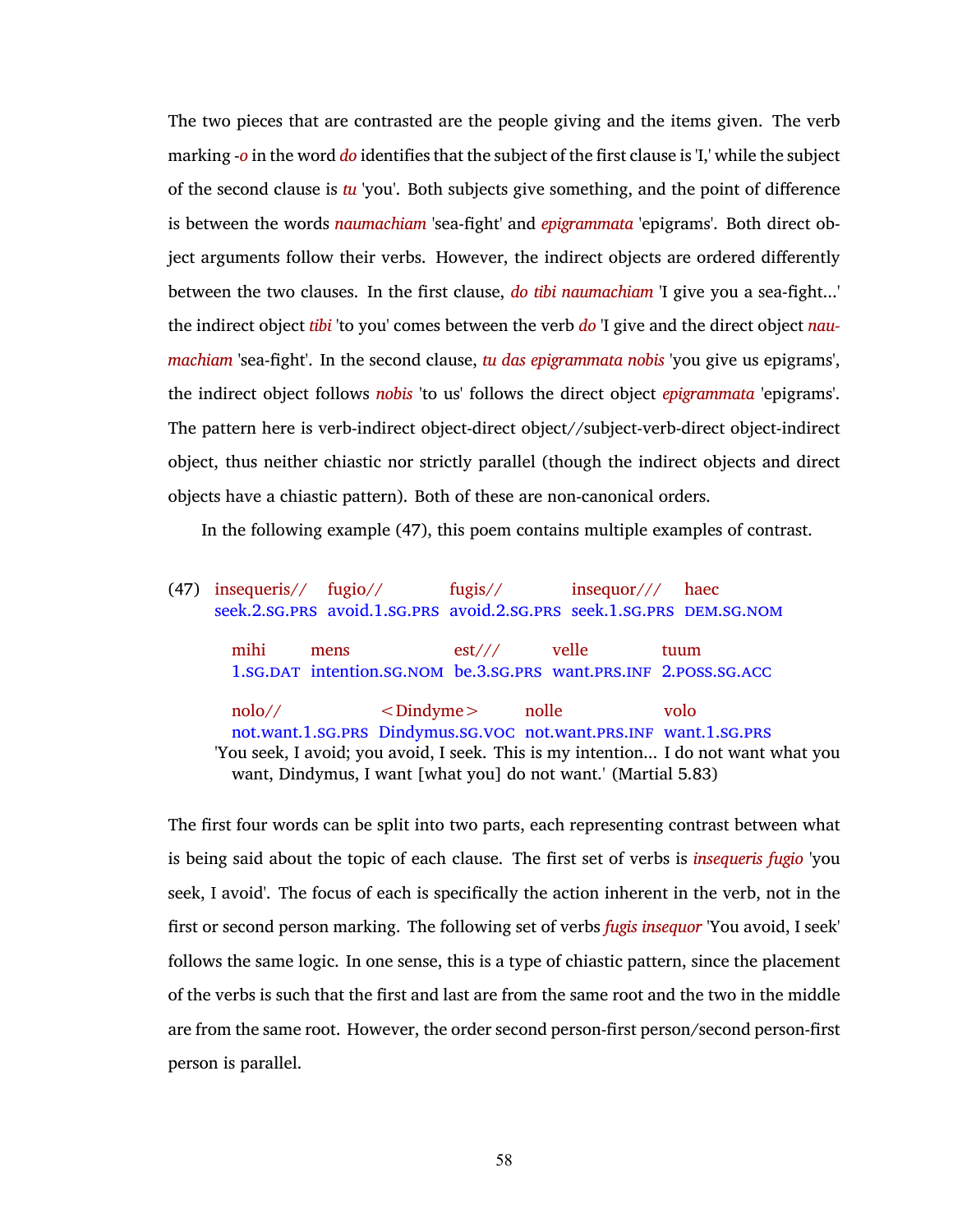The two pieces that are contrasted are the people giving and the items given. The verb marking *-o* in the word *do* identifies that the subject of the first clause is 'I,' while the subject of the second clause is *tu* 'you'. Both subjects give something, and the point of difference is between the words *naumachiam* 'sea-fight' and *epigrammata* 'epigrams'. Both direct object arguments follow their verbs. However, the indirect objects are ordered differently between the two clauses. In the first clause, *do tibi naumachiam* 'I give you a sea-fight...' the indirect object *tibi* 'to you' comes between the verb *do* 'I give and the direct object *naumachiam* 'sea-fight'. In the second clause, *tu das epigrammata nobis* 'you give us epigrams', the indirect object follows *nobis* 'to us' follows the direct object *epigrammata* 'epigrams'. The pattern here is verb-indirect object-direct object//subject-verb-direct object-indirect object, thus neither chiastic nor strictly parallel (though the indirect objects and direct objects have a chiastic pattern). Both of these are non-canonical orders.

In the following example (47), this poem contains multiple examples of contrast.

(47) insequeris// fugio// fugis// insequor/// haec
seek.2.SG.PRS avoid.1.SG.PRS avoid.2.SG.PRS seek.1.SG.PRS DEM.SG.NOM

mihi mens est/// velle tuum
1.SG.DAT intention.SG.NOM be.3.SG.PRS want.PRS.INF 2.POSS.SG.ACC

nolo// <Dindyme> nolle volo
not.want.1.SG.PRS Dindymus.SG.VOC not.want.PRS.INF want.1.SG.PRS

'You seek, I avoid; you avoid, I seek. This is my intention... I do not want what you want, Dindymus, I want [what you] do not want.' (Martial 5.83)

The first four words can be split into two parts, each representing contrast between what is being said about the topic of each clause. The first set of verbs is *insequeris fugio* 'you seek, I avoid'. The focus of each is specifically the action inherent in the verb, not in the first or second person marking. The following set of verbs *fugis insequor* 'You avoid, I seek' follows the same logic. In one sense, this is a type of chiastic pattern, since the placement of the verbs is such that the first and last are from the same root and the two in the middle are from the same root. However, the order second person-first person/second person-first person is parallel.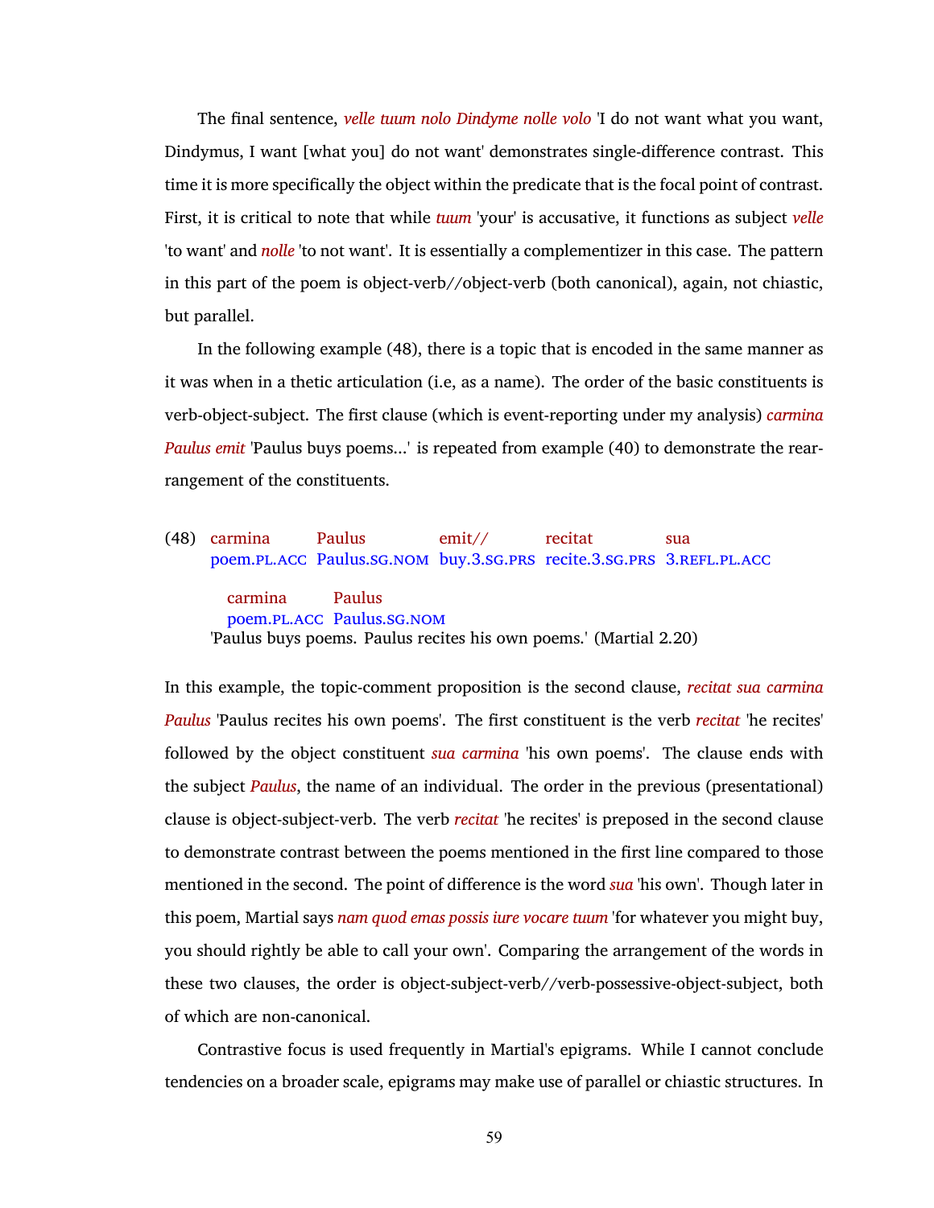The final sentence, *velle tuum nolo Dindyme nolle volo* 'I do not want what you want, Dindymus, I want [what you] do not want' demonstrates single-difference contrast. This time it is more specifically the object within the predicate that is the focal point of contrast. First, it is critical to note that while *tuum* 'your' is accusative, it functions as subject *velle* 'to want' and *nolle* 'to not want'. It is essentially a complementizer in this case. The pattern in this part of the poem is object-verb//object-verb (both canonical), again, not chiastic, but parallel.

In the following example (48), there is a topic that is encoded in the same manner as it was when in a thetic articulation (i.e, as a name). The order of the basic constituents is verb-object-subject. The first clause (which is event-reporting under my analysis) *carmina Paulus emit* 'Paulus buys poems...' is repeated from example (40) to demonstrate the rearrangement of the constituents.

(48) carmina Paulus emit// recitat sua
poem.PL.ACC Paulus.SG.NOM buy.3.SG.PRS recite.3.SG.PRS 3.REFL.PL.ACC

carmina Paulus
poem.PL.ACC Paulus.SG.NOM
'Paulus buys poems. Paulus recites his own poems.' (Martial 2.20)

In this example, the topic-comment proposition is the second clause, *recitat sua carmina Paulus* 'Paulus recites his own poems'. The first constituent is the verb *recitat* 'he recites' followed by the object constituent *sua carmina* 'his own poems'. The clause ends with the subject *Paulus*, the name of an individual. The order in the previous (presentational) clause is object-subject-verb. The verb *recitat* 'he recites' is preposed in the second clause to demonstrate contrast between the poems mentioned in the first line compared to those mentioned in the second. The point of difference is the word *sua* 'his own'. Though later in this poem, Martial says *nam quod emas possis iure vocare tuum* 'for whatever you might buy, you should rightly be able to call your own'. Comparing the arrangement of the words in these two clauses, the order is object-subject-verb//verb-possessive-object-subject, both of which are non-canonical.

Contrastive focus is used frequently in Martial's epigrams. While I cannot conclude tendencies on a broader scale, epigrams may make use of parallel or chiastic structures. In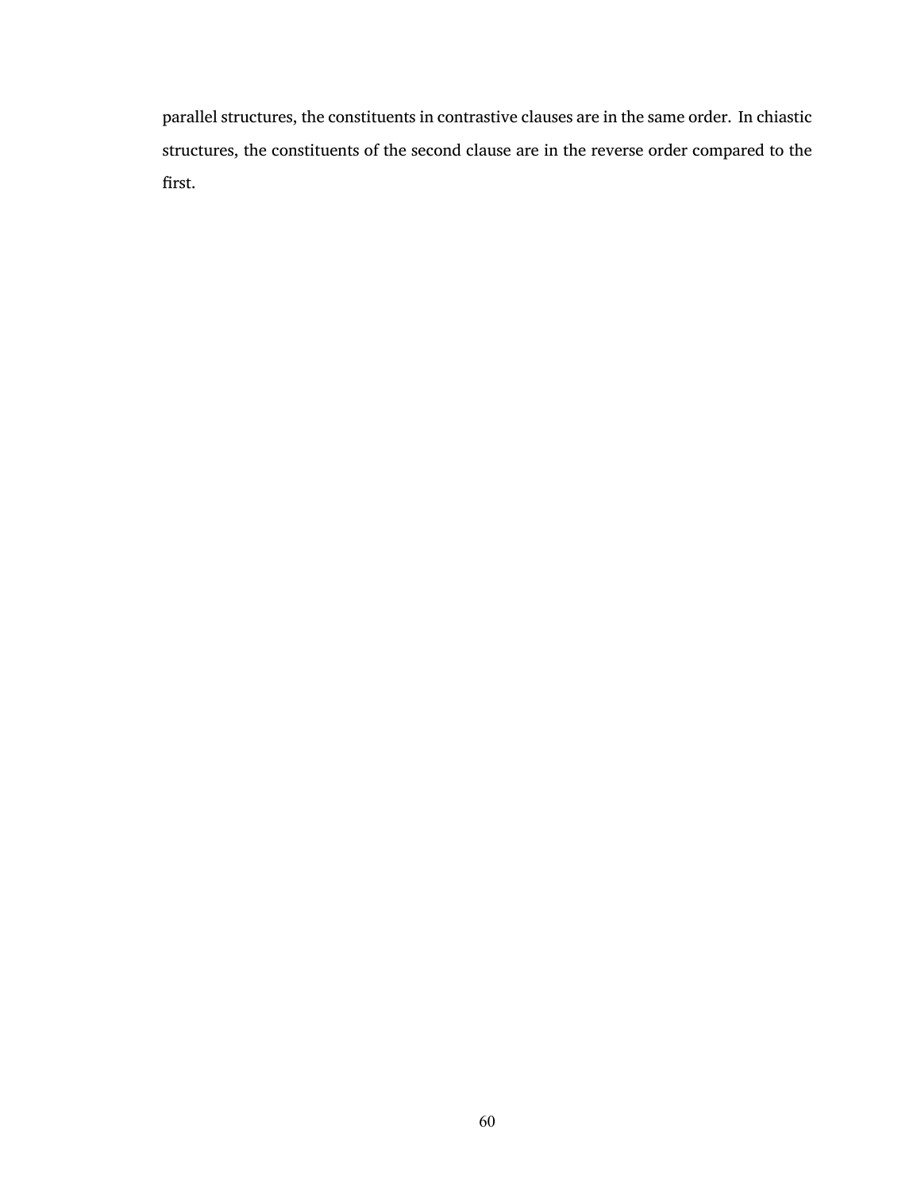parallel structures, the constituents in contrastive clauses are in the same order. In chiastic structures, the constituents of the second clause are in the reverse order compared to the first.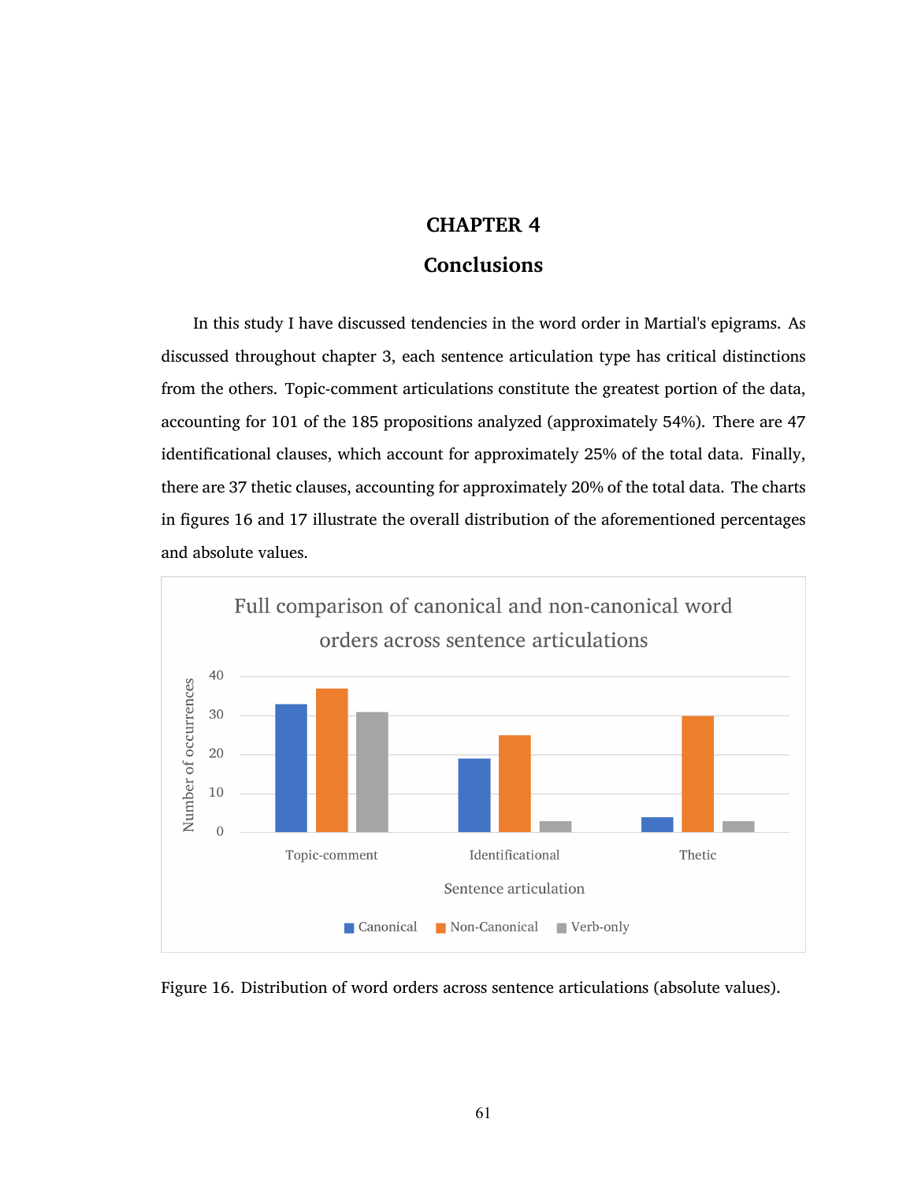# CHAPTER 4

## Conclusions

In this study I have discussed tendencies in the word order in Martial's epigrams. As discussed throughout chapter 3, each sentence articulation type has critical distinctions from the others. Topic-comment articulations constitute the greatest portion of the data, accounting for 101 of the 185 propositions analyzed (approximately 54%). There are 47 identificational clauses, which account for approximately 25% of the total data. Finally, there are 37 thetic clauses, accounting for approximately 20% of the total data. The charts in figures 16 and 17 illustrate the overall distribution of the aforementioned percentages and absolute values.

Figure 16. Distribution of word orders across sentence articulations (absolute values).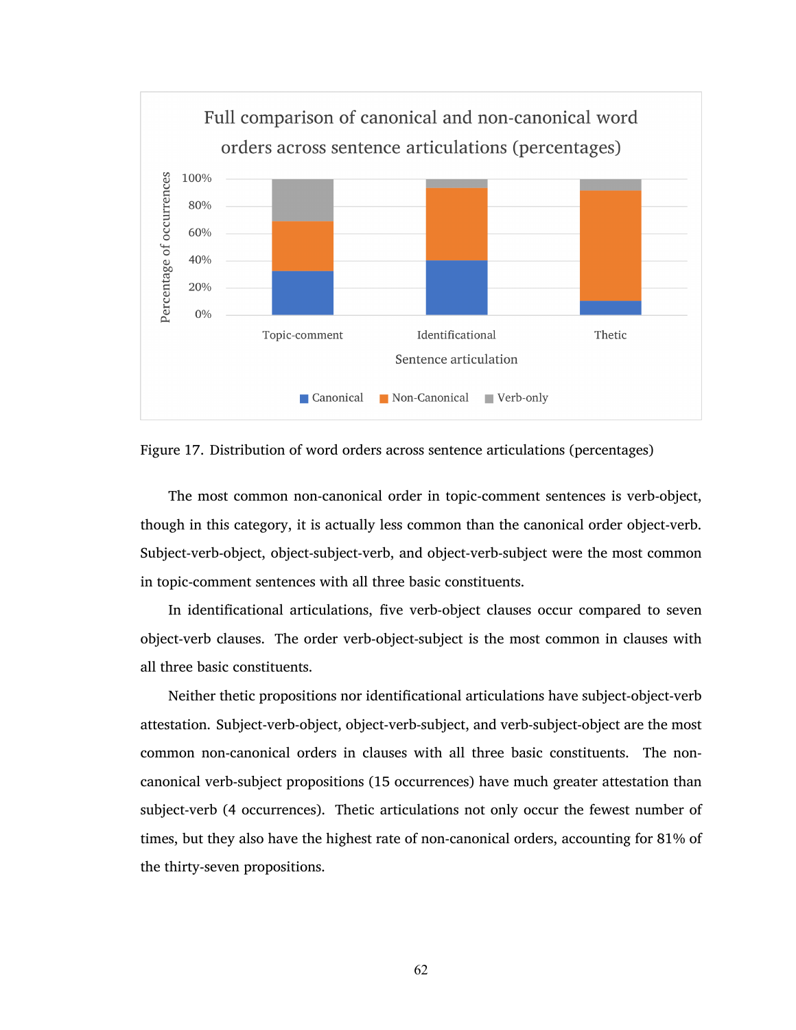Full comparison of canonical and non-canonical word orders across sentence articulations (percentages)

Figure 17. Distribution of word orders across sentence articulations (percentages)

The most common non-canonical order in topic-comment sentences is verb-object, though in this category, it is actually less common than the canonical order object-verb. Subject-verb-object, object-subject-verb, and object-verb-subject were the most common in topic-comment sentences with all three basic constituents.

In identificational articulations, five verb-object clauses occur compared to seven object-verb clauses. The order verb-object-subject is the most common in clauses with all three basic constituents.

Neither thetic propositions nor identificational articulations have subject-object-verb attestation. Subject-verb-object, object-verb-subject, and verb-subject-object are the most common non-canonical orders in clauses with all three basic constituents. The non-canonical verb-subject propositions (15 occurrences) have much greater attestation than subject-verb (4 occurrences). Thetic articulations not only occur the fewest number of times, but they also have the highest rate of non-canonical orders, accounting for 81% of the thirty-seven propositions.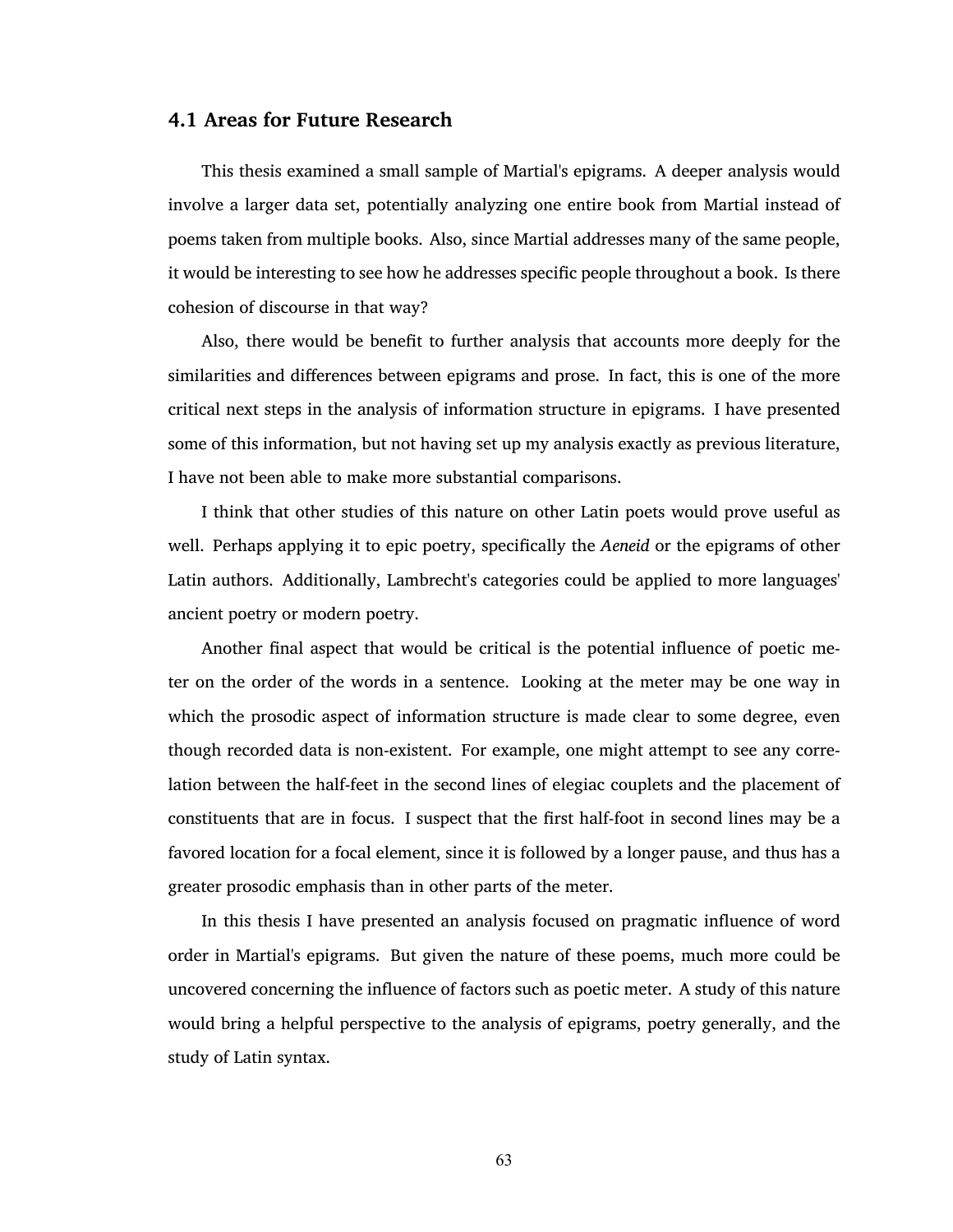## 4.1 Areas for Future Research

This thesis examined a small sample of Martial's epigrams. A deeper analysis would involve a larger data set, potentially analyzing one entire book from Martial instead of poems taken from multiple books. Also, since Martial addresses many of the same people, it would be interesting to see how he addresses specific people throughout a book. Is there cohesion of discourse in that way?

Also, there would be benefit to further analysis that accounts more deeply for the similarities and differences between epigrams and prose. In fact, this is one of the more critical next steps in the analysis of information structure in epigrams. I have presented some of this information, but not having set up my analysis exactly as previous literature, I have not been able to make more substantial comparisons.

I think that other studies of this nature on other Latin poets would prove useful as well. Perhaps applying it to epic poetry, specifically the *Aeneid* or the epigrams of other Latin authors. Additionally, Lambrecht's categories could be applied to more languages' ancient poetry or modern poetry.

Another final aspect that would be critical is the potential influence of poetic meter on the order of the words in a sentence. Looking at the meter may be one way in which the prosodic aspect of information structure is made clear to some degree, even though recorded data is non-existent. For example, one might attempt to see any correlation between the half-feet in the second lines of elegiac couplets and the placement of constituents that are in focus. I suspect that the first half-foot in second lines may be a favored location for a focal element, since it is followed by a longer pause, and thus has a greater prosodic emphasis than in other parts of the meter.

In this thesis I have presented an analysis focused on pragmatic influence of word order in Martial's epigrams. But given the nature of these poems, much more could be uncovered concerning the influence of factors such as poetic meter. A study of this nature would bring a helpful perspective to the analysis of epigrams, poetry generally, and the study of Latin syntax.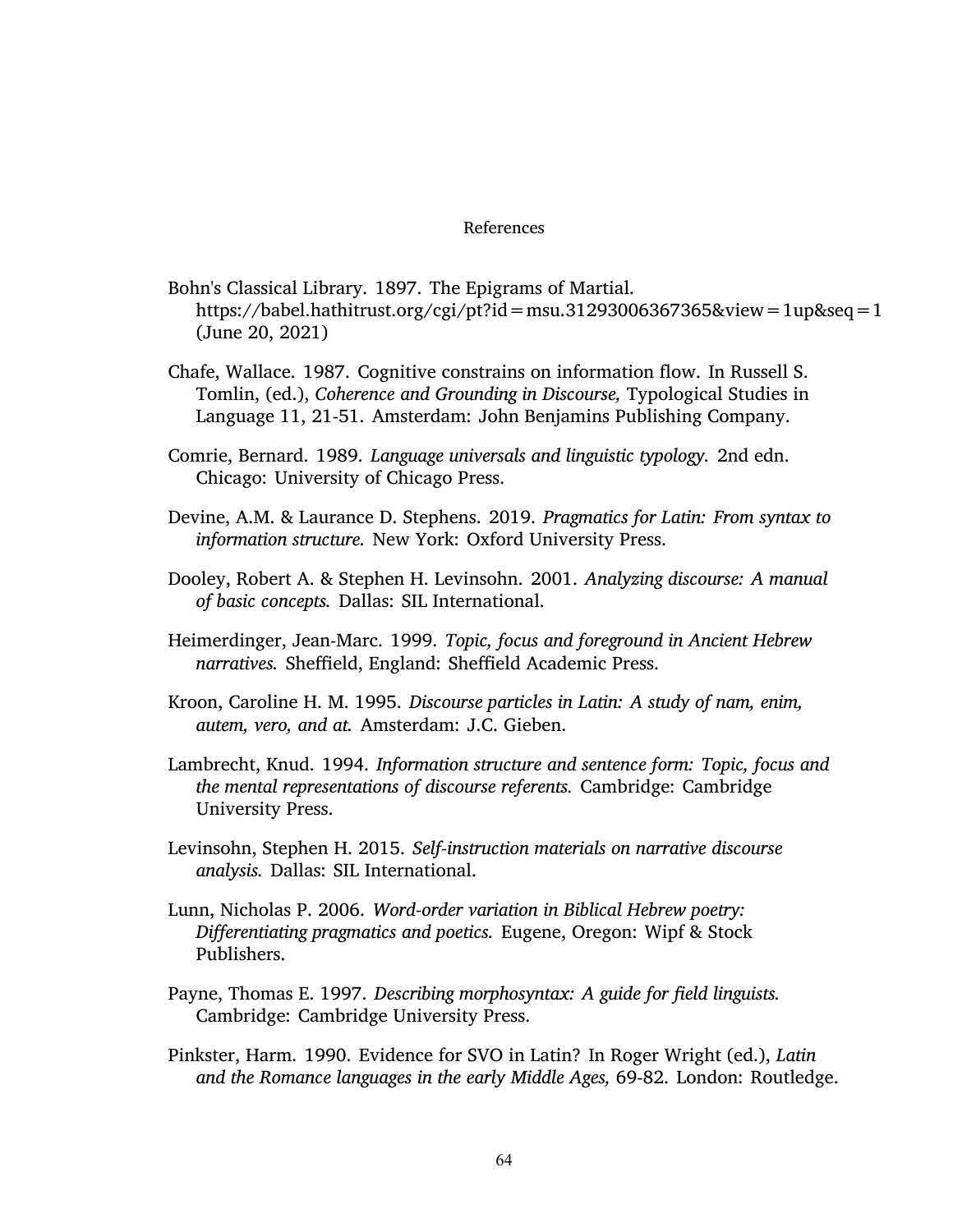# References

Bohn's Classical Library. 1897. The Epigrams of Martial. https://babel.hathitrust.org/cgi/pt?id=msu.31293006367365&view=1up&seq=1 (June 20, 2021)

Chafe, Wallace. 1987. Cognitive constrains on information flow. In Russell S. Tomlin, (ed.), *Coherence and Grounding in Discourse,* Typological Studies in Language 11, 21-51. Amsterdam: John Benjamins Publishing Company.

Comrie, Bernard. 1989. *Language universals and linguistic typology.* 2nd edn. Chicago: University of Chicago Press.

Devine, A.M. & Laurance D. Stephens. 2019. *Pragmatics for Latin: From syntax to information structure.* New York: Oxford University Press.

Dooley, Robert A. & Stephen H. Levinsohn. 2001. *Analyzing discourse: A manual of basic concepts.* Dallas: SIL International.

Heimerdinger, Jean-Marc. 1999. *Topic, focus and foreground in Ancient Hebrew narratives.* Sheffield, England: Sheffield Academic Press.

Kroon, Caroline H. M. 1995. *Discourse particles in Latin: A study of nam, enim, autem, vero, and at.* Amsterdam: J.C. Gieben.

Lambrecht, Knud. 1994. *Information structure and sentence form: Topic, focus and the mental representations of discourse referents.* Cambridge: Cambridge University Press.

Levinsohn, Stephen H. 2015. *Self-instruction materials on narrative discourse analysis.* Dallas: SIL International.

Lunn, Nicholas P. 2006. *Word-order variation in Biblical Hebrew poetry: Differentiating pragmatics and poetics.* Eugene, Oregon: Wipf & Stock Publishers.

Payne, Thomas E. 1997. *Describing morphosyntax: A guide for field linguists.* Cambridge: Cambridge University Press.

Pinkster, Harm. 1990. Evidence for SVO in Latin? In Roger Wright (ed.), *Latin and the Romance languages in the early Middle Ages,* 69-82. London: Routledge.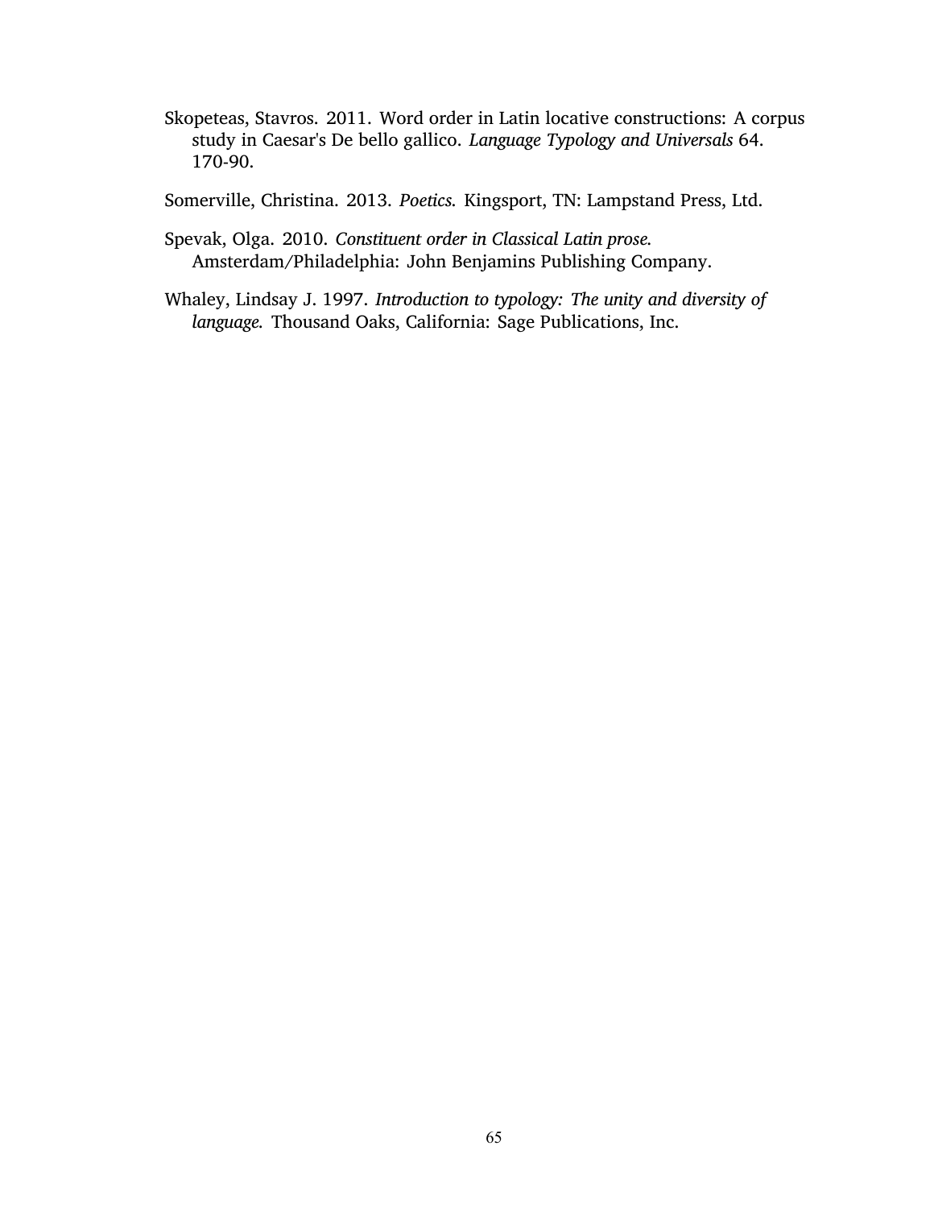Skopeteas, Stavros. 2011. Word order in Latin locative constructions: A corpus study in Caesar's De bello gallico. *Language Typology and Universals* 64. 170-90.

Somerville, Christina. 2013. *Poetics.* Kingsport, TN: Lampstand Press, Ltd.

Spevak, Olga. 2010. *Constituent order in Classical Latin prose.* Amsterdam/Philadelphia: John Benjamins Publishing Company.

Whaley, Lindsay J. 1997. *Introduction to typology: The unity and diversity of language.* Thousand Oaks, California: Sage Publications, Inc.